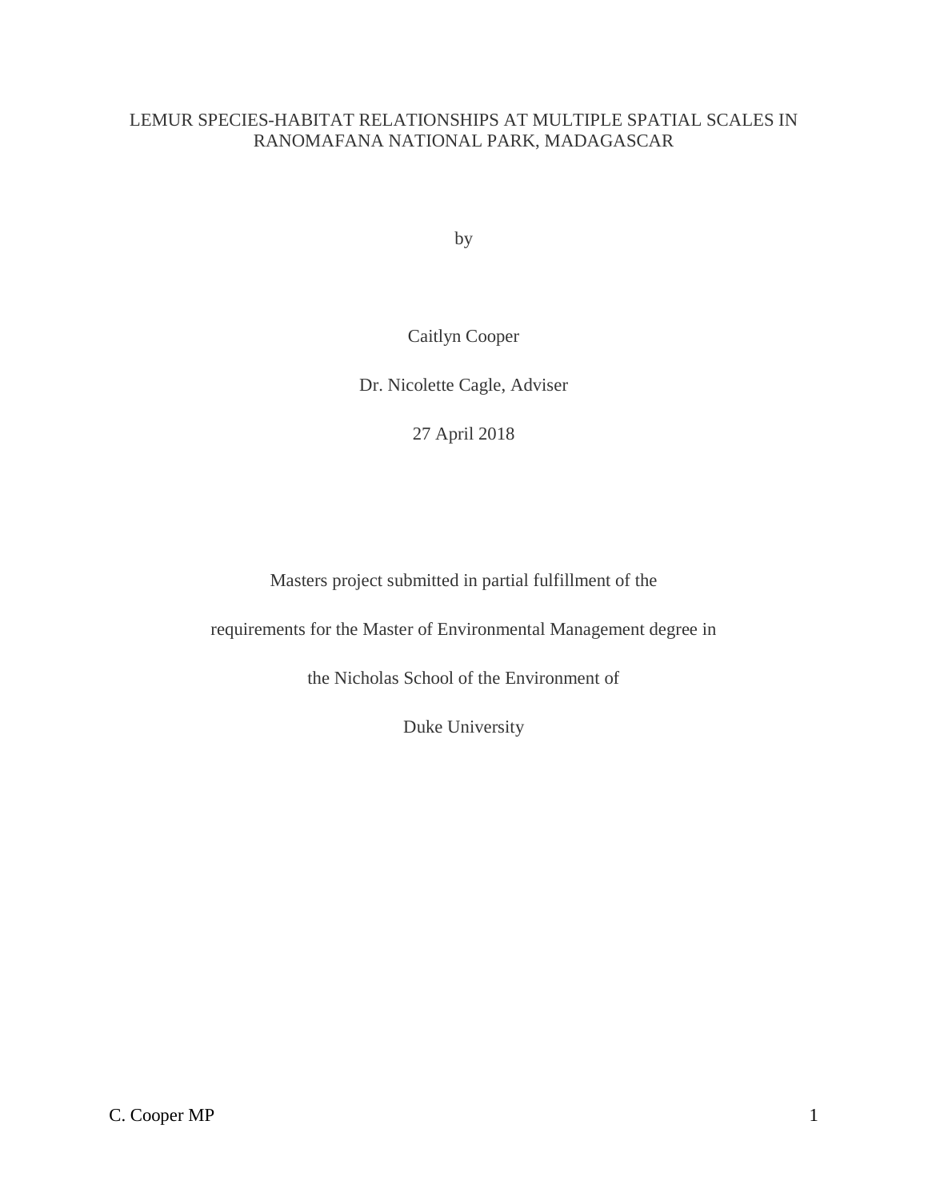# LEMUR SPECIES-HABITAT RELATIONSHIPS AT MULTIPLE SPATIAL SCALES IN RANOMAFANA NATIONAL PARK, MADAGASCAR

by

Caitlyn Cooper

Dr. Nicolette Cagle, Adviser

27 April 2018

Masters project submitted in partial fulfillment of the

requirements for the Master of Environmental Management degree in

the Nicholas School of the Environment of

Duke University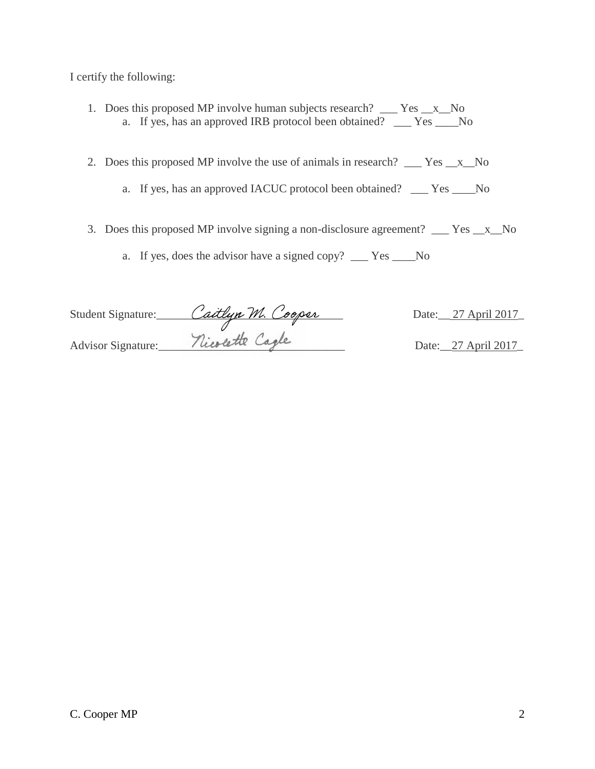I certify the following:

1. Does this proposed MP involve human subjects research? ___ Yes __x__No
   a. If yes, has an approved IRB protocol been obtained? ___ Yes ____No

2. Does this proposed MP involve the use of animals in research? ___ Yes __x__No
   a. If yes, has an approved IACUC protocol been obtained? ___ Yes ____No

3. Does this proposed MP involve signing a non-disclosure agreement? ___ Yes __x__No
   a. If yes, does the advisor have a signed copy? ___ Yes ____No

Student Signature: Caitlyn M. Cooper    Date: 27 April 2017

Advisor Signature: Nicolette Cagle    Date: 27 April 2017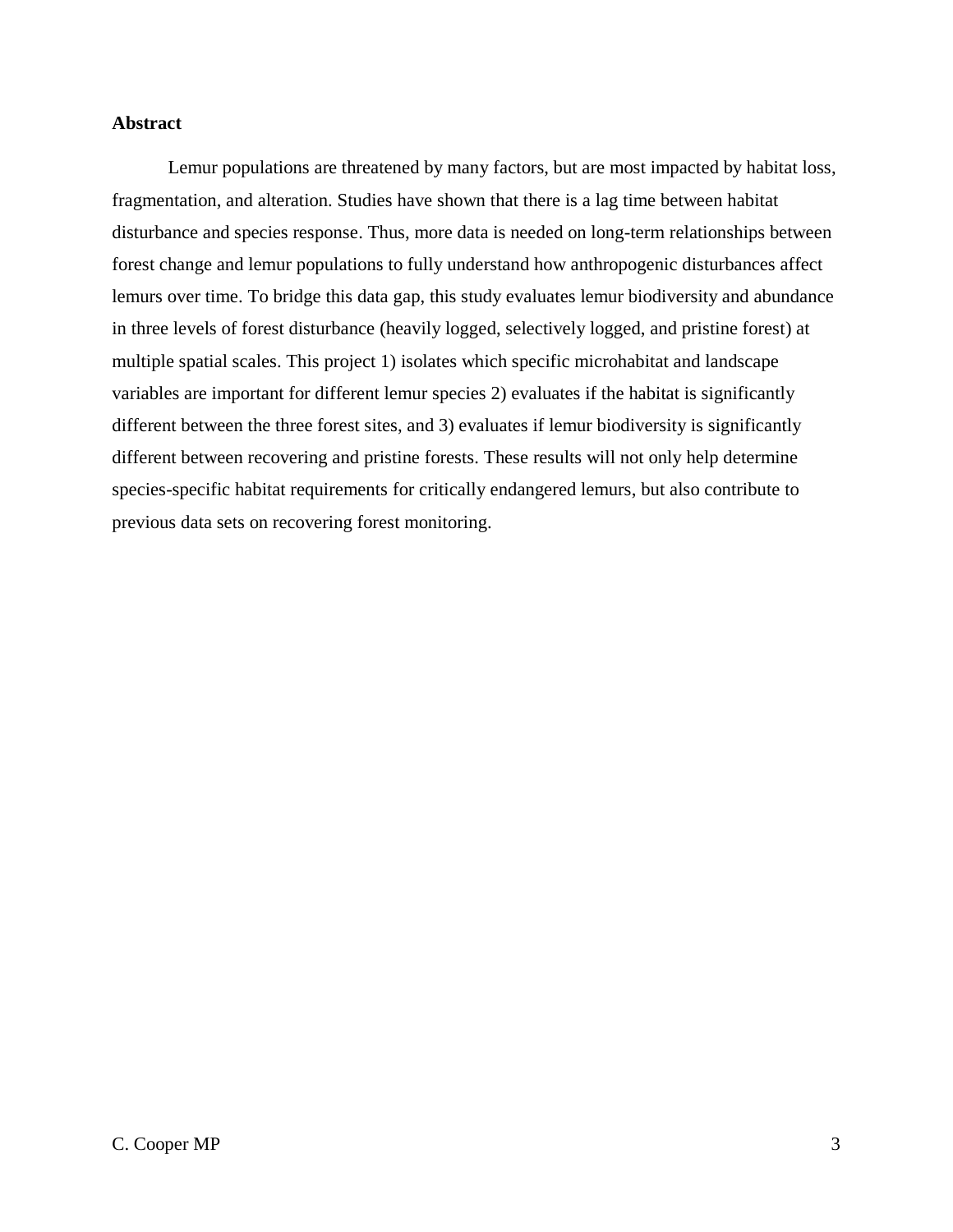**Abstract**

Lemur populations are threatened by many factors, but are most impacted by habitat loss, fragmentation, and alteration. Studies have shown that there is a lag time between habitat disturbance and species response. Thus, more data is needed on long-term relationships between forest change and lemur populations to fully understand how anthropogenic disturbances affect lemurs over time. To bridge this data gap, this study evaluates lemur biodiversity and abundance in three levels of forest disturbance (heavily logged, selectively logged, and pristine forest) at multiple spatial scales. This project 1) isolates which specific microhabitat and landscape variables are important for different lemur species 2) evaluates if the habitat is significantly different between the three forest sites, and 3) evaluates if lemur biodiversity is significantly different between recovering and pristine forests. These results will not only help determine species-specific habitat requirements for critically endangered lemurs, but also contribute to previous data sets on recovering forest monitoring.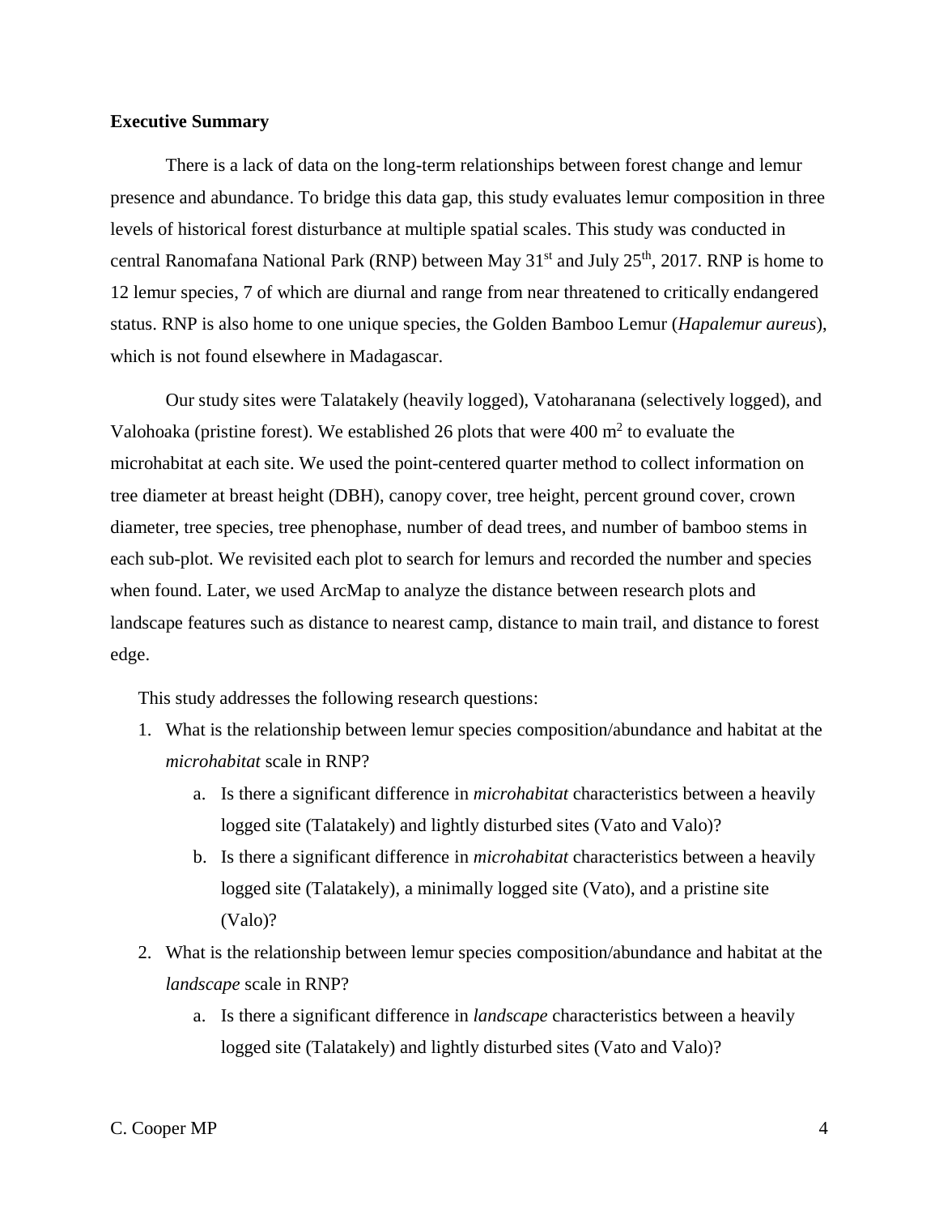**Executive Summary**

There is a lack of data on the long-term relationships between forest change and lemur presence and abundance. To bridge this data gap, this study evaluates lemur composition in three levels of historical forest disturbance at multiple spatial scales. This study was conducted in central Ranomafana National Park (RNP) between May 31st and July 25th, 2017. RNP is home to 12 lemur species, 7 of which are diurnal and range from near threatened to critically endangered status. RNP is also home to one unique species, the Golden Bamboo Lemur (*Hapalemur aureus*), which is not found elsewhere in Madagascar.

Our study sites were Talatakely (heavily logged), Vatoharanana (selectively logged), and Valohoaka (pristine forest). We established 26 plots that were 400 $m^2$ to evaluate the microhabitat at each site. We used the point-centered quarter method to collect information on tree diameter at breast height (DBH), canopy cover, tree height, percent ground cover, crown diameter, tree species, tree phenophase, number of dead trees, and number of bamboo stems in each sub-plot. We revisited each plot to search for lemurs and recorded the number and species when found. Later, we used ArcMap to analyze the distance between research plots and landscape features such as distance to nearest camp, distance to main trail, and distance to forest edge.

This study addresses the following research questions:

1. What is the relationship between lemur species composition/abundance and habitat at the *microhabitat* scale in RNP?
    a. Is there a significant difference in *microhabitat* characteristics between a heavily logged site (Talatakely) and lightly disturbed sites (Vato and Valo)?
    b. Is there a significant difference in *microhabitat* characteristics between a heavily logged site (Talatakely), a minimally logged site (Vato), and a pristine site (Valo)?
2. What is the relationship between lemur species composition/abundance and habitat at the *landscape* scale in RNP?
    a. Is there a significant difference in *landscape* characteristics between a heavily logged site (Talatakely) and lightly disturbed sites (Vato and Valo)?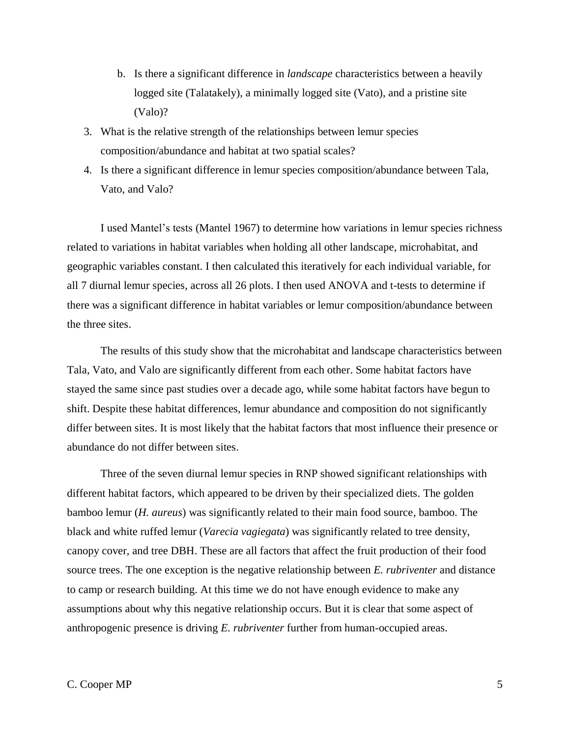b. Is there a significant difference in *landscape* characteristics between a heavily logged site (Talatakely), a minimally logged site (Vato), and a pristine site (Valo)?

3. What is the relative strength of the relationships between lemur species composition/abundance and habitat at two spatial scales?
4. Is there a significant difference in lemur species composition/abundance between Tala, Vato, and Valo?

I used Mantel's tests (Mantel 1967) to determine how variations in lemur species richness related to variations in habitat variables when holding all other landscape, microhabitat, and geographic variables constant. I then calculated this iteratively for each individual variable, for all 7 diurnal lemur species, across all 26 plots. I then used ANOVA and t-tests to determine if there was a significant difference in habitat variables or lemur composition/abundance between the three sites.

The results of this study show that the microhabitat and landscape characteristics between Tala, Vato, and Valo are significantly different from each other. Some habitat factors have stayed the same since past studies over a decade ago, while some habitat factors have begun to shift. Despite these habitat differences, lemur abundance and composition do not significantly differ between sites. It is most likely that the habitat factors that most influence their presence or abundance do not differ between sites.

Three of the seven diurnal lemur species in RNP showed significant relationships with different habitat factors, which appeared to be driven by their specialized diets. The golden bamboo lemur (*H. aureus*) was significantly related to their main food source, bamboo. The black and white ruffed lemur (*Varecia vagiegata*) was significantly related to tree density, canopy cover, and tree DBH. These are all factors that affect the fruit production of their food source trees. The one exception is the negative relationship between *E. rubriventer* and distance to camp or research building. At this time we do not have enough evidence to make any assumptions about why this negative relationship occurs. But it is clear that some aspect of anthropogenic presence is driving *E. rubriventer* further from human-occupied areas.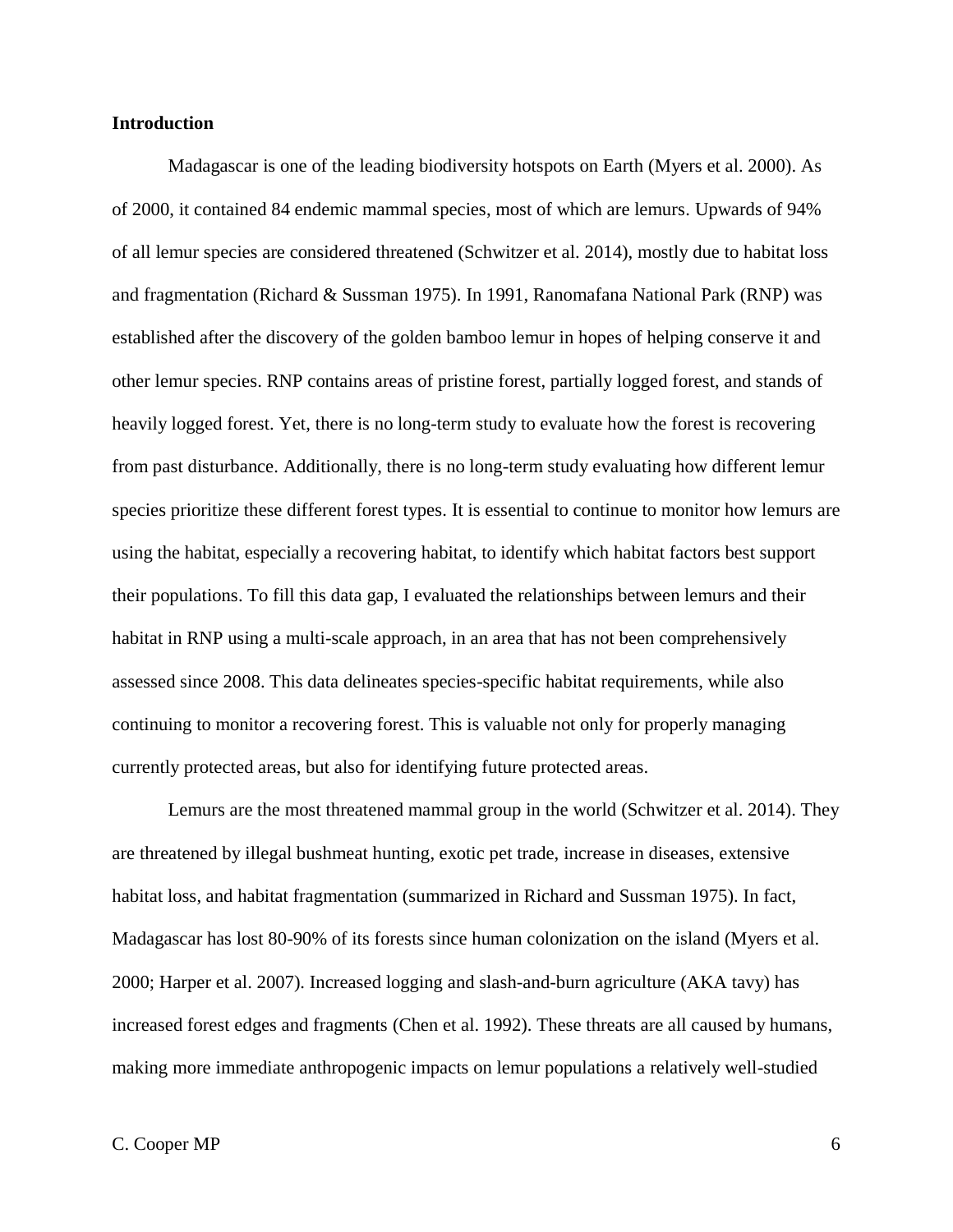## Introduction

Madagascar is one of the leading biodiversity hotspots on Earth (Myers et al. 2000). As of 2000, it contained 84 endemic mammal species, most of which are lemurs. Upwards of 94% of all lemur species are considered threatened (Schwitzer et al. 2014), mostly due to habitat loss and fragmentation (Richard & Sussman 1975). In 1991, Ranomafana National Park (RNP) was established after the discovery of the golden bamboo lemur in hopes of helping conserve it and other lemur species. RNP contains areas of pristine forest, partially logged forest, and stands of heavily logged forest. Yet, there is no long-term study to evaluate how the forest is recovering from past disturbance. Additionally, there is no long-term study evaluating how different lemur species prioritize these different forest types. It is essential to continue to monitor how lemurs are using the habitat, especially a recovering habitat, to identify which habitat factors best support their populations. To fill this data gap, I evaluated the relationships between lemurs and their habitat in RNP using a multi-scale approach, in an area that has not been comprehensively assessed since 2008. This data delineates species-specific habitat requirements, while also continuing to monitor a recovering forest. This is valuable not only for properly managing currently protected areas, but also for identifying future protected areas.

Lemurs are the most threatened mammal group in the world (Schwitzer et al. 2014). They are threatened by illegal bushmeat hunting, exotic pet trade, increase in diseases, extensive habitat loss, and habitat fragmentation (summarized in Richard and Sussman 1975). In fact, Madagascar has lost 80-90% of its forests since human colonization on the island (Myers et al. 2000; Harper et al. 2007). Increased logging and slash-and-burn agriculture (AKA tavy) has increased forest edges and fragments (Chen et al. 1992). These threats are all caused by humans, making more immediate anthropogenic impacts on lemur populations a relatively well-studied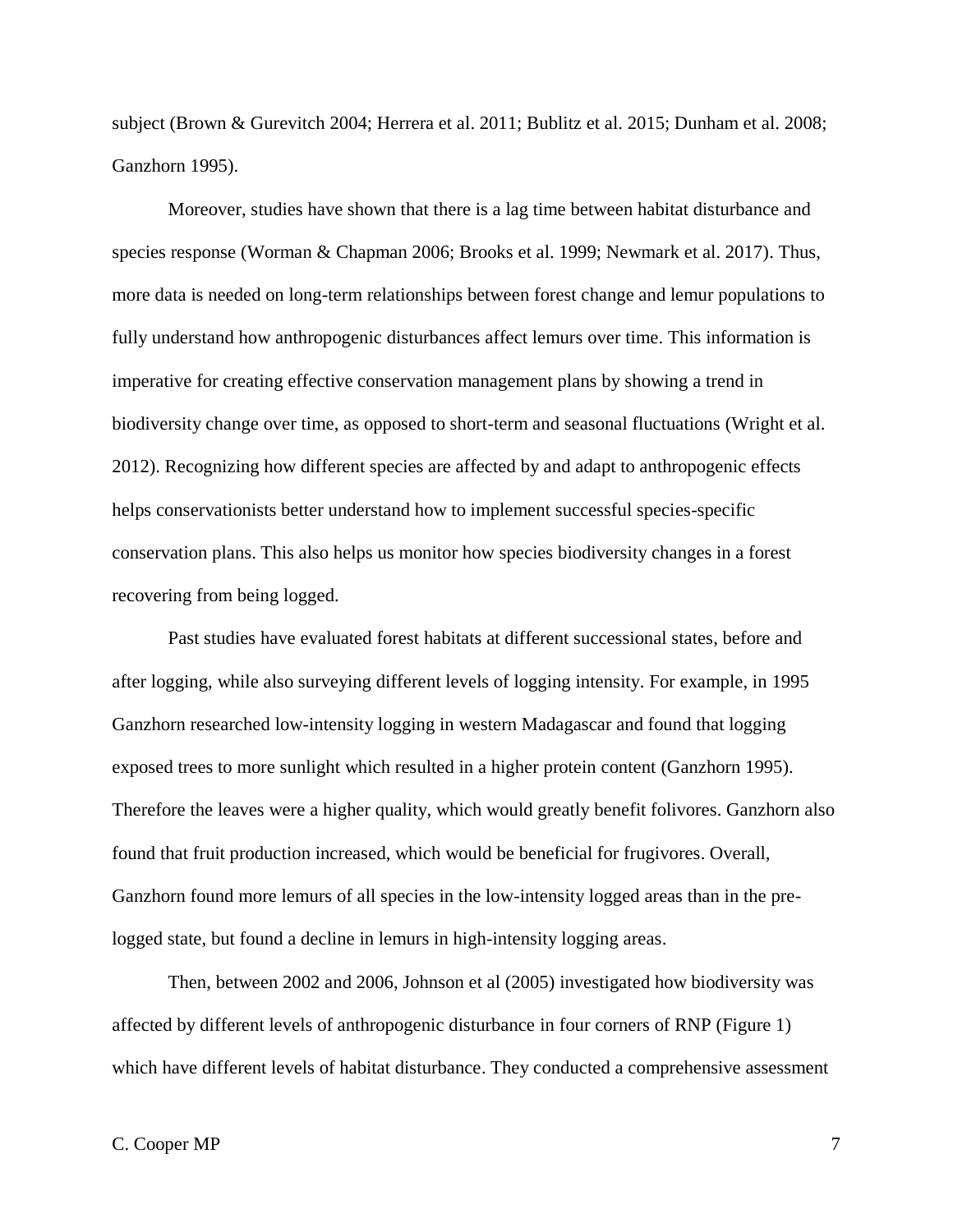subject (Brown & Gurevitch 2004; Herrera et al. 2011; Bublitz et al. 2015; Dunham et al. 2008; Ganzhorn 1995).

Moreover, studies have shown that there is a lag time between habitat disturbance and species response (Worman & Chapman 2006; Brooks et al. 1999; Newmark et al. 2017). Thus, more data is needed on long-term relationships between forest change and lemur populations to fully understand how anthropogenic disturbances affect lemurs over time. This information is imperative for creating effective conservation management plans by showing a trend in biodiversity change over time, as opposed to short-term and seasonal fluctuations (Wright et al. 2012). Recognizing how different species are affected by and adapt to anthropogenic effects helps conservationists better understand how to implement successful species-specific conservation plans. This also helps us monitor how species biodiversity changes in a forest recovering from being logged.

Past studies have evaluated forest habitats at different successional states, before and after logging, while also surveying different levels of logging intensity. For example, in 1995 Ganzhorn researched low-intensity logging in western Madagascar and found that logging exposed trees to more sunlight which resulted in a higher protein content (Ganzhorn 1995). Therefore the leaves were a higher quality, which would greatly benefit folivores. Ganzhorn also found that fruit production increased, which would be beneficial for frugivores. Overall, Ganzhorn found more lemurs of all species in the low-intensity logged areas than in the pre-logged state, but found a decline in lemurs in high-intensity logging areas.

Then, between 2002 and 2006, Johnson et al (2005) investigated how biodiversity was affected by different levels of anthropogenic disturbance in four corners of RNP (Figure 1) which have different levels of habitat disturbance. They conducted a comprehensive assessment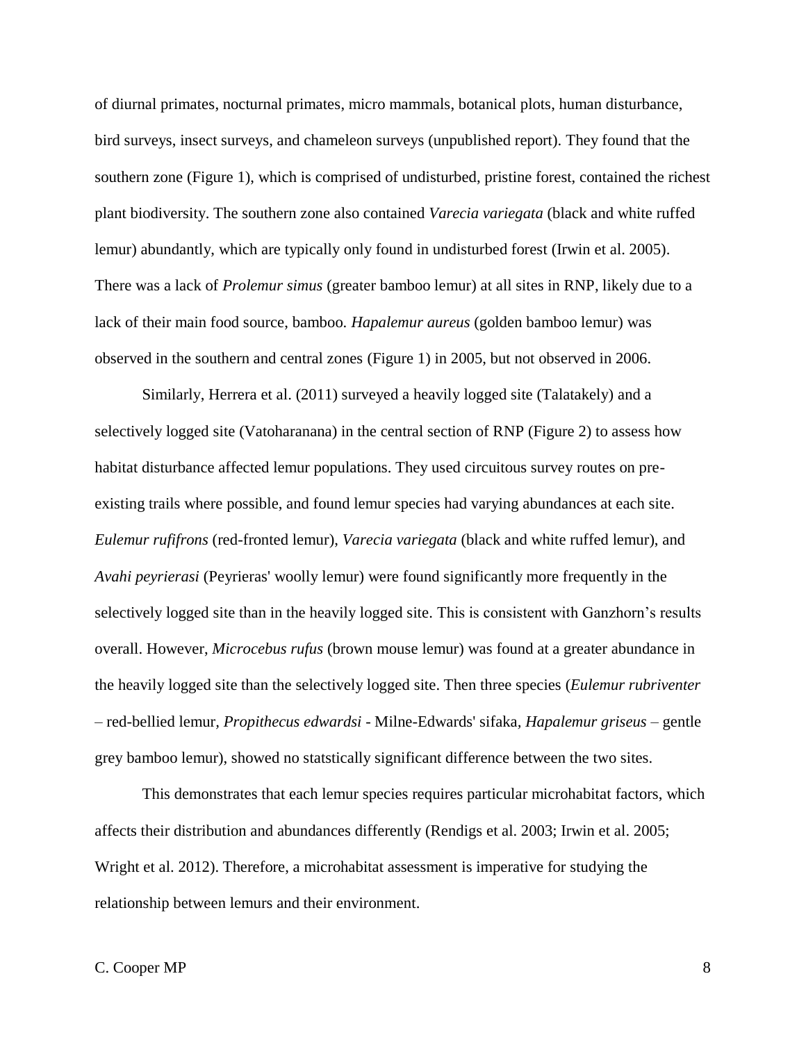of diurnal primates, nocturnal primates, micro mammals, botanical plots, human disturbance, bird surveys, insect surveys, and chameleon surveys (unpublished report). They found that the southern zone (Figure 1), which is comprised of undisturbed, pristine forest, contained the richest plant biodiversity. The southern zone also contained *Varecia variegata* (black and white ruffed lemur) abundantly, which are typically only found in undisturbed forest (Irwin et al. 2005). There was a lack of *Prolemur simus* (greater bamboo lemur) at all sites in RNP, likely due to a lack of their main food source, bamboo. *Hapalemur aureus* (golden bamboo lemur) was observed in the southern and central zones (Figure 1) in 2005, but not observed in 2006.

Similarly, Herrera et al. (2011) surveyed a heavily logged site (Talatakely) and a selectively logged site (Vatoharanana) in the central section of RNP (Figure 2) to assess how habitat disturbance affected lemur populations. They used circuitous survey routes on pre-existing trails where possible, and found lemur species had varying abundances at each site. *Eulemur rufifrons* (red-fronted lemur), *Varecia variegata* (black and white ruffed lemur), and *Avahi peyrierasi* (Peyrieras' woolly lemur) were found significantly more frequently in the selectively logged site than in the heavily logged site. This is consistent with Ganzhorn's results overall. However, *Microcebus rufus* (brown mouse lemur) was found at a greater abundance in the heavily logged site than the selectively logged site. Then three species (*Eulemur rubriventer* – red-bellied lemur, *Propithecus edwardsi* - Milne-Edwards' sifaka, *Hapalemur griseus* – gentle grey bamboo lemur), showed no statstically significant difference between the two sites.

This demonstrates that each lemur species requires particular microhabitat factors, which affects their distribution and abundances differently (Rendigs et al. 2003; Irwin et al. 2005; Wright et al. 2012). Therefore, a microhabitat assessment is imperative for studying the relationship between lemurs and their environment.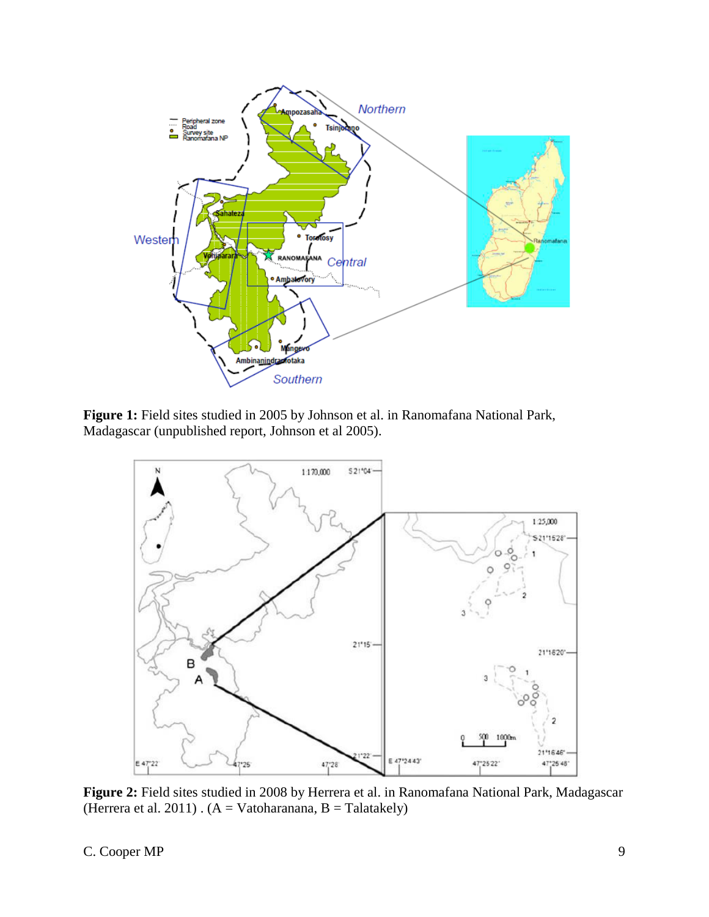**Figure 1:** Field sites studied in 2005 by Johnson et al. in Ranomafana National Park, Madagascar (unpublished report, Johnson et al 2005).

**Figure 2:** Field sites studied in 2008 by Herrera et al. in Ranomafana National Park, Madagascar (Herrera et al. 2011) . (A = Vatoharanana, B = Talatakely)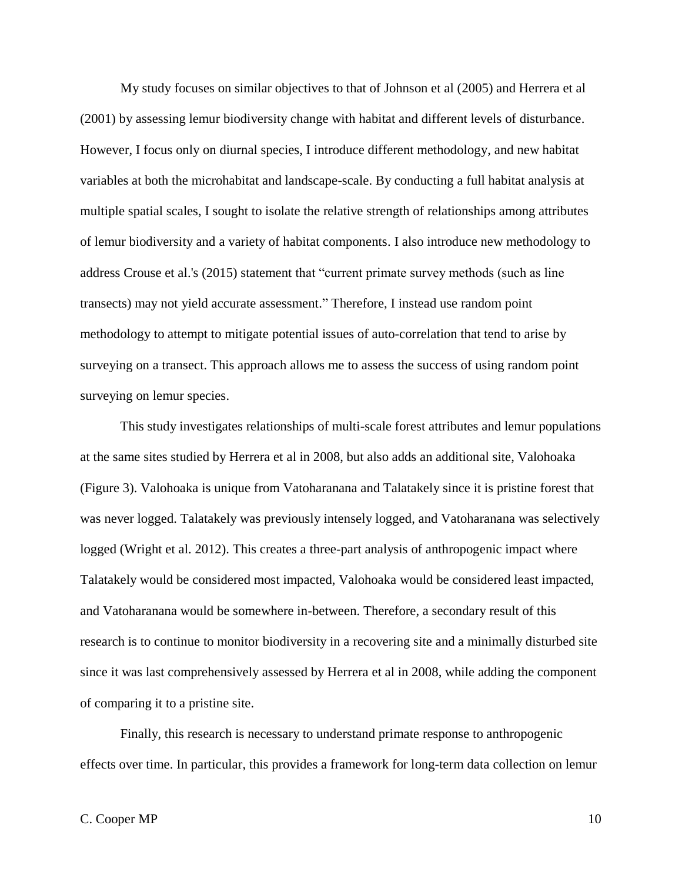My study focuses on similar objectives to that of Johnson et al (2005) and Herrera et al (2001) by assessing lemur biodiversity change with habitat and different levels of disturbance. However, I focus only on diurnal species, I introduce different methodology, and new habitat variables at both the microhabitat and landscape-scale. By conducting a full habitat analysis at multiple spatial scales, I sought to isolate the relative strength of relationships among attributes of lemur biodiversity and a variety of habitat components. I also introduce new methodology to address Crouse et al.'s (2015) statement that "current primate survey methods (such as line transects) may not yield accurate assessment." Therefore, I instead use random point methodology to attempt to mitigate potential issues of auto-correlation that tend to arise by surveying on a transect. This approach allows me to assess the success of using random point surveying on lemur species.

This study investigates relationships of multi-scale forest attributes and lemur populations at the same sites studied by Herrera et al in 2008, but also adds an additional site, Valohoaka (Figure 3). Valohoaka is unique from Vatoharanana and Talatakely since it is pristine forest that was never logged. Talatakely was previously intensely logged, and Vatoharanana was selectively logged (Wright et al. 2012). This creates a three-part analysis of anthropogenic impact where Talatakely would be considered most impacted, Valohoaka would be considered least impacted, and Vatoharanana would be somewhere in-between. Therefore, a secondary result of this research is to continue to monitor biodiversity in a recovering site and a minimally disturbed site since it was last comprehensively assessed by Herrera et al in 2008, while adding the component of comparing it to a pristine site.

Finally, this research is necessary to understand primate response to anthropogenic effects over time. In particular, this provides a framework for long-term data collection on lemur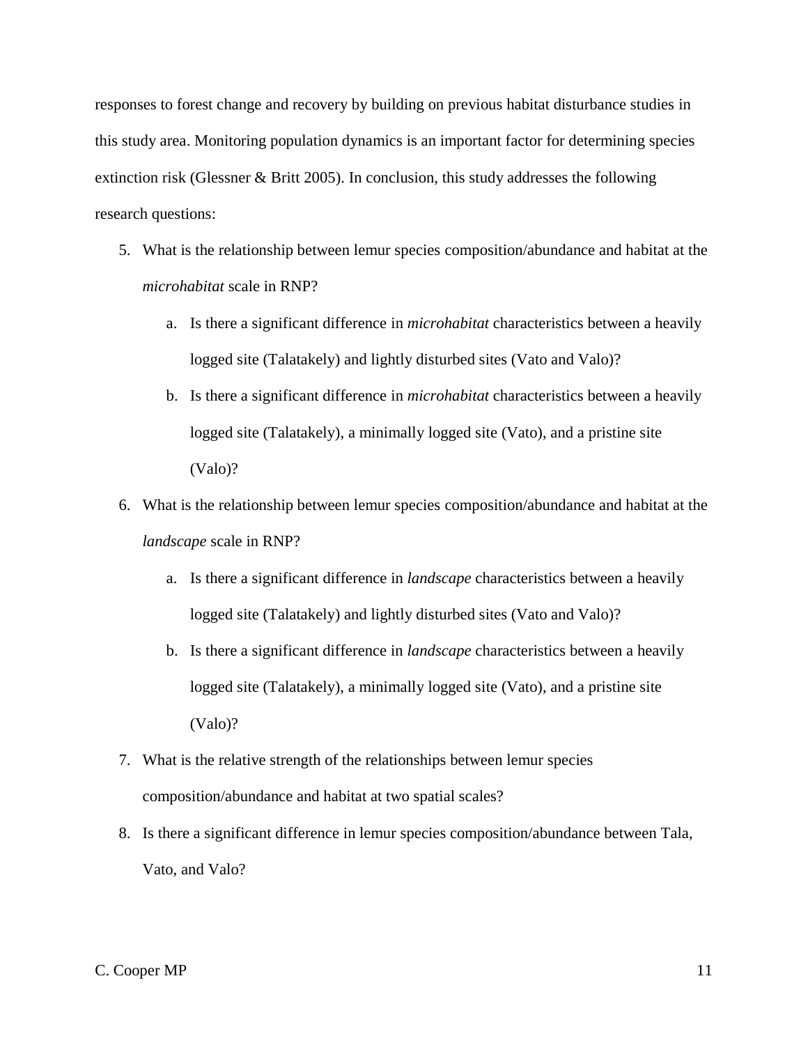responses to forest change and recovery by building on previous habitat disturbance studies in this study area. Monitoring population dynamics is an important factor for determining species extinction risk (Glessner & Britt 2005). In conclusion, this study addresses the following research questions:

5. What is the relationship between lemur species composition/abundance and habitat at the *microhabitat* scale in RNP?
    a. Is there a significant difference in *microhabitat* characteristics between a heavily logged site (Talatakely) and lightly disturbed sites (Vato and Valo)?
    b. Is there a significant difference in *microhabitat* characteristics between a heavily logged site (Talatakely), a minimally logged site (Vato), and a pristine site (Valo)?
6. What is the relationship between lemur species composition/abundance and habitat at the *landscape* scale in RNP?
    a. Is there a significant difference in *landscape* characteristics between a heavily logged site (Talatakely) and lightly disturbed sites (Vato and Valo)?
    b. Is there a significant difference in *landscape* characteristics between a heavily logged site (Talatakely), a minimally logged site (Vato), and a pristine site (Valo)?
7. What is the relative strength of the relationships between lemur species composition/abundance and habitat at two spatial scales?
8. Is there a significant difference in lemur species composition/abundance between Tala, Vato, and Valo?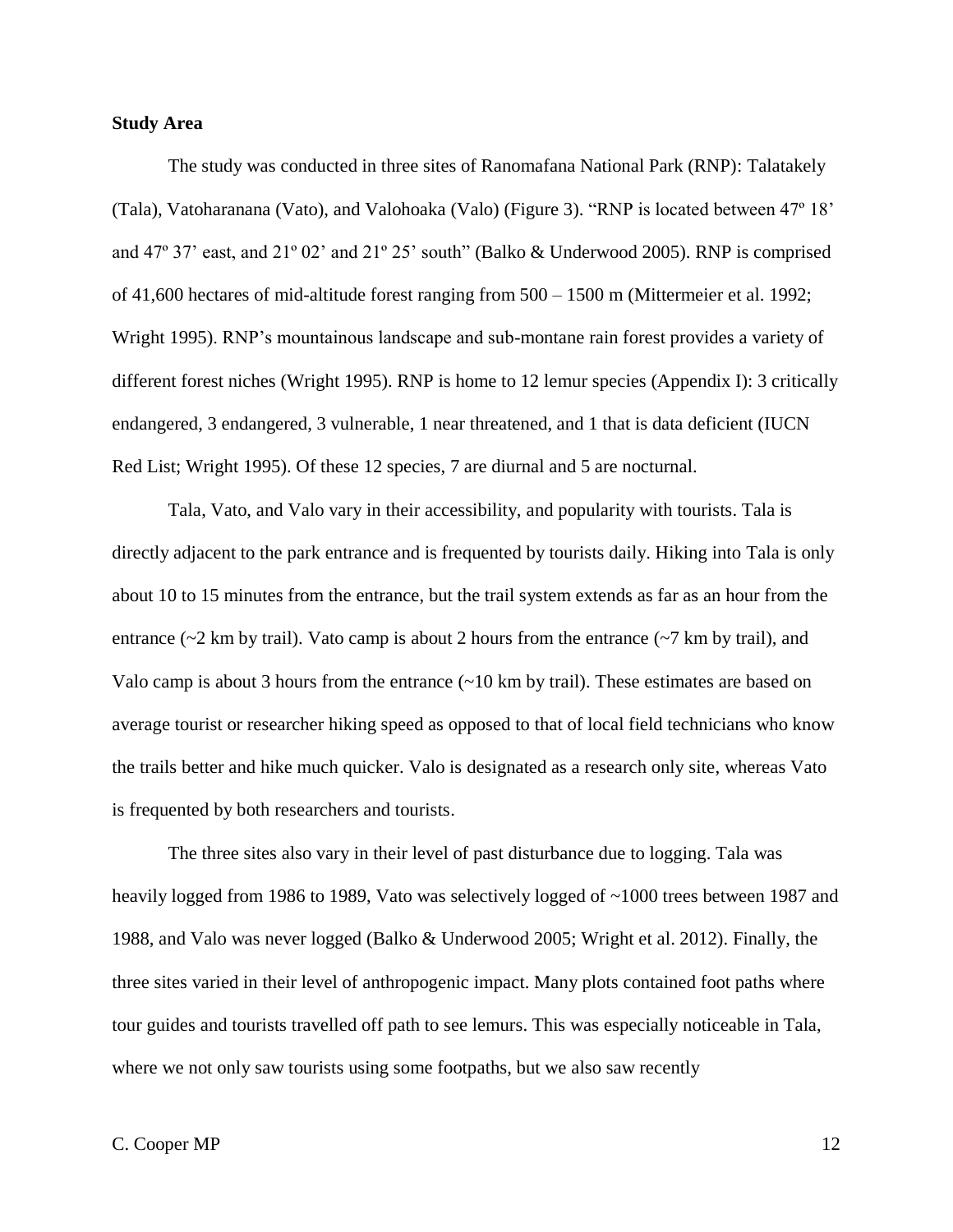**Study Area**

The study was conducted in three sites of Ranomafana National Park (RNP): Talatakely (Tala), Vatoharanana (Vato), and Valohoaka (Valo) (Figure 3). "RNP is located between 47º 18' and 47º 37' east, and 21º 02' and 21º 25' south" (Balko & Underwood 2005). RNP is comprised of 41,600 hectares of mid-altitude forest ranging from 500 – 1500 m (Mittermeier et al. 1992; Wright 1995). RNP's mountainous landscape and sub-montane rain forest provides a variety of different forest niches (Wright 1995). RNP is home to 12 lemur species (Appendix I): 3 critically endangered, 3 endangered, 3 vulnerable, 1 near threatened, and 1 that is data deficient (IUCN Red List; Wright 1995). Of these 12 species, 7 are diurnal and 5 are nocturnal.

Tala, Vato, and Valo vary in their accessibility, and popularity with tourists. Tala is directly adjacent to the park entrance and is frequented by tourists daily. Hiking into Tala is only about 10 to 15 minutes from the entrance, but the trail system extends as far as an hour from the entrance (~2 km by trail). Vato camp is about 2 hours from the entrance (~7 km by trail), and Valo camp is about 3 hours from the entrance (~10 km by trail). These estimates are based on average tourist or researcher hiking speed as opposed to that of local field technicians who know the trails better and hike much quicker. Valo is designated as a research only site, whereas Vato is frequented by both researchers and tourists.

The three sites also vary in their level of past disturbance due to logging. Tala was heavily logged from 1986 to 1989, Vato was selectively logged of ~1000 trees between 1987 and 1988, and Valo was never logged (Balko & Underwood 2005; Wright et al. 2012). Finally, the three sites varied in their level of anthropogenic impact. Many plots contained foot paths where tour guides and tourists travelled off path to see lemurs. This was especially noticeable in Tala, where we not only saw tourists using some footpaths, but we also saw recently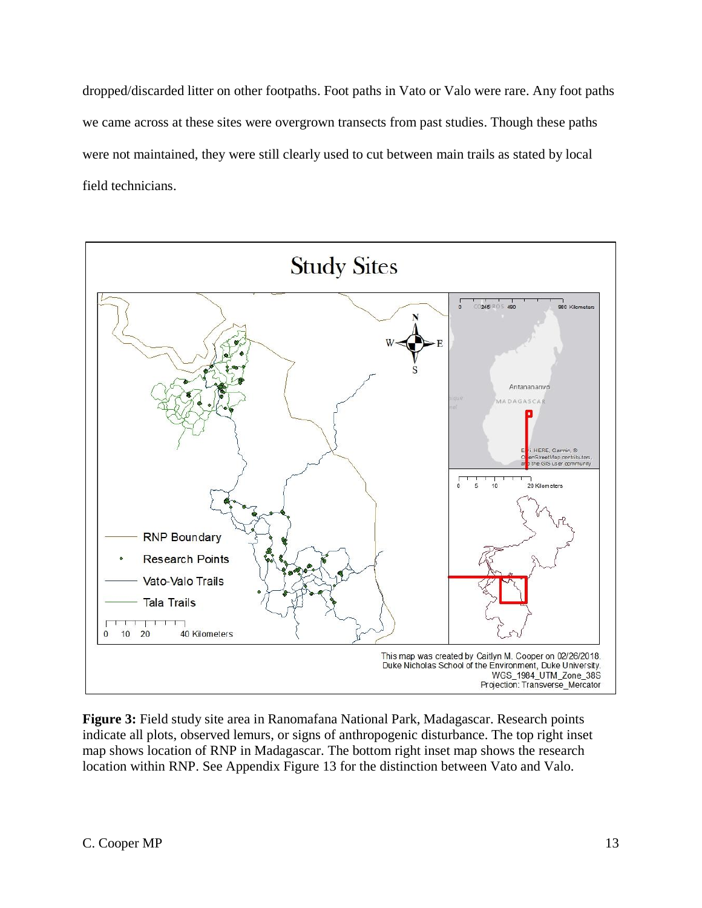dropped/discarded litter on other footpaths. Foot paths in Vato or Valo were rare. Any foot paths we came across at these sites were overgrown transects from past studies. Though these paths were not maintained, they were still clearly used to cut between main trails as stated by local field technicians.

**Figure 3:** Field study site area in Ranomafana National Park, Madagascar. Research points indicate all plots, observed lemurs, or signs of anthropogenic disturbance. The top right inset map shows location of RNP in Madagascar. The bottom right inset map shows the research location within RNP. See Appendix Figure 13 for the distinction between Vato and Valo.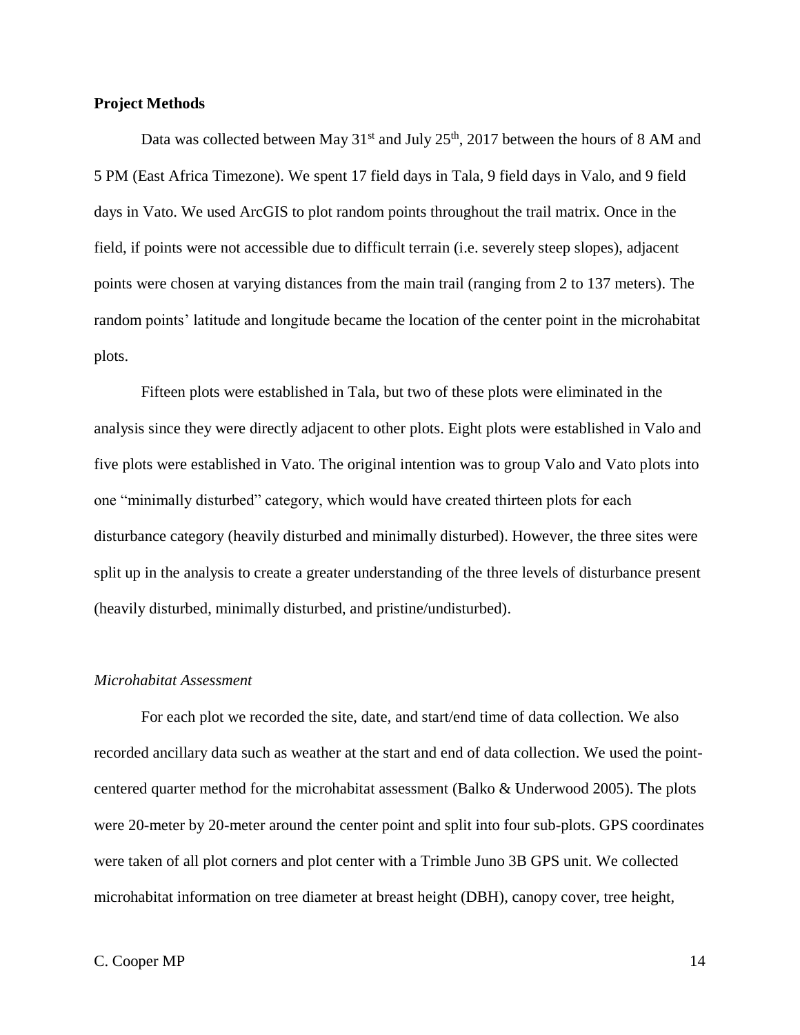**Project Methods**

Data was collected between May 31st and July 25th, 2017 between the hours of 8 AM and 5 PM (East Africa Timezone). We spent 17 field days in Tala, 9 field days in Valo, and 9 field days in Vato. We used ArcGIS to plot random points throughout the trail matrix. Once in the field, if points were not accessible due to difficult terrain (i.e. severely steep slopes), adjacent points were chosen at varying distances from the main trail (ranging from 2 to 137 meters). The random points' latitude and longitude became the location of the center point in the microhabitat plots.

Fifteen plots were established in Tala, but two of these plots were eliminated in the analysis since they were directly adjacent to other plots. Eight plots were established in Valo and five plots were established in Vato. The original intention was to group Valo and Vato plots into one "minimally disturbed" category, which would have created thirteen plots for each disturbance category (heavily disturbed and minimally disturbed). However, the three sites were split up in the analysis to create a greater understanding of the three levels of disturbance present (heavily disturbed, minimally disturbed, and pristine/undisturbed).

*Microhabitat Assessment*

For each plot we recorded the site, date, and start/end time of data collection. We also recorded ancillary data such as weather at the start and end of data collection. We used the point-centered quarter method for the microhabitat assessment (Balko & Underwood 2005). The plots were 20-meter by 20-meter around the center point and split into four sub-plots. GPS coordinates were taken of all plot corners and plot center with a Trimble Juno 3B GPS unit. We collected microhabitat information on tree diameter at breast height (DBH), canopy cover, tree height,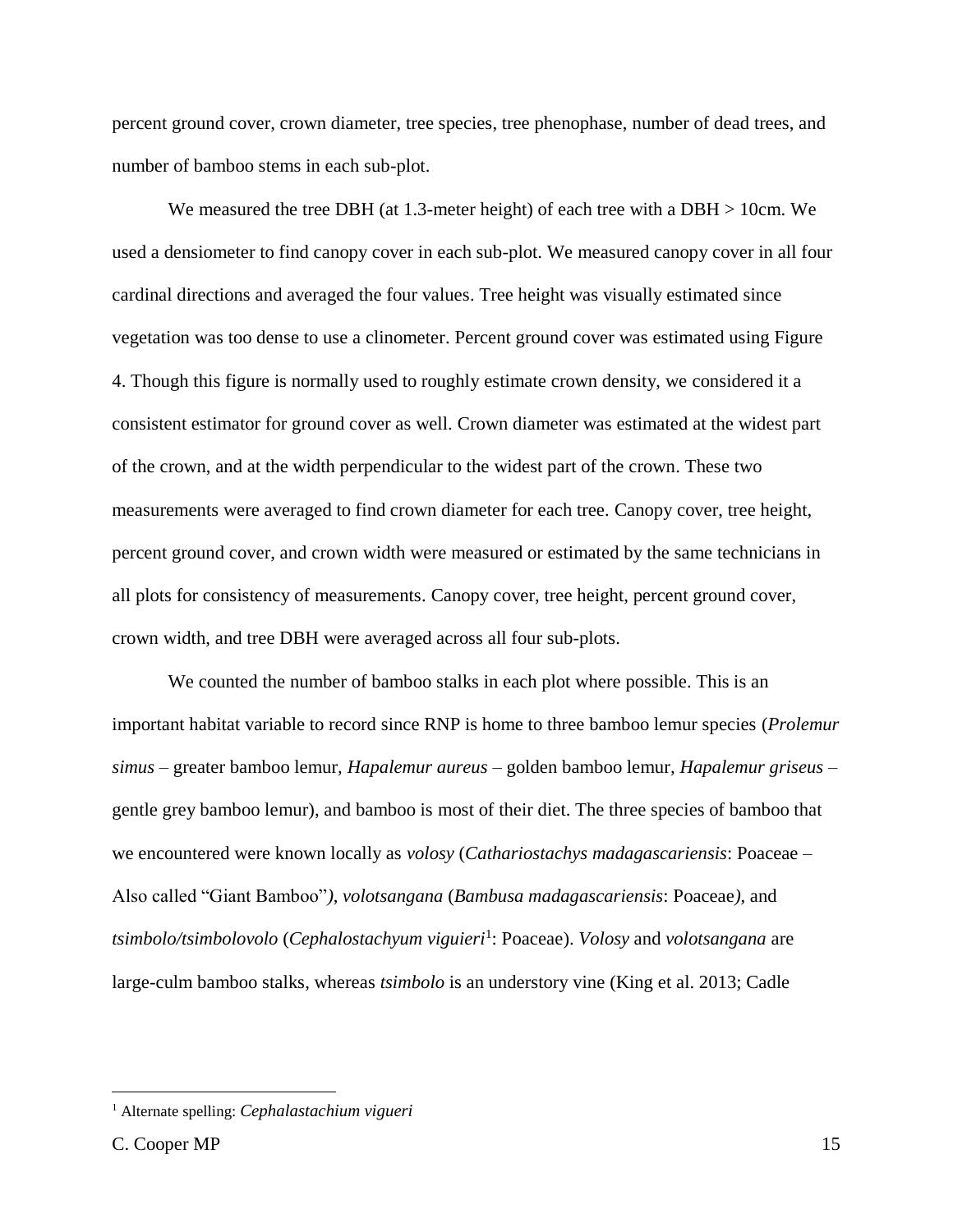percent ground cover, crown diameter, tree species, tree phenophase, number of dead trees, and number of bamboo stems in each sub-plot.

We measured the tree DBH (at 1.3-meter height) of each tree with a DBH > 10cm. We used a densiometer to find canopy cover in each sub-plot. We measured canopy cover in all four cardinal directions and averaged the four values. Tree height was visually estimated since vegetation was too dense to use a clinometer. Percent ground cover was estimated using Figure 4. Though this figure is normally used to roughly estimate crown density, we considered it a consistent estimator for ground cover as well. Crown diameter was estimated at the widest part of the crown, and at the width perpendicular to the widest part of the crown. These two measurements were averaged to find crown diameter for each tree. Canopy cover, tree height, percent ground cover, and crown width were measured or estimated by the same technicians in all plots for consistency of measurements. Canopy cover, tree height, percent ground cover, crown width, and tree DBH were averaged across all four sub-plots.

We counted the number of bamboo stalks in each plot where possible. This is an important habitat variable to record since RNP is home to three bamboo lemur species (*Prolemur simus* – greater bamboo lemur, *Hapalemur aureus* – golden bamboo lemur, *Hapalemur griseus* – gentle grey bamboo lemur), and bamboo is most of their diet. The three species of bamboo that we encountered were known locally as *volosy* (*Cathariostachys madagascariensis*: Poaceae – Also called "Giant Bamboo"), *volotsangana* (*Bambusa madagascariensis*: Poaceae), and *tsimbolo/tsimbolovolo* (*Cephalostachyum viguieri*[1]: Poaceae). *Volosy* and *volotsangana* are large-culm bamboo stalks, whereas *tsimbolo* is an understory vine (King et al. 2013; Cadle

[1] Alternate spelling: *Cephalastachium vigueri*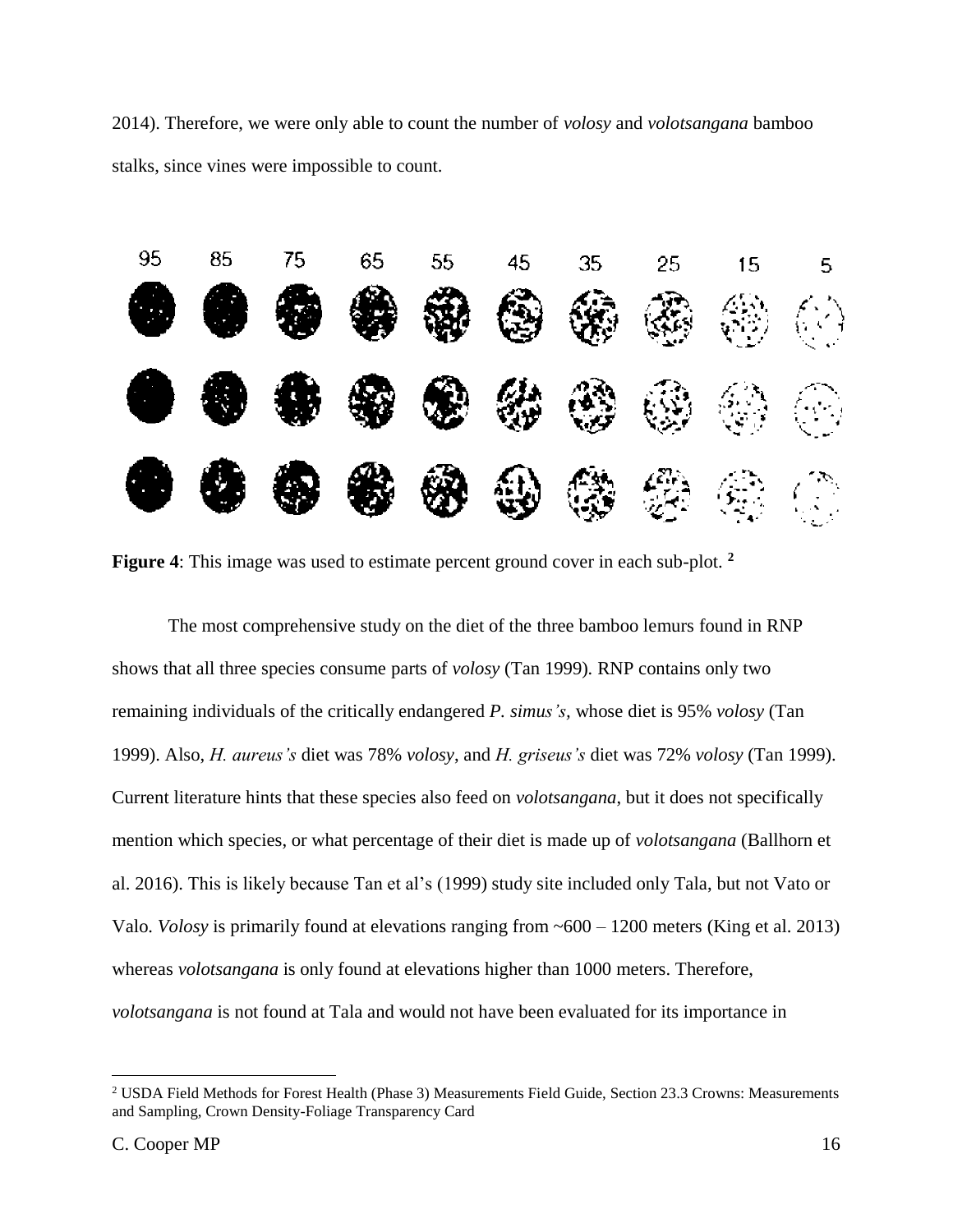2014). Therefore, we were only able to count the number of *volosy* and *volotsangana* bamboo stalks, since vines were impossible to count.

**Figure 4**: This image was used to estimate percent ground cover in each sub-plot. [2]

The most comprehensive study on the diet of the three bamboo lemurs found in RNP shows that all three species consume parts of *volosy* (Tan 1999). RNP contains only two remaining individuals of the critically endangered *P. simus's*, whose diet is 95% *volosy* (Tan 1999). Also, *H. aureus's* diet was 78% *volosy*, and *H. griseus's* diet was 72% *volosy* (Tan 1999). Current literature hints that these species also feed on *volotsangana*, but it does not specifically mention which species, or what percentage of their diet is made up of *volotsangana* (Ballhorn et al. 2016). This is likely because Tan et al's (1999) study site included only Tala, but not Vato or Valo. *Volosy* is primarily found at elevations ranging from ~600 – 1200 meters (King et al. 2013) whereas *volotsangana* is only found at elevations higher than 1000 meters. Therefore, *volotsangana* is not found at Tala and would not have been evaluated for its importance in

[2] USDA Field Methods for Forest Health (Phase 3) Measurements Field Guide, Section 23.3 Crowns: Measurements and Sampling, Crown Density-Foliage Transparency Card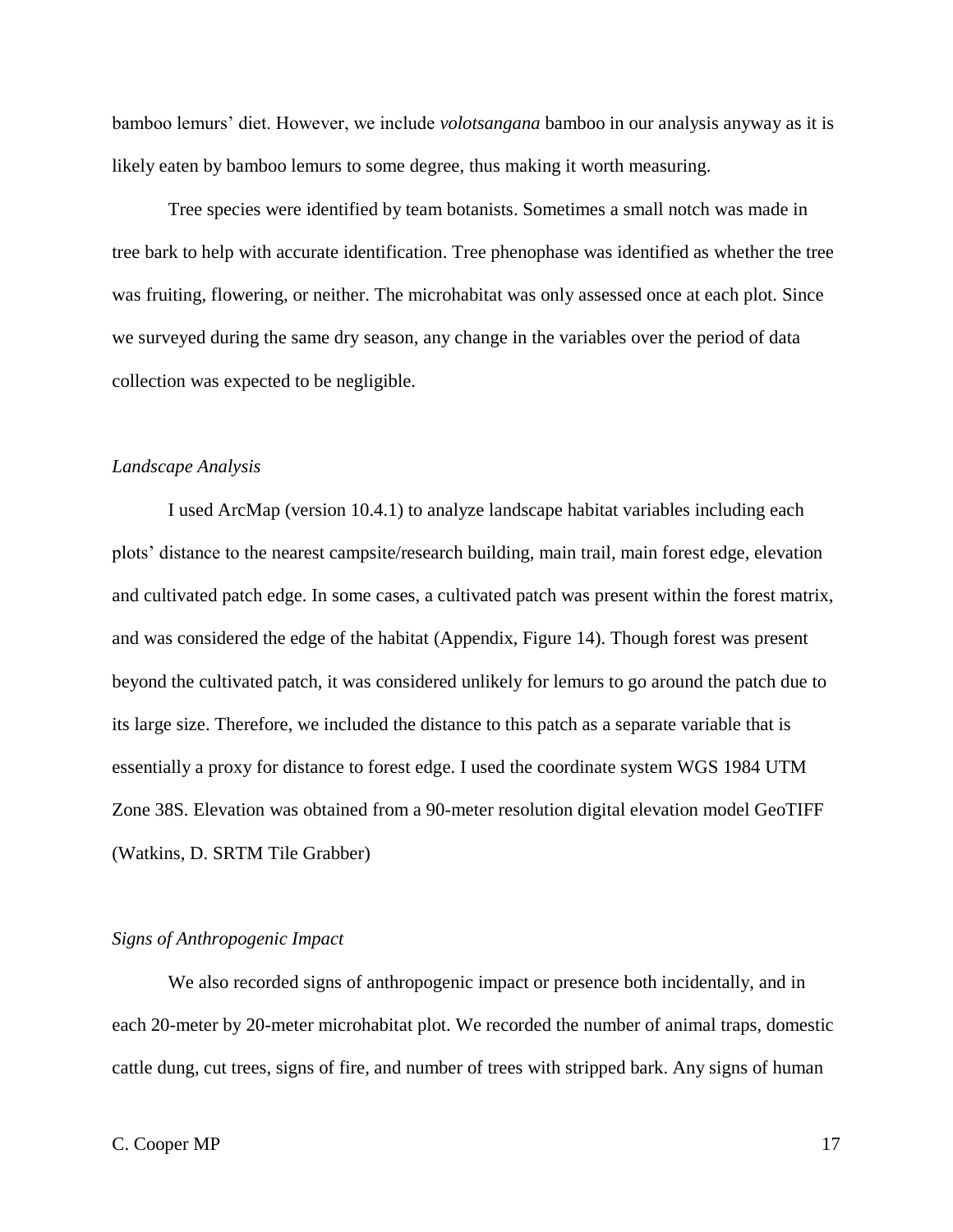bamboo lemurs' diet. However, we include *volotsangana* bamboo in our analysis anyway as it is likely eaten by bamboo lemurs to some degree, thus making it worth measuring.

Tree species were identified by team botanists. Sometimes a small notch was made in tree bark to help with accurate identification. Tree phenophase was identified as whether the tree was fruiting, flowering, or neither. The microhabitat was only assessed once at each plot. Since we surveyed during the same dry season, any change in the variables over the period of data collection was expected to be negligible.

### *Landscape Analysis*

I used ArcMap (version 10.4.1) to analyze landscape habitat variables including each plots' distance to the nearest campsite/research building, main trail, main forest edge, elevation and cultivated patch edge. In some cases, a cultivated patch was present within the forest matrix, and was considered the edge of the habitat (Appendix, Figure 14). Though forest was present beyond the cultivated patch, it was considered unlikely for lemurs to go around the patch due to its large size. Therefore, we included the distance to this patch as a separate variable that is essentially a proxy for distance to forest edge. I used the coordinate system WGS 1984 UTM Zone 38S. Elevation was obtained from a 90-meter resolution digital elevation model GeoTIFF (Watkins, D. SRTM Tile Grabber)

### *Signs of Anthropogenic Impact*

We also recorded signs of anthropogenic impact or presence both incidentally, and in each 20-meter by 20-meter microhabitat plot. We recorded the number of animal traps, domestic cattle dung, cut trees, signs of fire, and number of trees with stripped bark. Any signs of human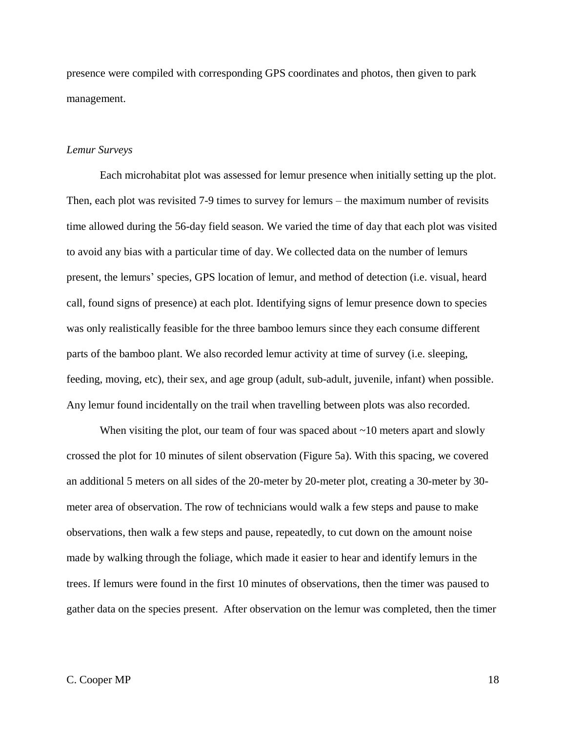presence were compiled with corresponding GPS coordinates and photos, then given to park management.

### *Lemur Surveys*

Each microhabitat plot was assessed for lemur presence when initially setting up the plot. Then, each plot was revisited 7-9 times to survey for lemurs – the maximum number of revisits time allowed during the 56-day field season. We varied the time of day that each plot was visited to avoid any bias with a particular time of day. We collected data on the number of lemurs present, the lemurs' species, GPS location of lemur, and method of detection (i.e. visual, heard call, found signs of presence) at each plot. Identifying signs of lemur presence down to species was only realistically feasible for the three bamboo lemurs since they each consume different parts of the bamboo plant. We also recorded lemur activity at time of survey (i.e. sleeping, feeding, moving, etc), their sex, and age group (adult, sub-adult, juvenile, infant) when possible. Any lemur found incidentally on the trail when travelling between plots was also recorded.

When visiting the plot, our team of four was spaced about ~10 meters apart and slowly crossed the plot for 10 minutes of silent observation (Figure 5a). With this spacing, we covered an additional 5 meters on all sides of the 20-meter by 20-meter plot, creating a 30-meter by 30-meter area of observation. The row of technicians would walk a few steps and pause to make observations, then walk a few steps and pause, repeatedly, to cut down on the amount noise made by walking through the foliage, which made it easier to hear and identify lemurs in the trees. If lemurs were found in the first 10 minutes of observations, then the timer was paused to gather data on the species present. After observation on the lemur was completed, then the timer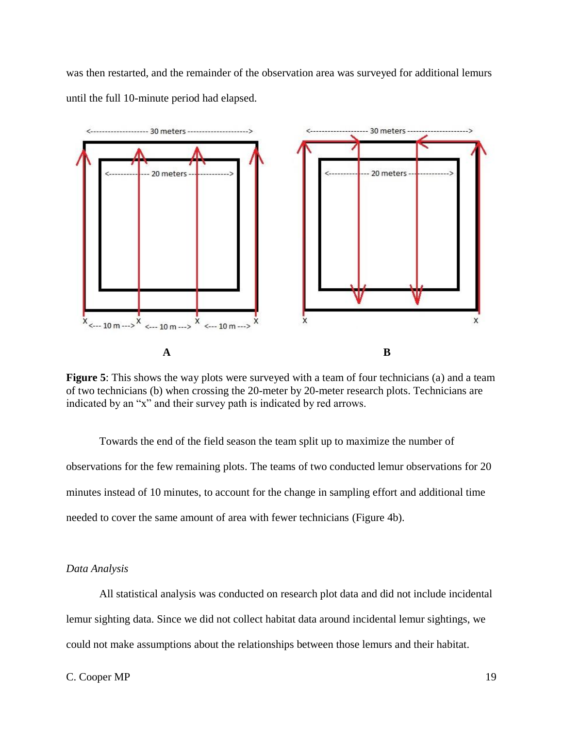was then restarted, and the remainder of the observation area was surveyed for additional lemurs until the full 10-minute period had elapsed.

**Figure 5**: This shows the way plots were surveyed with a team of four technicians (a) and a team of two technicians (b) when crossing the 20-meter by 20-meter research plots. Technicians are indicated by an "x" and their survey path is indicated by red arrows.

Towards the end of the field season the team split up to maximize the number of observations for the few remaining plots. The teams of two conducted lemur observations for 20 minutes instead of 10 minutes, to account for the change in sampling effort and additional time needed to cover the same amount of area with fewer technicians (Figure 4b).

*Data Analysis*

All statistical analysis was conducted on research plot data and did not include incidental lemur sighting data. Since we did not collect habitat data around incidental lemur sightings, we could not make assumptions about the relationships between those lemurs and their habitat.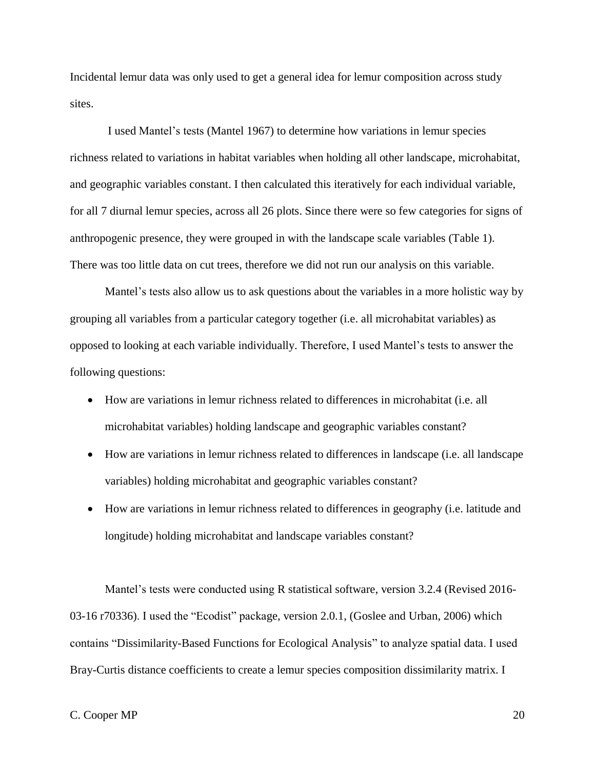Incidental lemur data was only used to get a general idea for lemur composition across study sites.

I used Mantel's tests (Mantel 1967) to determine how variations in lemur species richness related to variations in habitat variables when holding all other landscape, microhabitat, and geographic variables constant. I then calculated this iteratively for each individual variable, for all 7 diurnal lemur species, across all 26 plots. Since there were so few categories for signs of anthropogenic presence, they were grouped in with the landscape scale variables (Table 1). There was too little data on cut trees, therefore we did not run our analysis on this variable.

Mantel's tests also allow us to ask questions about the variables in a more holistic way by grouping all variables from a particular category together (i.e. all microhabitat variables) as opposed to looking at each variable individually. Therefore, I used Mantel's tests to answer the following questions:

- How are variations in lemur richness related to differences in microhabitat (i.e. all microhabitat variables) holding landscape and geographic variables constant?
- How are variations in lemur richness related to differences in landscape (i.e. all landscape variables) holding microhabitat and geographic variables constant?
- How are variations in lemur richness related to differences in geography (i.e. latitude and longitude) holding microhabitat and landscape variables constant?

Mantel's tests were conducted using R statistical software, version 3.2.4 (Revised 2016-03-16 r70336). I used the "Ecodist" package, version 2.0.1, (Goslee and Urban, 2006) which contains "Dissimilarity-Based Functions for Ecological Analysis" to analyze spatial data. I used Bray-Curtis distance coefficients to create a lemur species composition dissimilarity matrix. I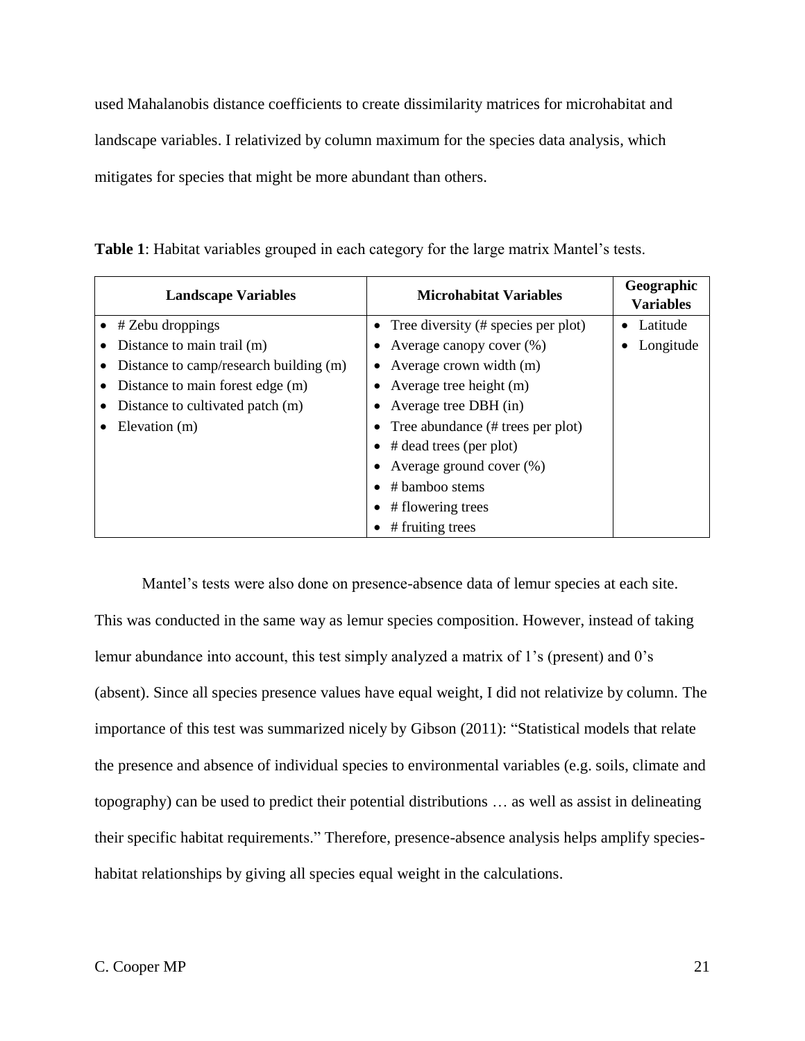used Mahalanobis distance coefficients to create dissimilarity matrices for microhabitat and landscape variables. I relativized by column maximum for the species data analysis, which mitigates for species that might be more abundant than others.

**Table 1**: Habitat variables grouped in each category for the large matrix Mantel's tests.

| Landscape Variables | Microhabitat Variables | Geographic Variables |
|---|---|---|
| • # Zebu droppings<br>• Distance to main trail (m)<br>• Distance to camp/research building (m)<br>• Distance to main forest edge (m)<br>• Distance to cultivated patch (m)<br>• Elevation (m) | • Tree diversity (# species per plot)<br>• Average canopy cover (%)<br>• Average crown width (m)<br>• Average tree height (m)<br>• Average tree DBH (in)<br>• Tree abundance (# trees per plot)<br>• # dead trees (per plot)<br>• Average ground cover (%)<br>• # bamboo stems<br>• # flowering trees<br>• # fruiting trees | • Latitude<br>• Longitude |

Mantel's tests were also done on presence-absence data of lemur species at each site. This was conducted in the same way as lemur species composition. However, instead of taking lemur abundance into account, this test simply analyzed a matrix of 1's (present) and 0's (absent). Since all species presence values have equal weight, I did not relativize by column. The importance of this test was summarized nicely by Gibson (2011): "Statistical models that relate the presence and absence of individual species to environmental variables (e.g. soils, climate and topography) can be used to predict their potential distributions … as well as assist in delineating their specific habitat requirements." Therefore, presence-absence analysis helps amplify species-habitat relationships by giving all species equal weight in the calculations.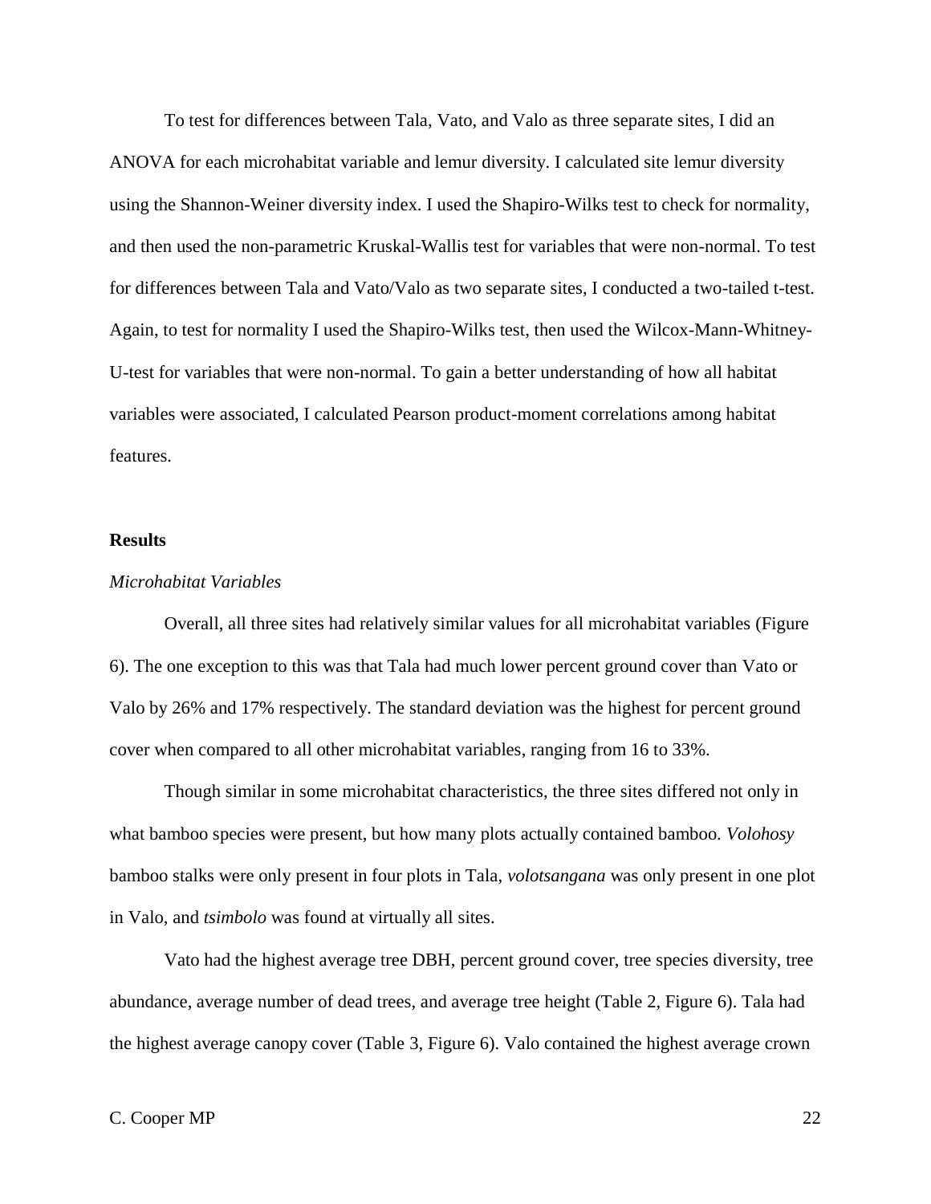To test for differences between Tala, Vato, and Valo as three separate sites, I did an ANOVA for each microhabitat variable and lemur diversity. I calculated site lemur diversity using the Shannon-Weiner diversity index. I used the Shapiro-Wilks test to check for normality, and then used the non-parametric Kruskal-Wallis test for variables that were non-normal. To test for differences between Tala and Vato/Valo as two separate sites, I conducted a two-tailed t-test. Again, to test for normality I used the Shapiro-Wilks test, then used the Wilcox-Mann-Whitney-U-test for variables that were non-normal. To gain a better understanding of how all habitat variables were associated, I calculated Pearson product-moment correlations among habitat features.

**Results**

*Microhabitat Variables*

Overall, all three sites had relatively similar values for all microhabitat variables (Figure 6). The one exception to this was that Tala had much lower percent ground cover than Vato or Valo by 26% and 17% respectively. The standard deviation was the highest for percent ground cover when compared to all other microhabitat variables, ranging from 16 to 33%.

Though similar in some microhabitat characteristics, the three sites differed not only in what bamboo species were present, but how many plots actually contained bamboo. *Volohosy* bamboo stalks were only present in four plots in Tala, *volotsangana* was only present in one plot in Valo, and *tsimbolo* was found at virtually all sites.

Vato had the highest average tree DBH, percent ground cover, tree species diversity, tree abundance, average number of dead trees, and average tree height (Table 2, Figure 6). Tala had the highest average canopy cover (Table 3, Figure 6). Valo contained the highest average crown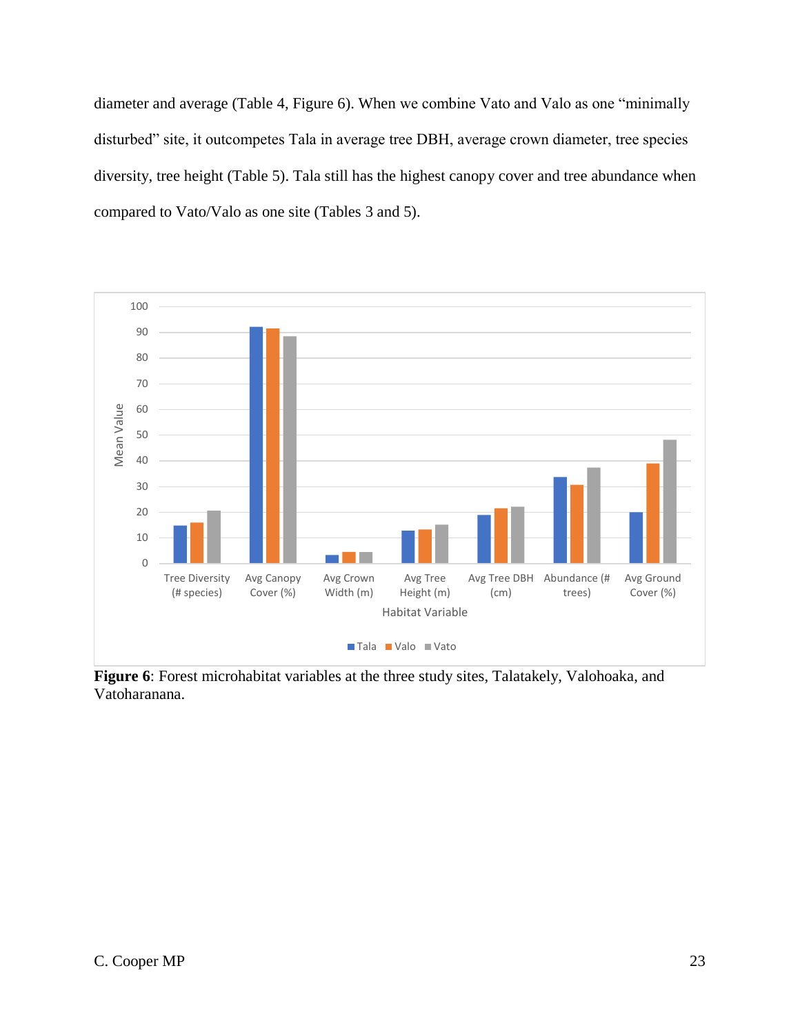diameter and average (Table 4, Figure 6). When we combine Vato and Valo as one "minimally disturbed" site, it outcompetes Tala in average tree DBH, average crown diameter, tree species diversity, tree height (Table 5). Tala still has the highest canopy cover and tree abundance when compared to Vato/Valo as one site (Tables 3 and 5).

**Figure 6**: Forest microhabitat variables at the three study sites, Talatakely, Valohoaka, and Vatoharanana.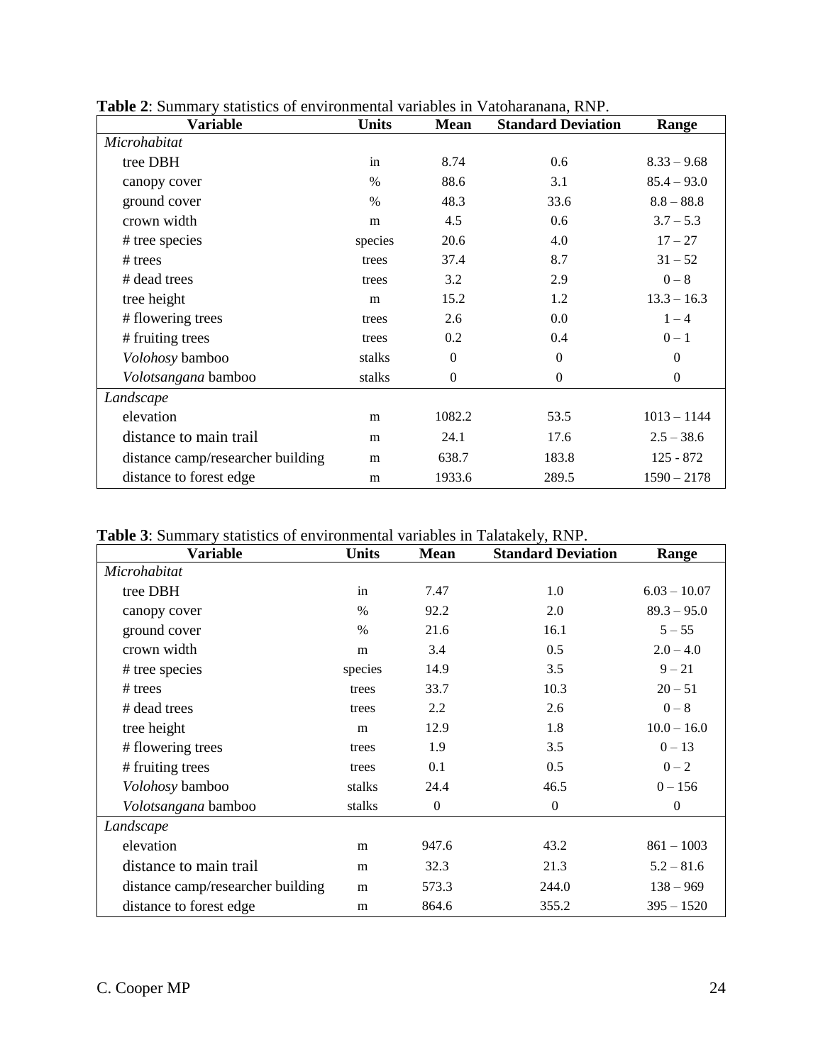**Table 2**: Summary statistics of environmental variables in Vatoharanana, RNP.

| Variable | Units | Mean | Standard Deviation | Range |
|---|---|---|---|---|
| *Microhabitat* | | | | |
| tree DBH | in | 8.74 | 0.6 | 8.33 – 9.68 |
| canopy cover | % | 88.6 | 3.1 | 85.4 – 93.0 |
| ground cover | % | 48.3 | 33.6 | 8.8 – 88.8 |
| crown width | m | 4.5 | 0.6 | 3.7 – 5.3 |
| # tree species | species | 20.6 | 4.0 | 17 – 27 |
| # trees | trees | 37.4 | 8.7 | 31 – 52 |
| # dead trees | trees | 3.2 | 2.9 | 0 – 8 |
| tree height | m | 15.2 | 1.2 | 13.3 – 16.3 |
| # flowering trees | trees | 2.6 | 0.0 | 1 – 4 |
| # fruiting trees | trees | 0.2 | 0.4 | 0 – 1 |
| *Volohosy* bamboo | stalks | 0 | 0 | 0 |
| *Volotsangana* bamboo | stalks | 0 | 0 | 0 |
| *Landscape* | | | | |
| elevation | m | 1082.2 | 53.5 | 1013 – 1144 |
| distance to main trail | m | 24.1 | 17.6 | 2.5 – 38.6 |
| distance camp/researcher building | m | 638.7 | 183.8 | 125 - 872 |
| distance to forest edge | m | 1933.6 | 289.5 | 1590 – 2178 |

**Table 3**: Summary statistics of environmental variables in Talatakely, RNP.

| Variable | Units | Mean | Standard Deviation | Range |
|---|---|---|---|---|
| *Microhabitat* | | | | |
| tree DBH | in | 7.47 | 1.0 | 6.03 – 10.07 |
| canopy cover | % | 92.2 | 2.0 | 89.3 – 95.0 |
| ground cover | % | 21.6 | 16.1 | 5 – 55 |
| crown width | m | 3.4 | 0.5 | 2.0 – 4.0 |
| # tree species | species | 14.9 | 3.5 | 9 – 21 |
| # trees | trees | 33.7 | 10.3 | 20 – 51 |
| # dead trees | trees | 2.2 | 2.6 | 0 – 8 |
| tree height | m | 12.9 | 1.8 | 10.0 – 16.0 |
| # flowering trees | trees | 1.9 | 3.5 | 0 – 13 |
| # fruiting trees | trees | 0.1 | 0.5 | 0 – 2 |
| *Volohosy* bamboo | stalks | 24.4 | 46.5 | 0 – 156 |
| *Volotsangana* bamboo | stalks | 0 | 0 | 0 |
| *Landscape* | | | | |
| elevation | m | 947.6 | 43.2 | 861 – 1003 |
| distance to main trail | m | 32.3 | 21.3 | 5.2 – 81.6 |
| distance camp/researcher building | m | 573.3 | 244.0 | 138 – 969 |
| distance to forest edge | m | 864.6 | 355.2 | 395 – 1520 |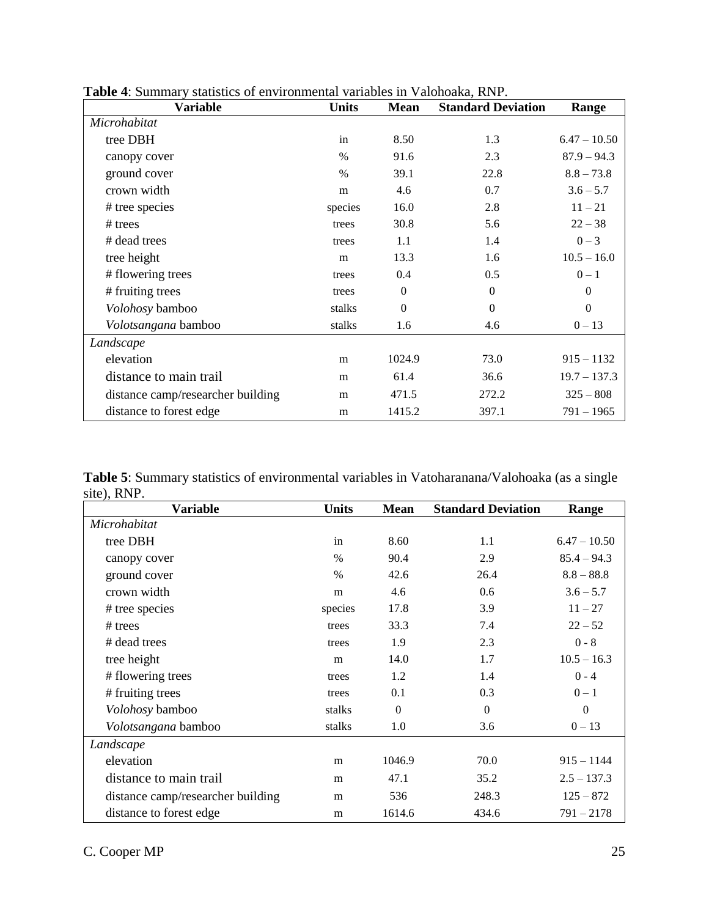**Table 4**: Summary statistics of environmental variables in Valohoaka, RNP.

| Variable | Units | Mean | Standard Deviation | Range |
|---|---|---|---|---|
| *Microhabitat* | | | | |
| tree DBH | in | 8.50 | 1.3 | 6.47 – 10.50 |
| canopy cover | % | 91.6 | 2.3 | 87.9 – 94.3 |
| ground cover | % | 39.1 | 22.8 | 8.8 – 73.8 |
| crown width | m | 4.6 | 0.7 | 3.6 – 5.7 |
| # tree species | species | 16.0 | 2.8 | 11 – 21 |
| # trees | trees | 30.8 | 5.6 | 22 – 38 |
| # dead trees | trees | 1.1 | 1.4 | 0 – 3 |
| tree height | m | 13.3 | 1.6 | 10.5 – 16.0 |
| # flowering trees | trees | 0.4 | 0.5 | 0 – 1 |
| # fruiting trees | trees | 0 | 0 | 0 |
| *Volohosy* bamboo | stalks | 0 | 0 | 0 |
| *Volotsangana* bamboo | stalks | 1.6 | 4.6 | 0 – 13 |
| *Landscape* | | | | |
| elevation | m | 1024.9 | 73.0 | 915 – 1132 |
| distance to main trail | m | 61.4 | 36.6 | 19.7 – 137.3 |
| distance camp/researcher building | m | 471.5 | 272.2 | 325 – 808 |
| distance to forest edge | m | 1415.2 | 397.1 | 791 – 1965 |

**Table 5**: Summary statistics of environmental variables in Vatoharanana/Valohoaka (as a single site), RNP.

| Variable | Units | Mean | Standard Deviation | Range |
|---|---|---|---|---|
| *Microhabitat* | | | | |
| tree DBH | in | 8.60 | 1.1 | 6.47 – 10.50 |
| canopy cover | % | 90.4 | 2.9 | 85.4 – 94.3 |
| ground cover | % | 42.6 | 26.4 | 8.8 – 88.8 |
| crown width | m | 4.6 | 0.6 | 3.6 – 5.7 |
| # tree species | species | 17.8 | 3.9 | 11 – 27 |
| # trees | trees | 33.3 | 7.4 | 22 – 52 |
| # dead trees | trees | 1.9 | 2.3 | 0 - 8 |
| tree height | m | 14.0 | 1.7 | 10.5 – 16.3 |
| # flowering trees | trees | 1.2 | 1.4 | 0 - 4 |
| # fruiting trees | trees | 0.1 | 0.3 | 0 – 1 |
| *Volohosy* bamboo | stalks | 0 | 0 | 0 |
| *Volotsangana* bamboo | stalks | 1.0 | 3.6 | 0 – 13 |
| *Landscape* | | | | |
| elevation | m | 1046.9 | 70.0 | 915 – 1144 |
| distance to main trail | m | 47.1 | 35.2 | 2.5 – 137.3 |
| distance camp/researcher building | m | 536 | 248.3 | 125 – 872 |
| distance to forest edge | m | 1614.6 | 434.6 | 791 – 2178 |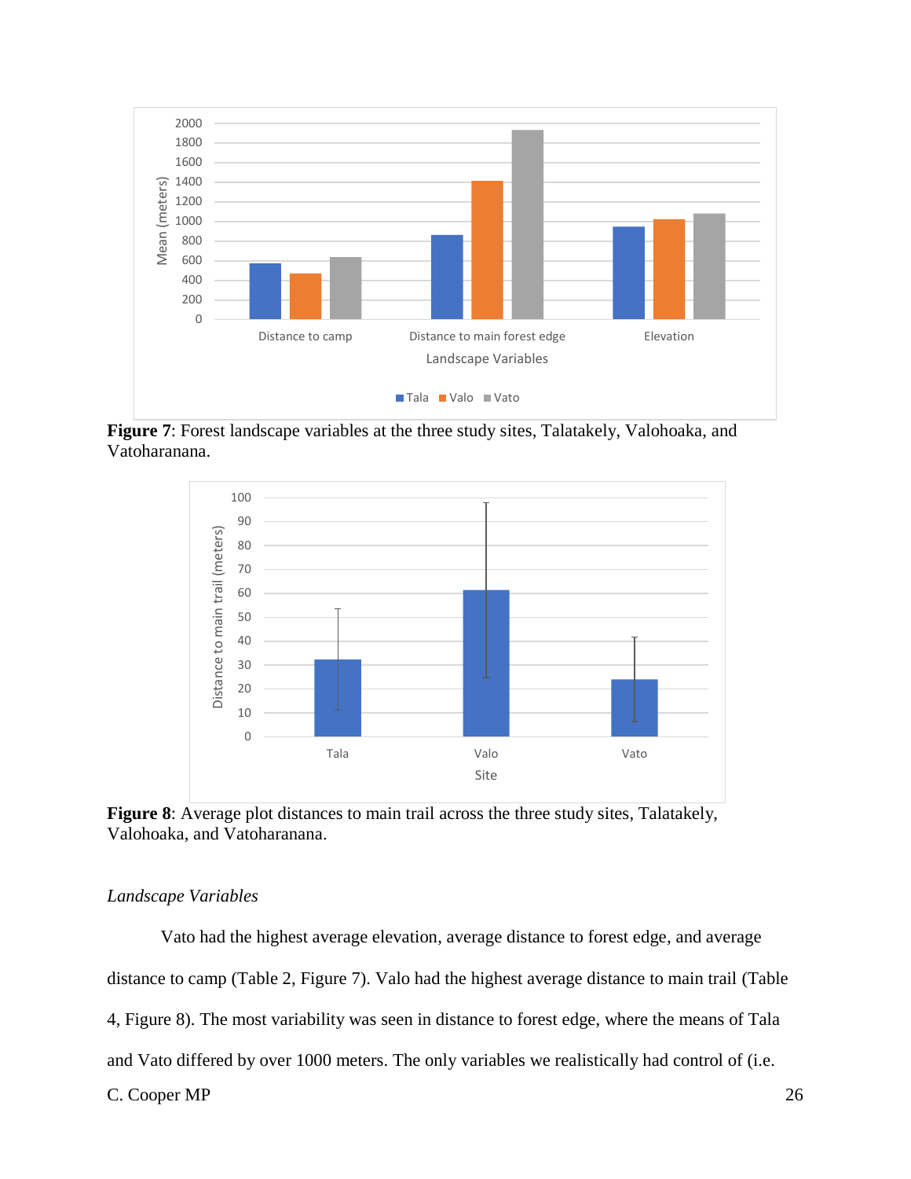**Figure 7**: Forest landscape variables at the three study sites, Talatakely, Valohoaka, and Vatoharanana.

**Figure 8**: Average plot distances to main trail across the three study sites, Talatakely, Valohoaka, and Vatoharanana.

*Landscape Variables*

Vato had the highest average elevation, average distance to forest edge, and average distance to camp (Table 2, Figure 7). Valo had the highest average distance to main trail (Table 4, Figure 8). The most variability was seen in distance to forest edge, where the means of Tala and Vato differed by over 1000 meters. The only variables we realistically had control of (i.e.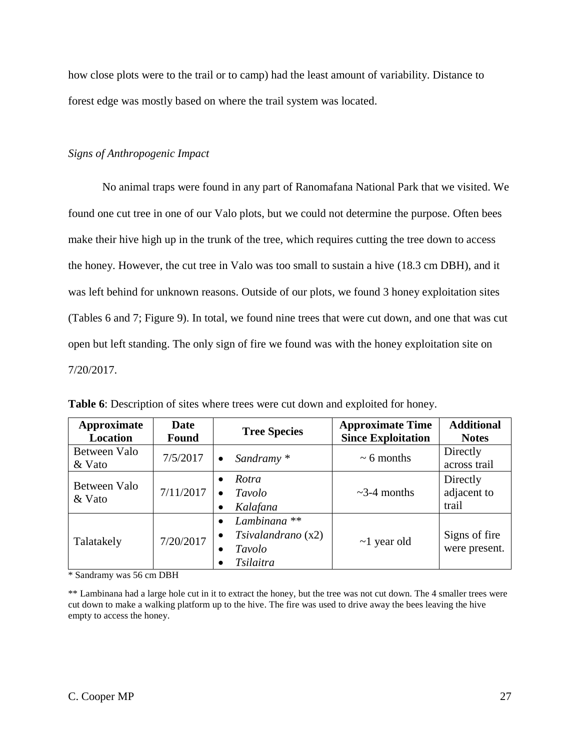how close plots were to the trail or to camp) had the least amount of variability. Distance to forest edge was mostly based on where the trail system was located.

*Signs of Anthropogenic Impact*

No animal traps were found in any part of Ranomafana National Park that we visited. We found one cut tree in one of our Valo plots, but we could not determine the purpose. Often bees make their hive high up in the trunk of the tree, which requires cutting the tree down to access the honey. However, the cut tree in Valo was too small to sustain a hive (18.3 cm DBH), and it was left behind for unknown reasons. Outside of our plots, we found 3 honey exploitation sites (Tables 6 and 7; Figure 9). In total, we found nine trees that were cut down, and one that was cut open but left standing. The only sign of fire we found was with the honey exploitation site on 7/20/2017.

**Table 6**: Description of sites where trees were cut down and exploited for honey.

| Approximate Location | Date Found | Tree Species | Approximate Time Since Exploitation | Additional Notes |
|---|---|---|---|---|
| Between Valo & Vato | 7/5/2017 | • *Sandramy* * | ~ 6 months | Directly across trail |
| Between Valo & Vato | 7/11/2017 | • *Rotra*<br>• *Tavolo*<br>• *Kalafana* | ~3-4 months | Directly adjacent to trail |
| Talatakely | 7/20/2017 | • *Lambinana* **<br>• *Tsivalandrano* (x2)<br>• *Tavolo*<br>• *Tsilaitra* | ~1 year old | Signs of fire were present. |

* Sandramy was 56 cm DBH

** Lambinana had a large hole cut in it to extract the honey, but the tree was not cut down. The 4 smaller trees were cut down to make a walking platform up to the hive. The fire was used to drive away the bees leaving the hive empty to access the honey.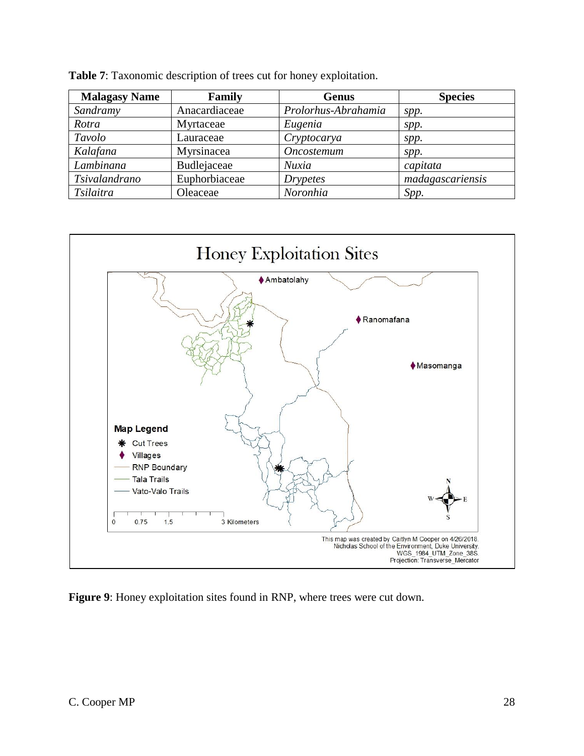**Table 7**: Taxonomic description of trees cut for honey exploitation.

| Malagasy Name | Family | Genus | Species |
|---|---|---|---|
| *Sandramy* | Anacardiaceae | *Prolorhus-Abrahamia* | *spp.* |
| *Rotra* | Myrtaceae | *Eugenia* | *spp.* |
| *Tavolo* | Lauraceae | *Cryptocarya* | *spp.* |
| *Kalafana* | Myrsinacea | *Oncostemum* | *spp.* |
| *Lambinana* | Budlejaceae | *Nuxia* | *capitata* |
| *Tsivalandrano* | Euphorbiaceae | *Drypetes* | *madagascariensis* |
| *Tsilaitra* | Oleaceae | *Noronhia* | *Spp.* |

**Figure 9**: Honey exploitation sites found in RNP, where trees were cut down.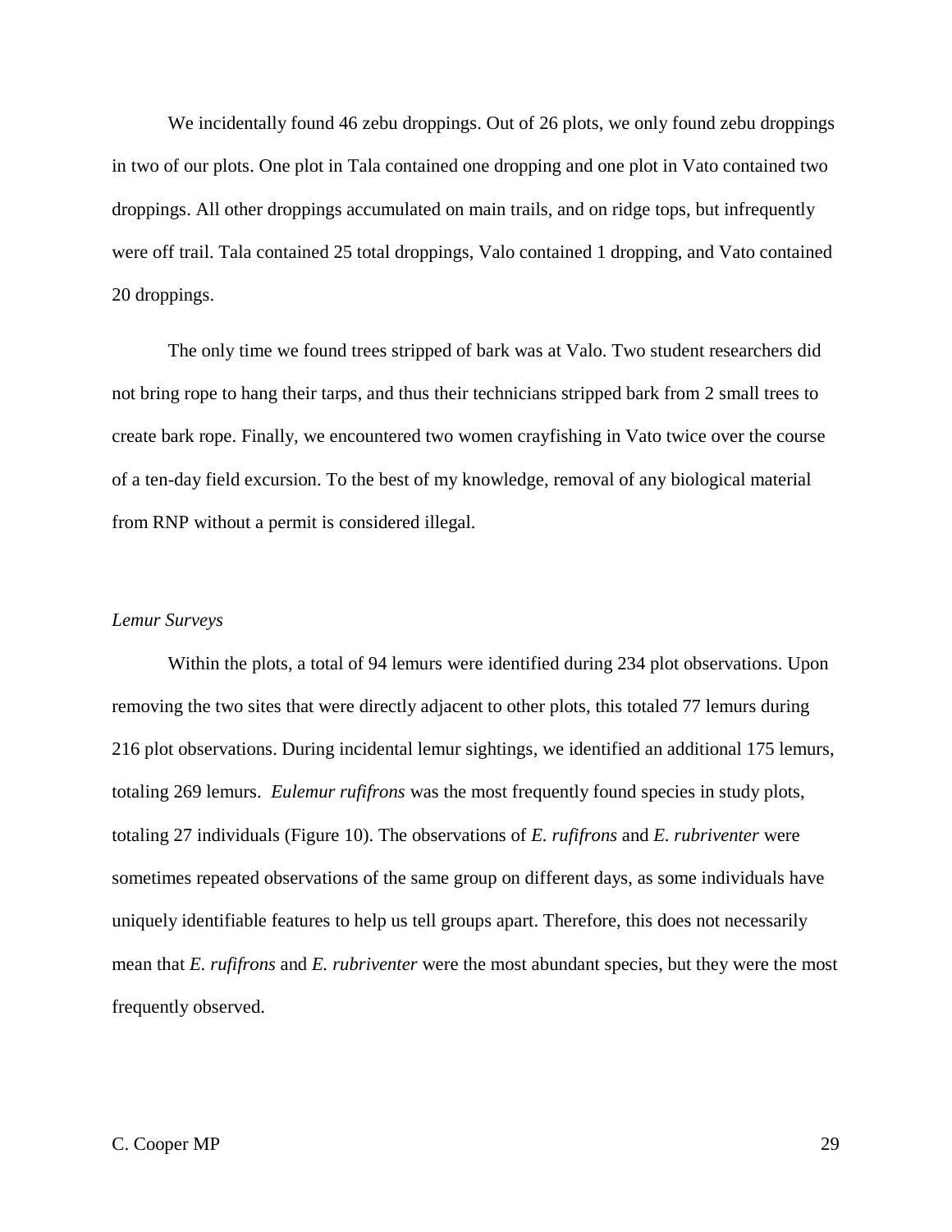We incidentally found 46 zebu droppings. Out of 26 plots, we only found zebu droppings in two of our plots. One plot in Tala contained one dropping and one plot in Vato contained two droppings. All other droppings accumulated on main trails, and on ridge tops, but infrequently were off trail. Tala contained 25 total droppings, Valo contained 1 dropping, and Vato contained 20 droppings.

The only time we found trees stripped of bark was at Valo. Two student researchers did not bring rope to hang their tarps, and thus their technicians stripped bark from 2 small trees to create bark rope. Finally, we encountered two women crayfishing in Vato twice over the course of a ten-day field excursion. To the best of my knowledge, removal of any biological material from RNP without a permit is considered illegal.

*Lemur Surveys*

Within the plots, a total of 94 lemurs were identified during 234 plot observations. Upon removing the two sites that were directly adjacent to other plots, this totaled 77 lemurs during 216 plot observations. During incidental lemur sightings, we identified an additional 175 lemurs, totaling 269 lemurs. *Eulemur rufifrons* was the most frequently found species in study plots, totaling 27 individuals (Figure 10). The observations of *E. rufifrons* and *E. rubriventer* were sometimes repeated observations of the same group on different days, as some individuals have uniquely identifiable features to help us tell groups apart. Therefore, this does not necessarily mean that *E. rufifrons* and *E. rubriventer* were the most abundant species, but they were the most frequently observed.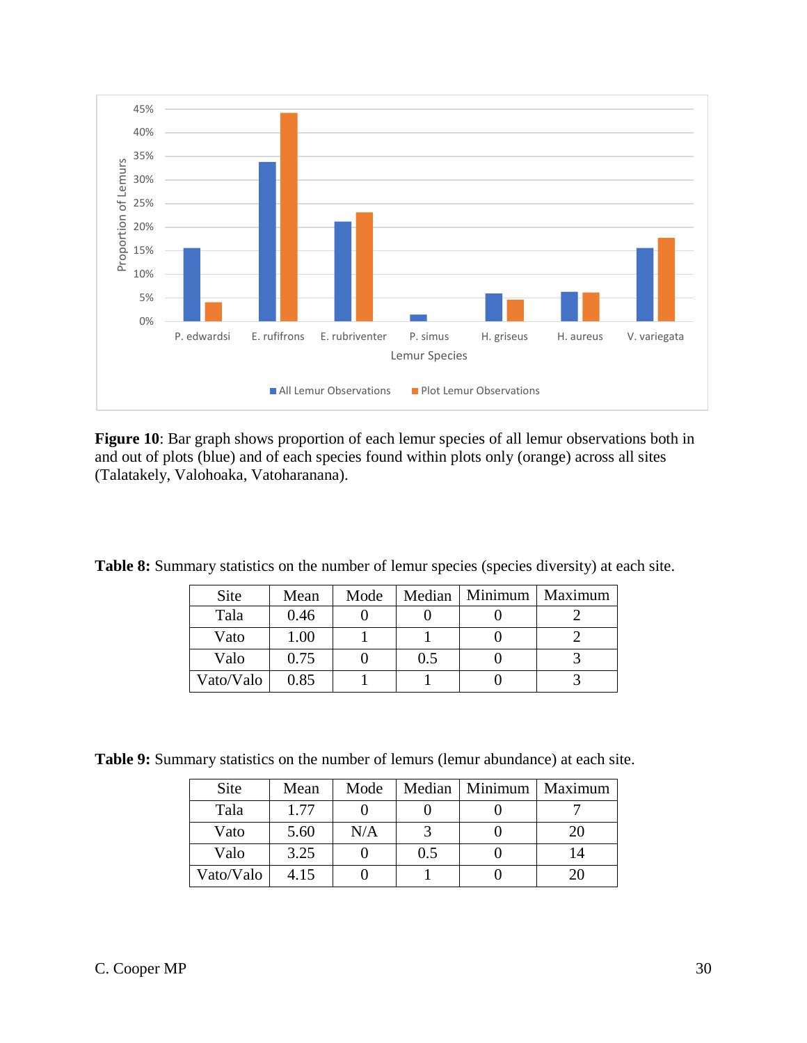**Figure 10**: Bar graph shows proportion of each lemur species of all lemur observations both in and out of plots (blue) and of each species found within plots only (orange) across all sites (Talatakely, Valohoaka, Vatoharanana).

**Table 8:** Summary statistics on the number of lemur species (species diversity) at each site.

| Site | Mean | Mode | Median | Minimum | Maximum |
|---|---|---|---|---|---|
| Tala | 0.46 | 0 | 0 | 0 | 2 |
| Vato | 1.00 | 1 | 1 | 0 | 2 |
| Valo | 0.75 | 0 | 0.5 | 0 | 3 |
| Vato/Valo | 0.85 | 1 | 1 | 0 | 3 |

**Table 9:** Summary statistics on the number of lemurs (lemur abundance) at each site.

| Site | Mean | Mode | Median | Minimum | Maximum |
|---|---|---|---|---|---|
| Tala | 1.77 | 0 | 0 | 0 | 7 |
| Vato | 5.60 | N/A | 3 | 0 | 20 |
| Valo | 3.25 | 0 | 0.5 | 0 | 14 |
| Vato/Valo | 4.15 | 0 | 1 | 0 | 20 |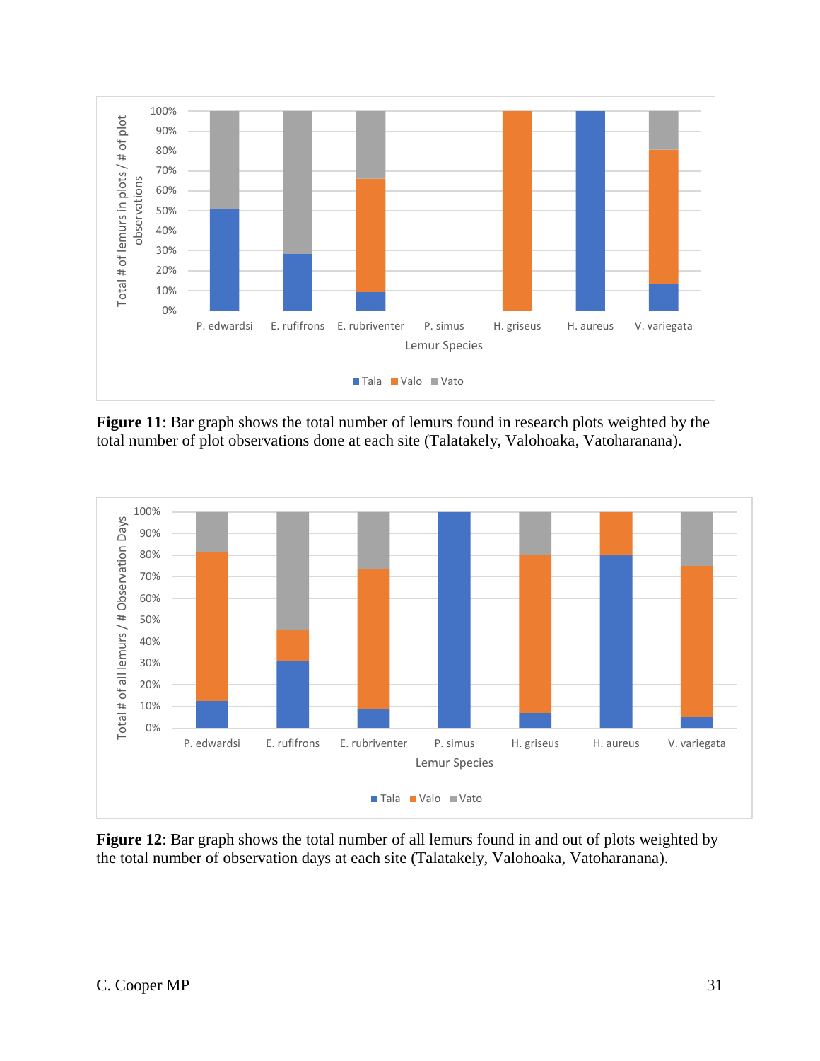**Figure 11**: Bar graph shows the total number of lemurs found in research plots weighted by the total number of plot observations done at each site (Talatakely, Valohoaka, Vatoharanana).

**Figure 12**: Bar graph shows the total number of all lemurs found in and out of plots weighted by the total number of observation days at each site (Talatakely, Valohoaka, Vatoharanana).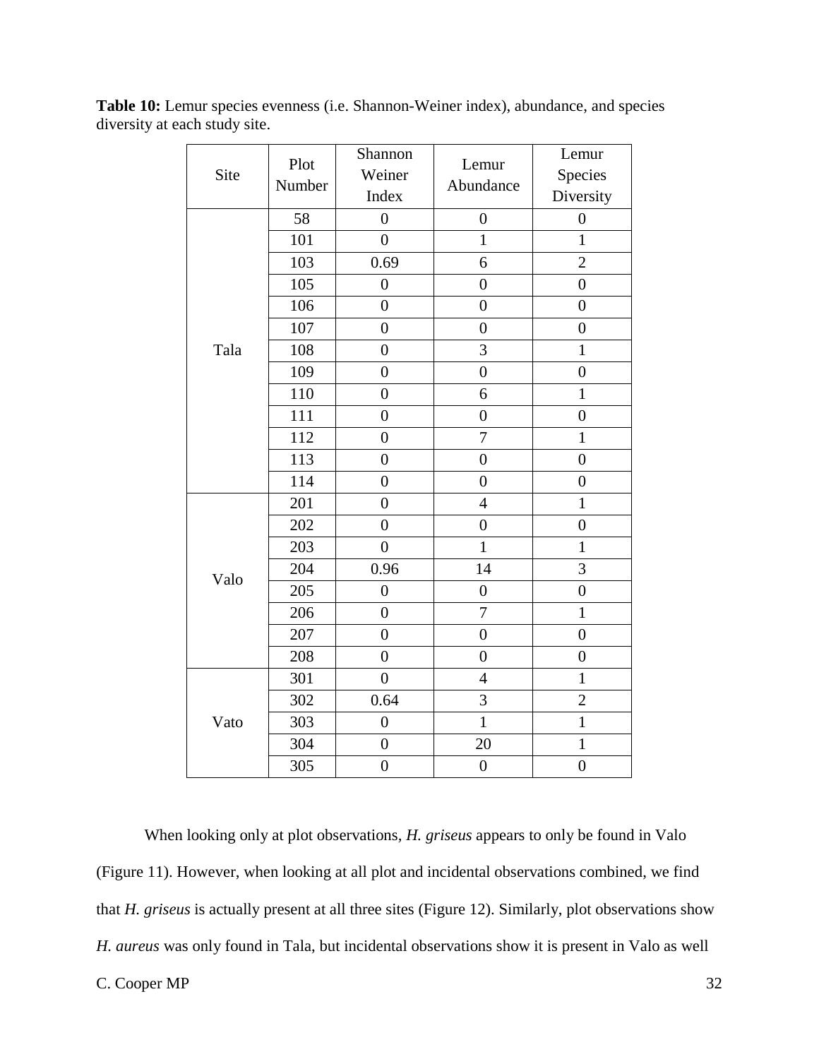**Table 10:** Lemur species evenness (i.e. Shannon-Weiner index), abundance, and species diversity at each study site.

| Site | Plot Number | Shannon Weiner Index | Lemur Abundance | Lemur Species Diversity |
|---|---|---|---|---|
| Tala | 58 | 0 | 0 | 0 |
| | 101 | 0 | 1 | 1 |
| | 103 | 0.69 | 6 | 2 |
| | 105 | 0 | 0 | 0 |
| | 106 | 0 | 0 | 0 |
| | 107 | 0 | 0 | 0 |
| | 108 | 0 | 3 | 1 |
| | 109 | 0 | 0 | 0 |
| | 110 | 0 | 6 | 1 |
| | 111 | 0 | 0 | 0 |
| | 112 | 0 | 7 | 1 |
| | 113 | 0 | 0 | 0 |
| | 114 | 0 | 0 | 0 |
| Valo | 201 | 0 | 4 | 1 |
| | 202 | 0 | 0 | 0 |
| | 203 | 0 | 1 | 1 |
| | 204 | 0.96 | 14 | 3 |
| | 205 | 0 | 0 | 0 |
| | 206 | 0 | 7 | 1 |
| | 207 | 0 | 0 | 0 |
| | 208 | 0 | 0 | 0 |
| Vato | 301 | 0 | 4 | 1 |
| | 302 | 0.64 | 3 | 2 |
| | 303 | 0 | 1 | 1 |
| | 304 | 0 | 20 | 1 |
| | 305 | 0 | 0 | 0 |

When looking only at plot observations, *H. griseus* appears to only be found in Valo (Figure 11). However, when looking at all plot and incidental observations combined, we find that *H. griseus* is actually present at all three sites (Figure 12). Similarly, plot observations show *H. aureus* was only found in Tala, but incidental observations show it is present in Valo as well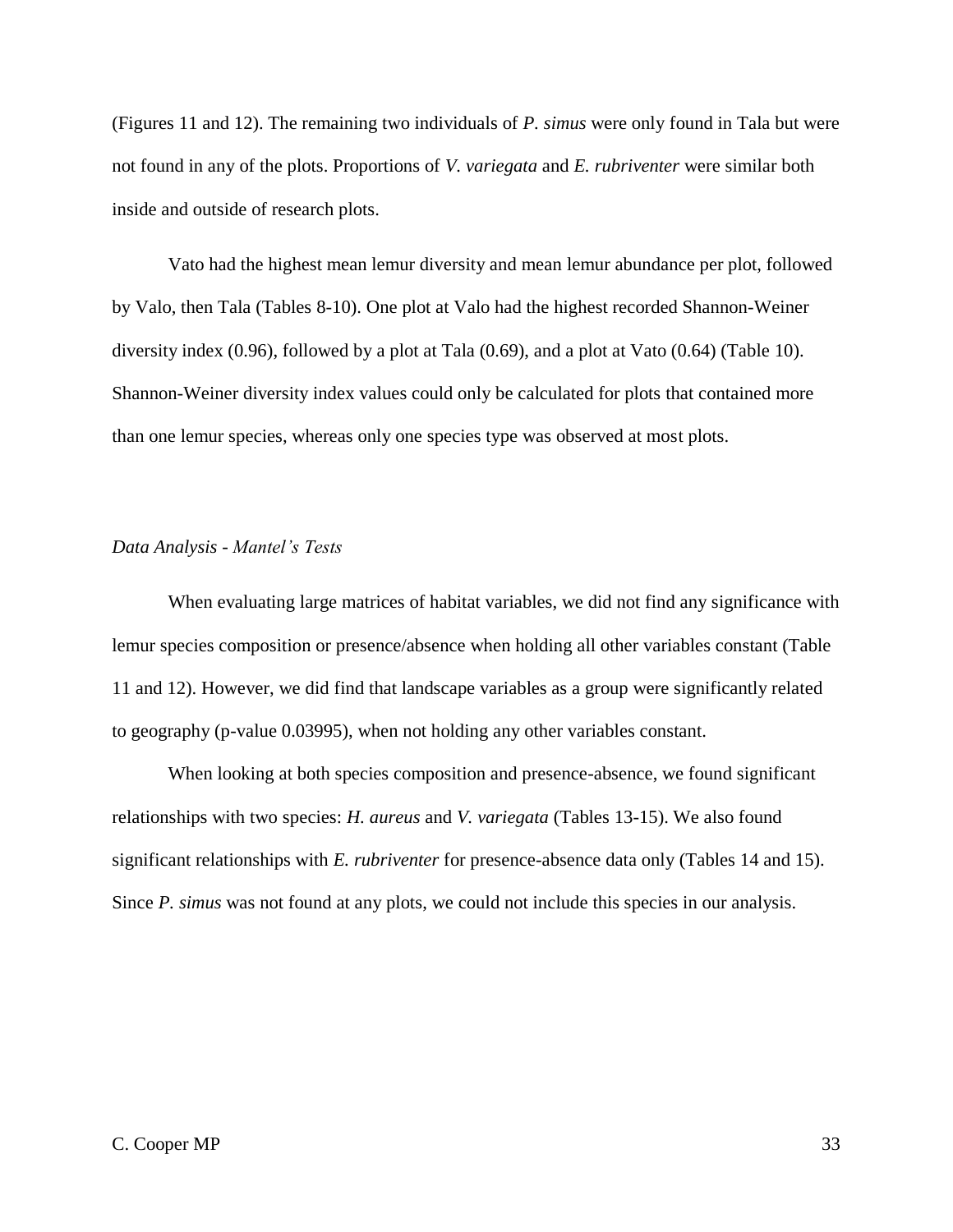(Figures 11 and 12). The remaining two individuals of *P. simus* were only found in Tala but were not found in any of the plots. Proportions of *V. variegata* and *E. rubriventer* were similar both inside and outside of research plots.

Vato had the highest mean lemur diversity and mean lemur abundance per plot, followed by Valo, then Tala (Tables 8-10). One plot at Valo had the highest recorded Shannon-Weiner diversity index (0.96), followed by a plot at Tala (0.69), and a plot at Vato (0.64) (Table 10). Shannon-Weiner diversity index values could only be calculated for plots that contained more than one lemur species, whereas only one species type was observed at most plots.

### *Data Analysis - Mantel's Tests*

When evaluating large matrices of habitat variables, we did not find any significance with lemur species composition or presence/absence when holding all other variables constant (Table 11 and 12). However, we did find that landscape variables as a group were significantly related to geography (p-value 0.03995), when not holding any other variables constant.

When looking at both species composition and presence-absence, we found significant relationships with two species: *H. aureus* and *V. variegata* (Tables 13-15). We also found significant relationships with *E. rubriventer* for presence-absence data only (Tables 14 and 15). Since *P. simus* was not found at any plots, we could not include this species in our analysis.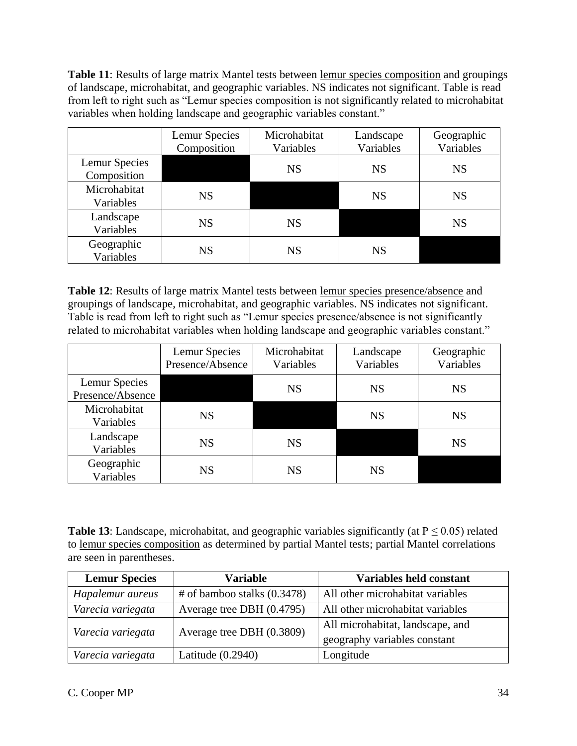**Table 11**: Results of large matrix Mantel tests between lemur species composition and groupings of landscape, microhabitat, and geographic variables. NS indicates not significant. Table is read from left to right such as "Lemur species composition is not significantly related to microhabitat variables when holding landscape and geographic variables constant."

| | Lemur Species Composition | Microhabitat Variables | Landscape Variables | Geographic Variables |
|---|---|---|---|---|
| Lemur Species Composition | | NS | NS | NS |
| Microhabitat Variables | NS | | NS | NS |
| Landscape Variables | NS | NS | | NS |
| Geographic Variables | NS | NS | NS | |

**Table 12**: Results of large matrix Mantel tests between lemur species presence/absence and groupings of landscape, microhabitat, and geographic variables. NS indicates not significant. Table is read from left to right such as "Lemur species presence/absence is not significantly related to microhabitat variables when holding landscape and geographic variables constant."

| | Lemur Species Presence/Absence | Microhabitat Variables | Landscape Variables | Geographic Variables |
|---|---|---|---|---|
| Lemur Species Presence/Absence | | NS | NS | NS |
| Microhabitat Variables | NS | | NS | NS |
| Landscape Variables | NS | NS | | NS |
| Geographic Variables | NS | NS | NS | |

**Table 13**: Landscape, microhabitat, and geographic variables significantly (at $P \leq 0.05$) related to lemur species composition as determined by partial Mantel tests; partial Mantel correlations are seen in parentheses.

| Lemur Species | Variable | Variables held constant |
|---|---|---|
| *Hapalemur aureus* | # of bamboo stalks (0.3478) | All other microhabitat variables |
| *Varecia variegata* | Average tree DBH (0.4795) | All other microhabitat variables |
| *Varecia variegata* | Average tree DBH (0.3809) | All microhabitat, landscape, and geography variables constant |
| *Varecia variegata* | Latitude (0.2940) | Longitude |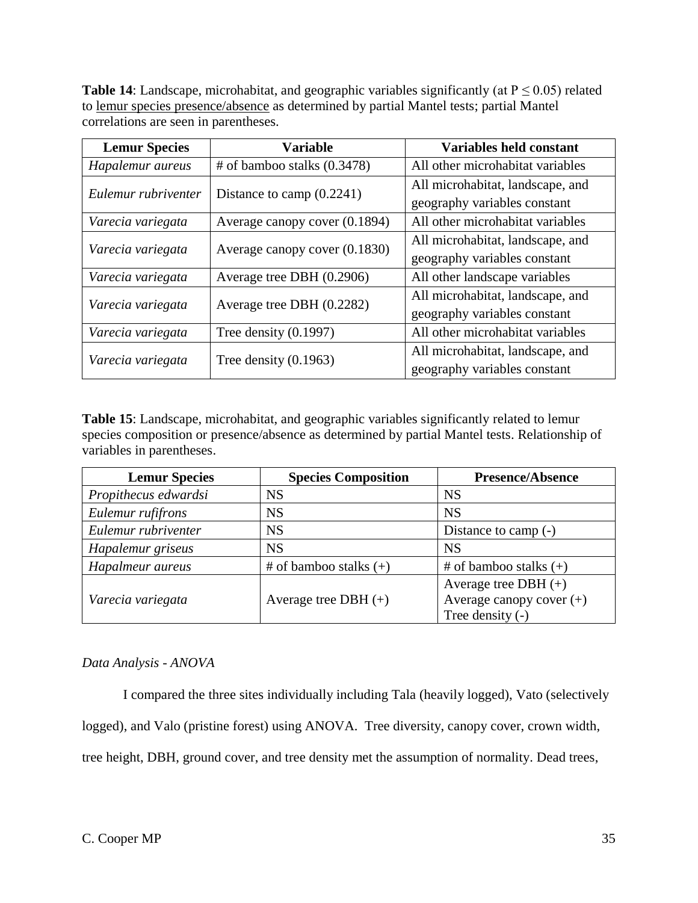**Table 14**: Landscape, microhabitat, and geographic variables significantly (at $P \leq 0.05$) related to lemur species presence/absence as determined by partial Mantel tests; partial Mantel correlations are seen in parentheses.

| Lemur Species | Variable | Variables held constant |
|---|---|---|
| *Hapalemur aureus* | # of bamboo stalks (0.3478) | All other microhabitat variables |
| *Eulemur rubriventer* | Distance to camp (0.2241) | All microhabitat, landscape, and geography variables constant |
| *Varecia variegata* | Average canopy cover (0.1894) | All other microhabitat variables |
| *Varecia variegata* | Average canopy cover (0.1830) | All microhabitat, landscape, and geography variables constant |
| *Varecia variegata* | Average tree DBH (0.2906) | All other landscape variables |
| *Varecia variegata* | Average tree DBH (0.2282) | All microhabitat, landscape, and geography variables constant |
| *Varecia variegata* | Tree density (0.1997) | All other microhabitat variables |
| *Varecia variegata* | Tree density (0.1963) | All microhabitat, landscape, and geography variables constant |

**Table 15**: Landscape, microhabitat, and geographic variables significantly related to lemur species composition or presence/absence as determined by partial Mantel tests. Relationship of variables in parentheses.

| Lemur Species | Species Composition | Presence/Absence |
|---|---|---|
| *Propithecus edwardsi* | NS | NS |
| *Eulemur rufifrons* | NS | NS |
| *Eulemur rubriventer* | NS | Distance to camp (-) |
| *Hapalemur griseus* | NS | NS |
| *Hapalmeur aureus* | # of bamboo stalks (+) | # of bamboo stalks (+) |
| *Varecia variegata* | Average tree DBH (+) | Average tree DBH (+)<br>Average canopy cover (+)<br>Tree density (-) |

*Data Analysis - ANOVA*

I compared the three sites individually including Tala (heavily logged), Vato (selectively logged), and Valo (pristine forest) using ANOVA. Tree diversity, canopy cover, crown width, tree height, DBH, ground cover, and tree density met the assumption of normality. Dead trees,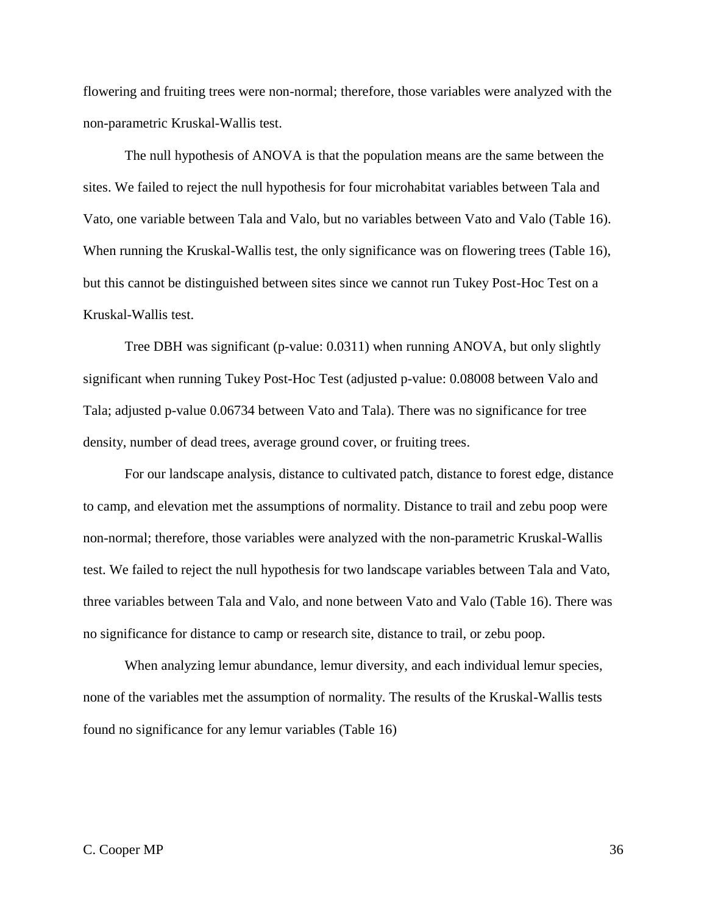flowering and fruiting trees were non-normal; therefore, those variables were analyzed with the non-parametric Kruskal-Wallis test.

The null hypothesis of ANOVA is that the population means are the same between the sites. We failed to reject the null hypothesis for four microhabitat variables between Tala and Vato, one variable between Tala and Valo, but no variables between Vato and Valo (Table 16). When running the Kruskal-Wallis test, the only significance was on flowering trees (Table 16), but this cannot be distinguished between sites since we cannot run Tukey Post-Hoc Test on a Kruskal-Wallis test.

Tree DBH was significant (p-value: 0.0311) when running ANOVA, but only slightly significant when running Tukey Post-Hoc Test (adjusted p-value: 0.08008 between Valo and Tala; adjusted p-value 0.06734 between Vato and Tala). There was no significance for tree density, number of dead trees, average ground cover, or fruiting trees.

For our landscape analysis, distance to cultivated patch, distance to forest edge, distance to camp, and elevation met the assumptions of normality. Distance to trail and zebu poop were non-normal; therefore, those variables were analyzed with the non-parametric Kruskal-Wallis test. We failed to reject the null hypothesis for two landscape variables between Tala and Vato, three variables between Tala and Valo, and none between Vato and Valo (Table 16). There was no significance for distance to camp or research site, distance to trail, or zebu poop.

When analyzing lemur abundance, lemur diversity, and each individual lemur species, none of the variables met the assumption of normality. The results of the Kruskal-Wallis tests found no significance for any lemur variables (Table 16)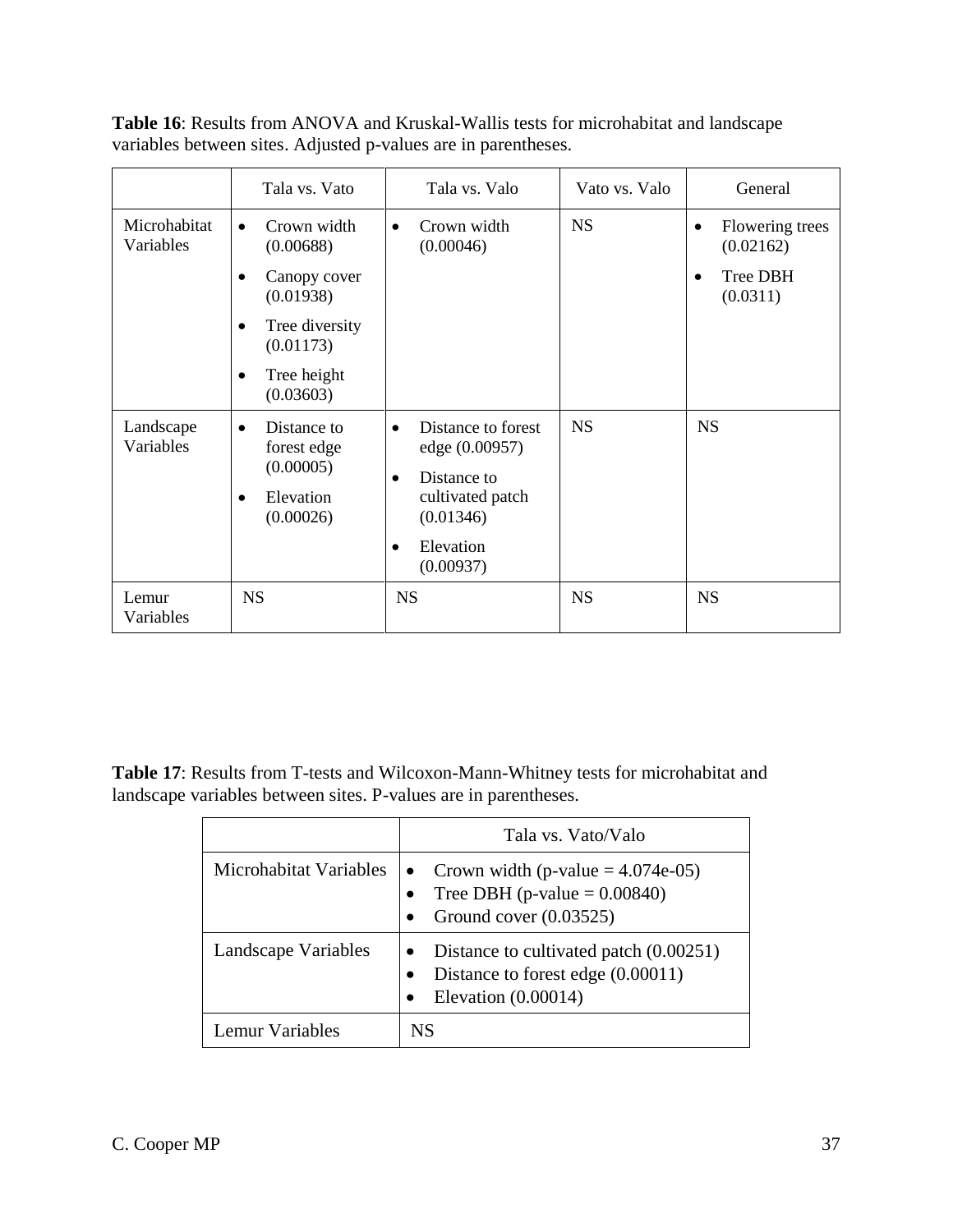**Table 16**: Results from ANOVA and Kruskal-Wallis tests for microhabitat and landscape variables between sites. Adjusted p-values are in parentheses.

| | Tala vs. Vato | Tala vs. Valo | Vato vs. Valo | General |
|---|---|---|---|---|
| Microhabitat Variables | • Crown width (0.00688)<br>• Canopy cover (0.01938)<br>• Tree diversity (0.01173)<br>• Tree height (0.03603) | • Crown width (0.00046) | NS | • Flowering trees (0.02162)<br>• Tree DBH (0.0311) |
| Landscape Variables | • Distance to forest edge (0.00005)<br>• Elevation (0.00026) | • Distance to forest edge (0.00957)<br>• Distance to cultivated patch (0.01346)<br>• Elevation (0.00937) | NS | NS |
| Lemur Variables | NS | NS | NS | NS |

**Table 17**: Results from T-tests and Wilcoxon-Mann-Whitney tests for microhabitat and landscape variables between sites. P-values are in parentheses.

| | Tala vs. Vato/Valo |
|---|---|
| Microhabitat Variables | • Crown width (p-value = 4.074e-05)<br>• Tree DBH (p-value = 0.00840)<br>• Ground cover (0.03525) |
| Landscape Variables | • Distance to cultivated patch (0.00251)<br>• Distance to forest edge (0.00011)<br>• Elevation (0.00014) |
| Lemur Variables | NS |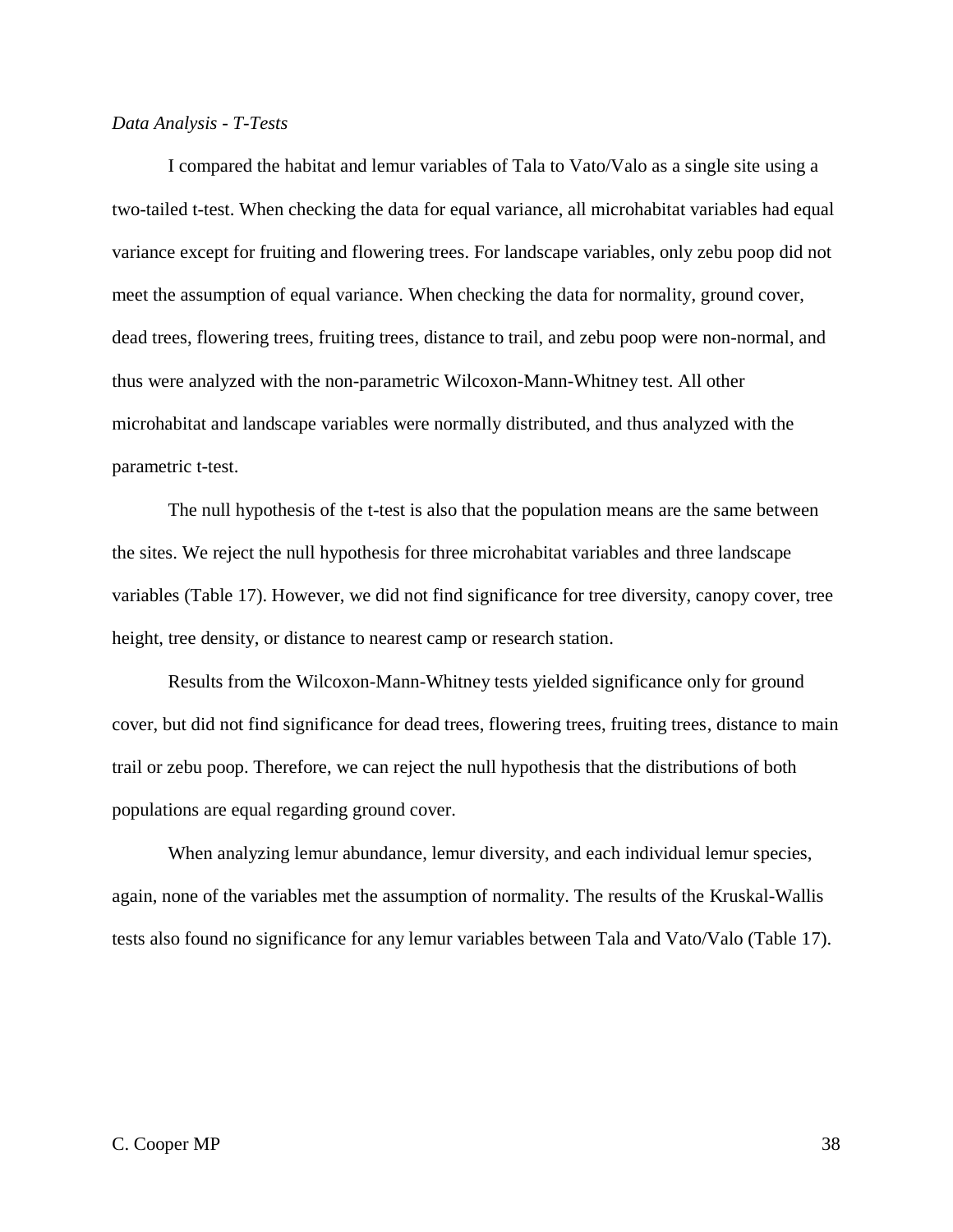*Data Analysis - T-Tests*

I compared the habitat and lemur variables of Tala to Vato/Valo as a single site using a two-tailed t-test. When checking the data for equal variance, all microhabitat variables had equal variance except for fruiting and flowering trees. For landscape variables, only zebu poop did not meet the assumption of equal variance. When checking the data for normality, ground cover, dead trees, flowering trees, fruiting trees, distance to trail, and zebu poop were non-normal, and thus were analyzed with the non-parametric Wilcoxon-Mann-Whitney test. All other microhabitat and landscape variables were normally distributed, and thus analyzed with the parametric t-test.

The null hypothesis of the t-test is also that the population means are the same between the sites. We reject the null hypothesis for three microhabitat variables and three landscape variables (Table 17). However, we did not find significance for tree diversity, canopy cover, tree height, tree density, or distance to nearest camp or research station.

Results from the Wilcoxon-Mann-Whitney tests yielded significance only for ground cover, but did not find significance for dead trees, flowering trees, fruiting trees, distance to main trail or zebu poop. Therefore, we can reject the null hypothesis that the distributions of both populations are equal regarding ground cover.

When analyzing lemur abundance, lemur diversity, and each individual lemur species, again, none of the variables met the assumption of normality. The results of the Kruskal-Wallis tests also found no significance for any lemur variables between Tala and Vato/Valo (Table 17).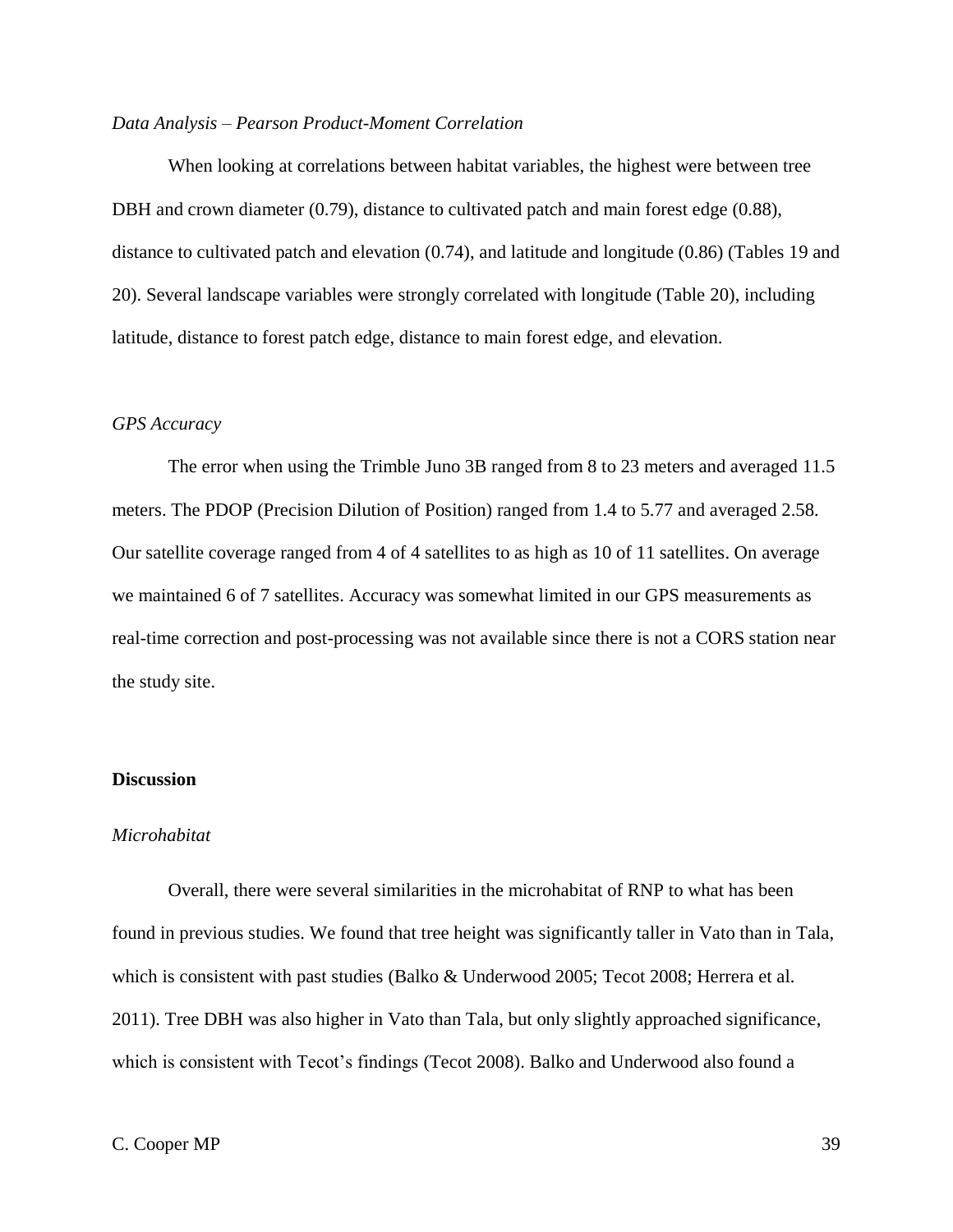*Data Analysis – Pearson Product-Moment Correlation*

When looking at correlations between habitat variables, the highest were between tree DBH and crown diameter (0.79), distance to cultivated patch and main forest edge (0.88), distance to cultivated patch and elevation (0.74), and latitude and longitude (0.86) (Tables 19 and 20). Several landscape variables were strongly correlated with longitude (Table 20), including latitude, distance to forest patch edge, distance to main forest edge, and elevation.

*GPS Accuracy*

The error when using the Trimble Juno 3B ranged from 8 to 23 meters and averaged 11.5 meters. The PDOP (Precision Dilution of Position) ranged from 1.4 to 5.77 and averaged 2.58. Our satellite coverage ranged from 4 of 4 satellites to as high as 10 of 11 satellites. On average we maintained 6 of 7 satellites. Accuracy was somewhat limited in our GPS measurements as real-time correction and post-processing was not available since there is not a CORS station near the study site.

**Discussion**

*Microhabitat*

Overall, there were several similarities in the microhabitat of RNP to what has been found in previous studies. We found that tree height was significantly taller in Vato than in Tala, which is consistent with past studies (Balko & Underwood 2005; Tecot 2008; Herrera et al. 2011). Tree DBH was also higher in Vato than Tala, but only slightly approached significance, which is consistent with Tecot's findings (Tecot 2008). Balko and Underwood also found a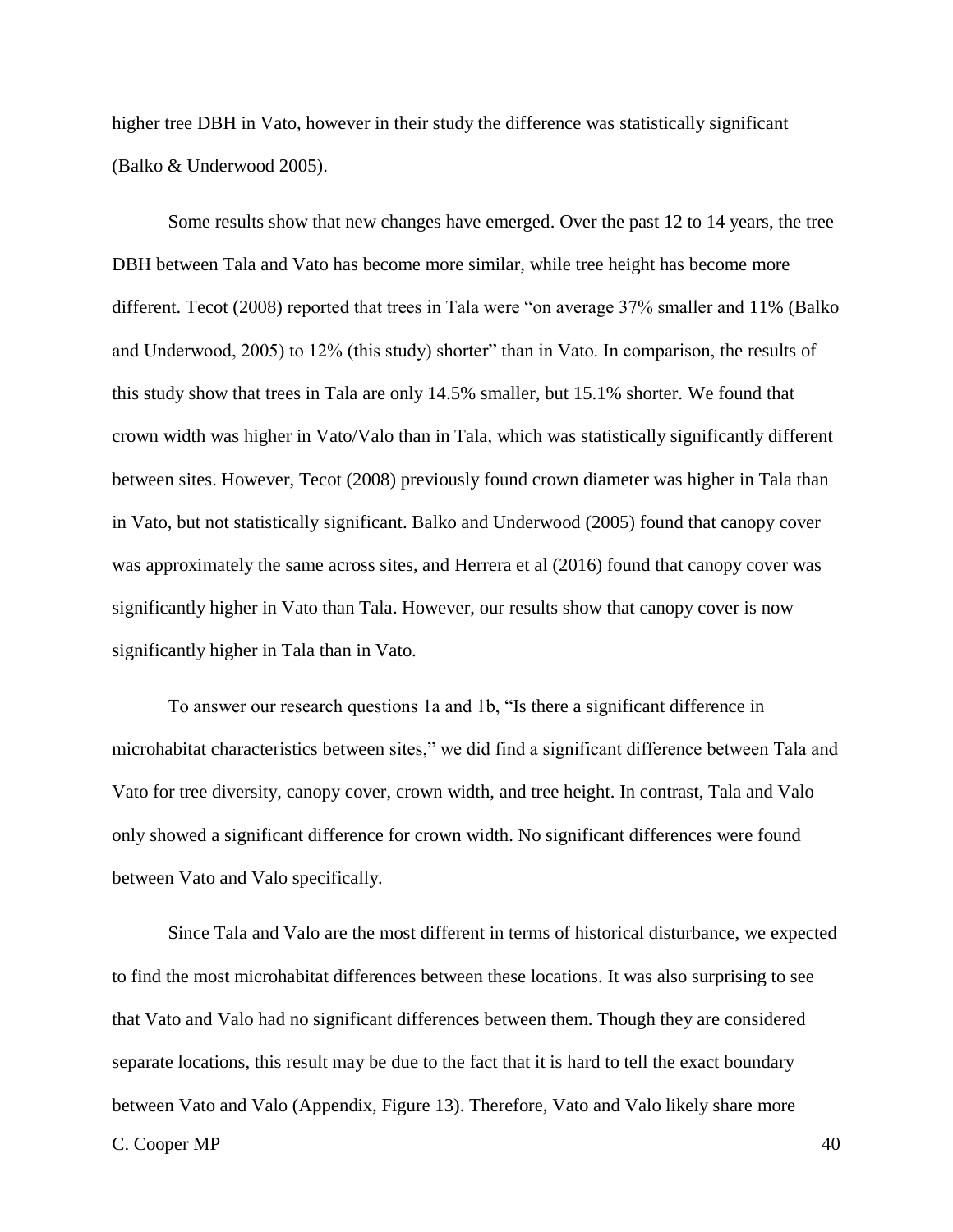higher tree DBH in Vato, however in their study the difference was statistically significant (Balko & Underwood 2005).

Some results show that new changes have emerged. Over the past 12 to 14 years, the tree DBH between Tala and Vato has become more similar, while tree height has become more different. Tecot (2008) reported that trees in Tala were "on average 37% smaller and 11% (Balko and Underwood, 2005) to 12% (this study) shorter" than in Vato. In comparison, the results of this study show that trees in Tala are only 14.5% smaller, but 15.1% shorter. We found that crown width was higher in Vato/Valo than in Tala, which was statistically significantly different between sites. However, Tecot (2008) previously found crown diameter was higher in Tala than in Vato, but not statistically significant. Balko and Underwood (2005) found that canopy cover was approximately the same across sites, and Herrera et al (2016) found that canopy cover was significantly higher in Vato than Tala. However, our results show that canopy cover is now significantly higher in Tala than in Vato.

To answer our research questions 1a and 1b, "Is there a significant difference in microhabitat characteristics between sites," we did find a significant difference between Tala and Vato for tree diversity, canopy cover, crown width, and tree height. In contrast, Tala and Valo only showed a significant difference for crown width. No significant differences were found between Vato and Valo specifically.

Since Tala and Valo are the most different in terms of historical disturbance, we expected to find the most microhabitat differences between these locations. It was also surprising to see that Vato and Valo had no significant differences between them. Though they are considered separate locations, this result may be due to the fact that it is hard to tell the exact boundary between Vato and Valo (Appendix, Figure 13). Therefore, Vato and Valo likely share more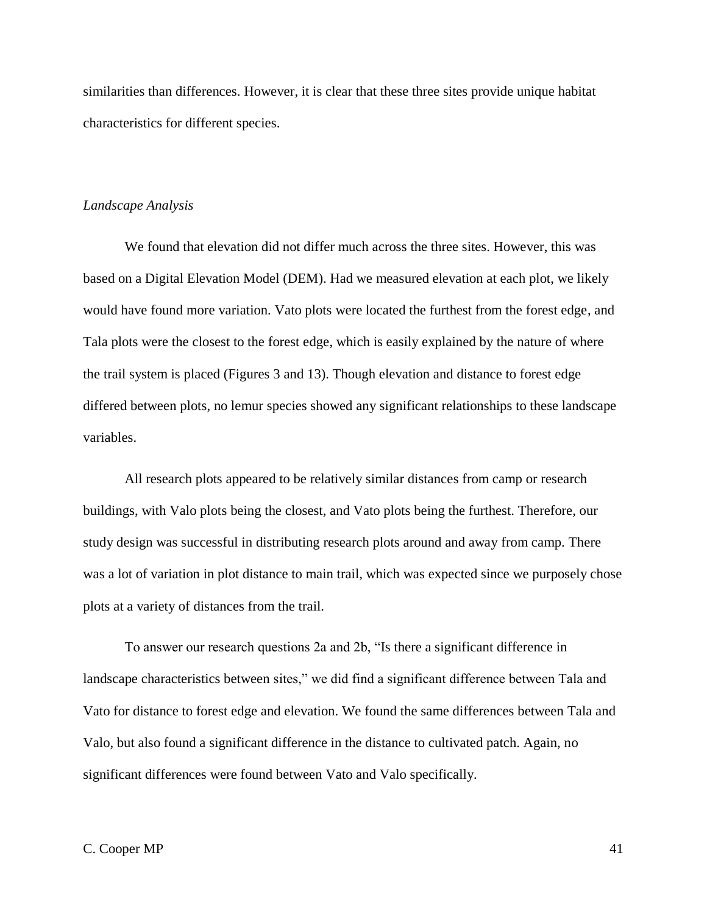similarities than differences. However, it is clear that these three sites provide unique habitat characteristics for different species.

*Landscape Analysis*

We found that elevation did not differ much across the three sites. However, this was based on a Digital Elevation Model (DEM). Had we measured elevation at each plot, we likely would have found more variation. Vato plots were located the furthest from the forest edge, and Tala plots were the closest to the forest edge, which is easily explained by the nature of where the trail system is placed (Figures 3 and 13). Though elevation and distance to forest edge differed between plots, no lemur species showed any significant relationships to these landscape variables.

All research plots appeared to be relatively similar distances from camp or research buildings, with Valo plots being the closest, and Vato plots being the furthest. Therefore, our study design was successful in distributing research plots around and away from camp. There was a lot of variation in plot distance to main trail, which was expected since we purposely chose plots at a variety of distances from the trail.

To answer our research questions 2a and 2b, "Is there a significant difference in landscape characteristics between sites," we did find a significant difference between Tala and Vato for distance to forest edge and elevation. We found the same differences between Tala and Valo, but also found a significant difference in the distance to cultivated patch. Again, no significant differences were found between Vato and Valo specifically.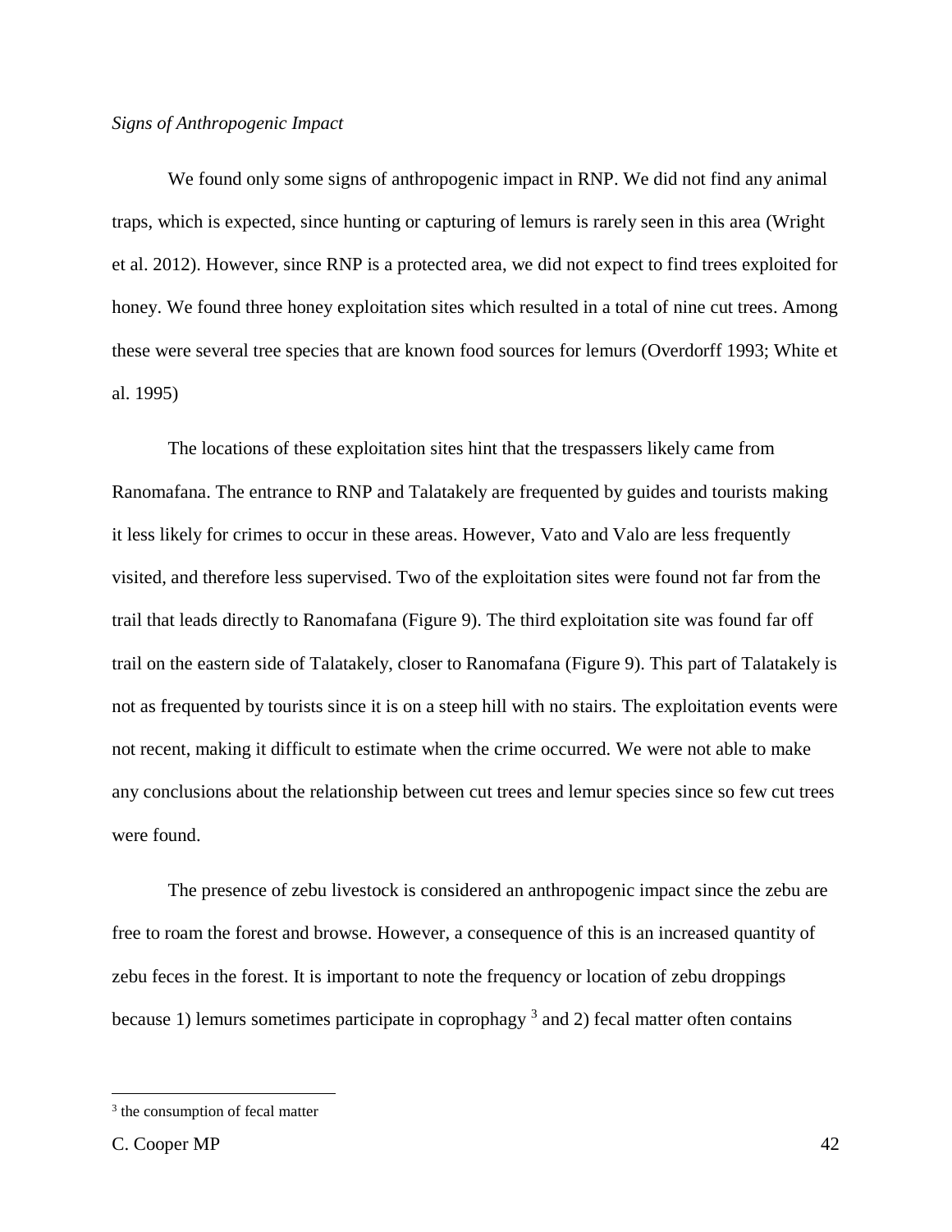*Signs of Anthropogenic Impact*

We found only some signs of anthropogenic impact in RNP. We did not find any animal traps, which is expected, since hunting or capturing of lemurs is rarely seen in this area (Wright et al. 2012). However, since RNP is a protected area, we did not expect to find trees exploited for honey. We found three honey exploitation sites which resulted in a total of nine cut trees. Among these were several tree species that are known food sources for lemurs (Overdorff 1993; White et al. 1995)

The locations of these exploitation sites hint that the trespassers likely came from Ranomafana. The entrance to RNP and Talatakely are frequented by guides and tourists making it less likely for crimes to occur in these areas. However, Vato and Valo are less frequently visited, and therefore less supervised. Two of the exploitation sites were found not far from the trail that leads directly to Ranomafana (Figure 9). The third exploitation site was found far off trail on the eastern side of Talatakely, closer to Ranomafana (Figure 9). This part of Talatakely is not as frequented by tourists since it is on a steep hill with no stairs. The exploitation events were not recent, making it difficult to estimate when the crime occurred. We were not able to make any conclusions about the relationship between cut trees and lemur species since so few cut trees were found.

The presence of zebu livestock is considered an anthropogenic impact since the zebu are free to roam the forest and browse. However, a consequence of this is an increased quantity of zebu feces in the forest. It is important to note the frequency or location of zebu droppings because 1) lemurs sometimes participate in coprophagy [3] and 2) fecal matter often contains

[3] the consumption of fecal matter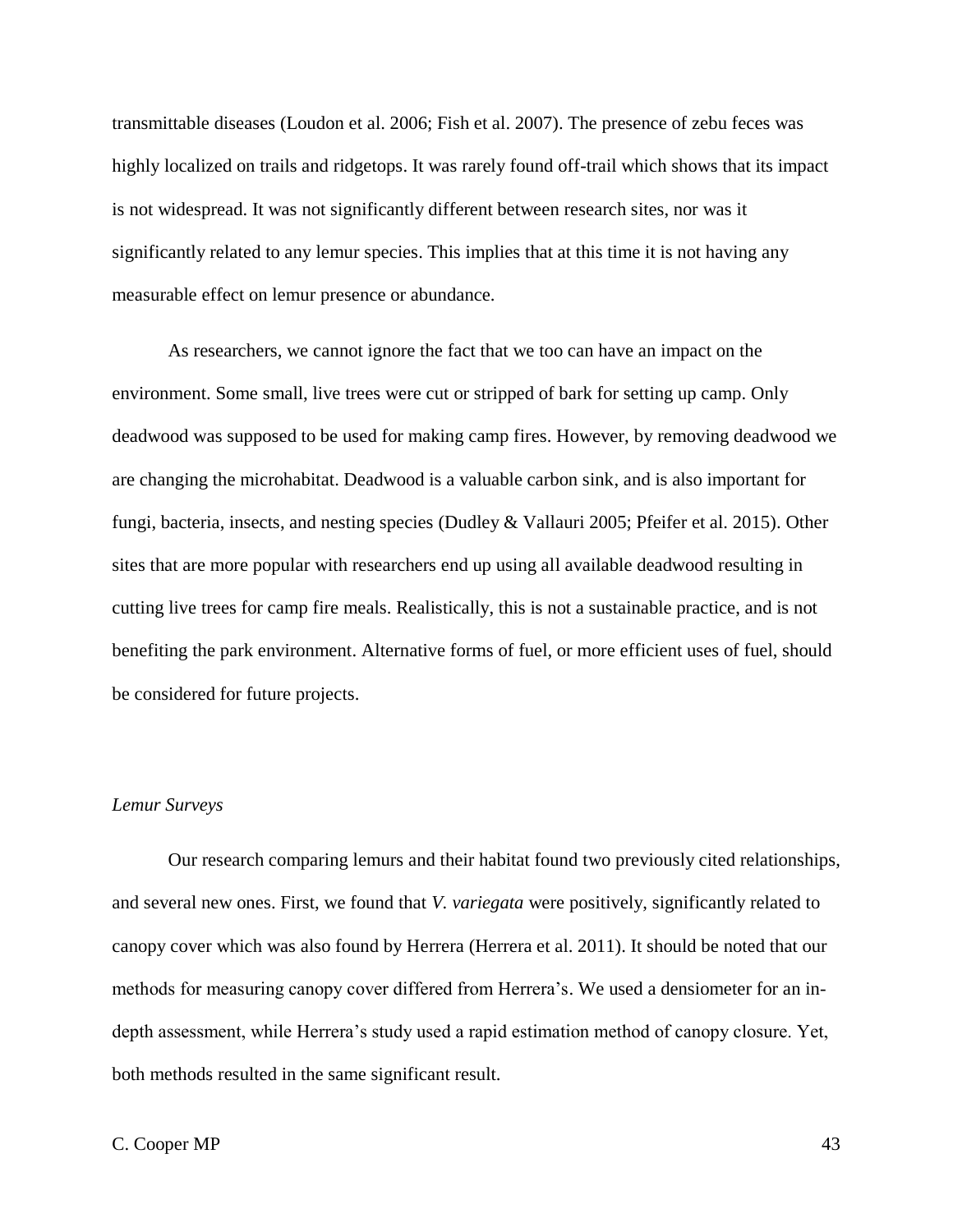transmittable diseases (Loudon et al. 2006; Fish et al. 2007). The presence of zebu feces was highly localized on trails and ridgetops. It was rarely found off-trail which shows that its impact is not widespread. It was not significantly different between research sites, nor was it significantly related to any lemur species. This implies that at this time it is not having any measurable effect on lemur presence or abundance.

As researchers, we cannot ignore the fact that we too can have an impact on the environment. Some small, live trees were cut or stripped of bark for setting up camp. Only deadwood was supposed to be used for making camp fires. However, by removing deadwood we are changing the microhabitat. Deadwood is a valuable carbon sink, and is also important for fungi, bacteria, insects, and nesting species (Dudley & Vallauri 2005; Pfeifer et al. 2015). Other sites that are more popular with researchers end up using all available deadwood resulting in cutting live trees for camp fire meals. Realistically, this is not a sustainable practice, and is not benefiting the park environment. Alternative forms of fuel, or more efficient uses of fuel, should be considered for future projects.

*Lemur Surveys*

Our research comparing lemurs and their habitat found two previously cited relationships, and several new ones. First, we found that *V. variegata* were positively, significantly related to canopy cover which was also found by Herrera (Herrera et al. 2011). It should be noted that our methods for measuring canopy cover differed from Herrera's. We used a densiometer for an in-depth assessment, while Herrera's study used a rapid estimation method of canopy closure. Yet, both methods resulted in the same significant result.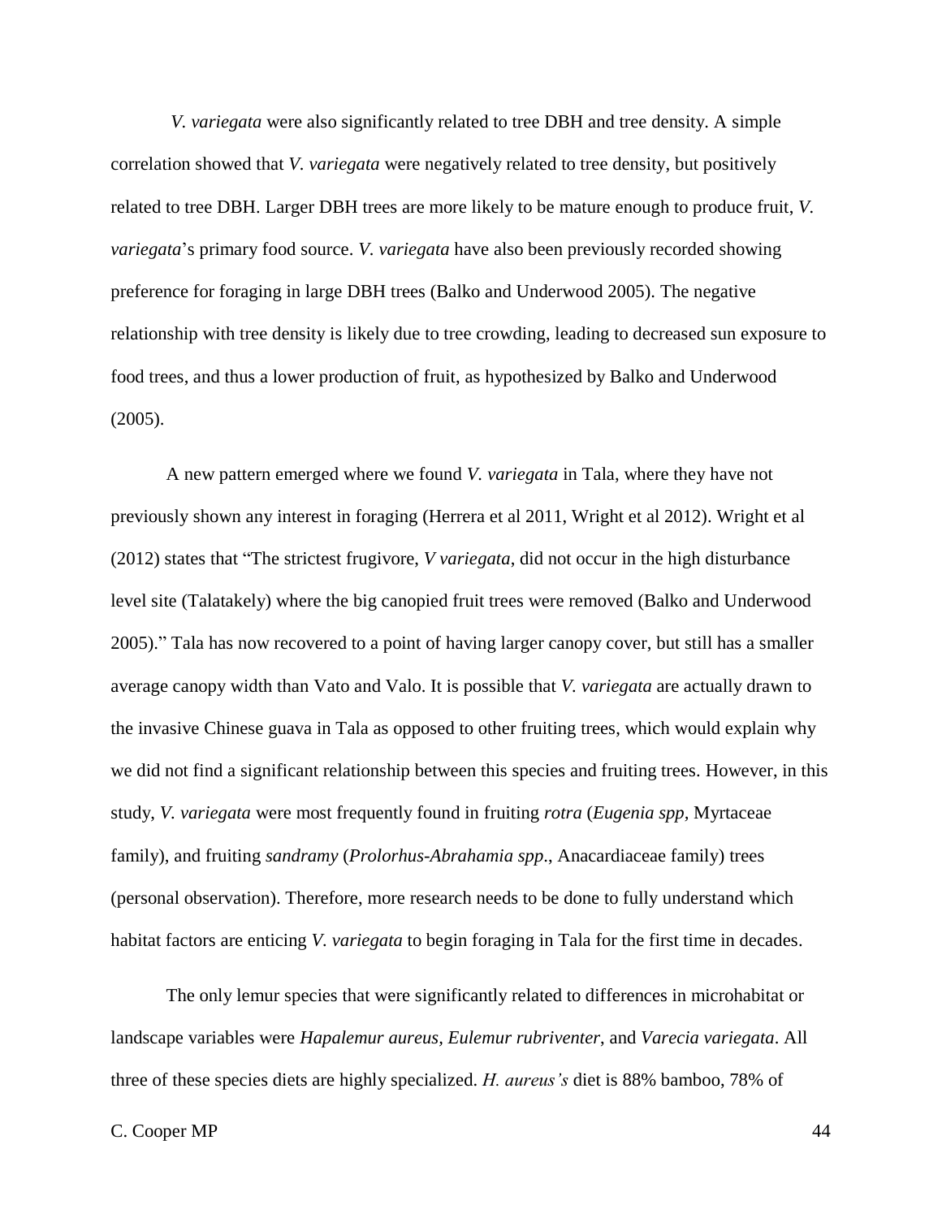*V. variegata* were also significantly related to tree DBH and tree density. A simple correlation showed that *V. variegata* were negatively related to tree density, but positively related to tree DBH. Larger DBH trees are more likely to be mature enough to produce fruit, *V. variegata*'s primary food source. *V. variegata* have also been previously recorded showing preference for foraging in large DBH trees (Balko and Underwood 2005). The negative relationship with tree density is likely due to tree crowding, leading to decreased sun exposure to food trees, and thus a lower production of fruit, as hypothesized by Balko and Underwood (2005).

A new pattern emerged where we found *V. variegata* in Tala, where they have not previously shown any interest in foraging (Herrera et al 2011, Wright et al 2012). Wright et al (2012) states that "The strictest frugivore, *V variegata*, did not occur in the high disturbance level site (Talatakely) where the big canopied fruit trees were removed (Balko and Underwood 2005)." Tala has now recovered to a point of having larger canopy cover, but still has a smaller average canopy width than Vato and Valo. It is possible that *V. variegata* are actually drawn to the invasive Chinese guava in Tala as opposed to other fruiting trees, which would explain why we did not find a significant relationship between this species and fruiting trees. However, in this study, *V. variegata* were most frequently found in fruiting *rotra* (*Eugenia spp*, Myrtaceae family), and fruiting *sandramy* (*Prolorhus-Abrahamia spp*., Anacardiaceae family) trees (personal observation). Therefore, more research needs to be done to fully understand which habitat factors are enticing *V. variegata* to begin foraging in Tala for the first time in decades.

The only lemur species that were significantly related to differences in microhabitat or landscape variables were *Hapalemur aureus*, *Eulemur rubriventer*, and *Varecia variegata*. All three of these species diets are highly specialized. *H. aureus's* diet is 88% bamboo, 78% of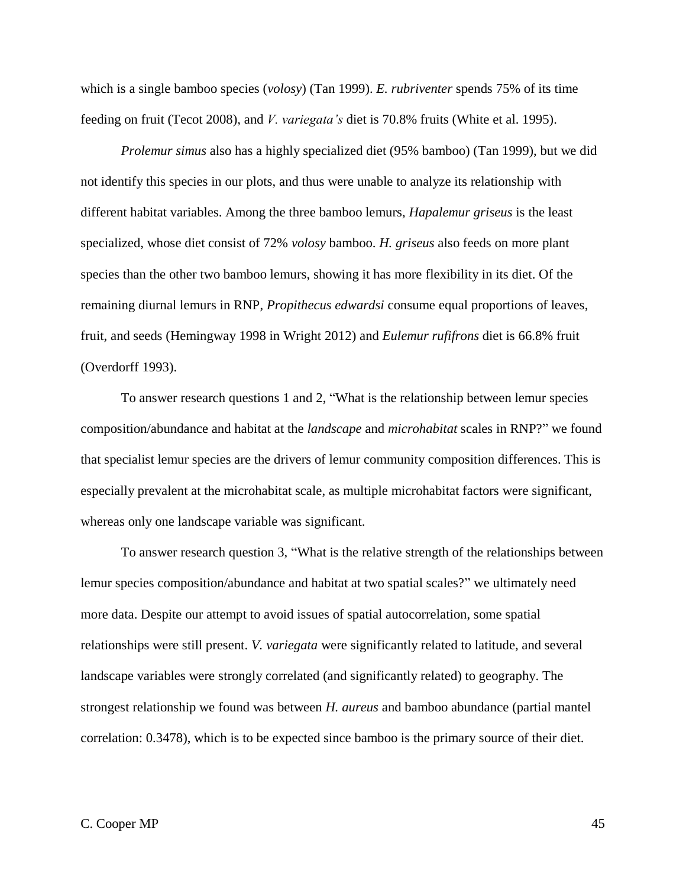which is a single bamboo species (*volosy*) (Tan 1999). *E. rubriventer* spends 75% of its time feeding on fruit (Tecot 2008), and *V. variegata's* diet is 70.8% fruits (White et al. 1995).

*Prolemur simus* also has a highly specialized diet (95% bamboo) (Tan 1999), but we did not identify this species in our plots, and thus were unable to analyze its relationship with different habitat variables. Among the three bamboo lemurs, *Hapalemur griseus* is the least specialized, whose diet consist of 72% *volosy* bamboo. *H. griseus* also feeds on more plant species than the other two bamboo lemurs, showing it has more flexibility in its diet. Of the remaining diurnal lemurs in RNP, *Propithecus edwardsi* consume equal proportions of leaves, fruit, and seeds (Hemingway 1998 in Wright 2012) and *Eulemur rufifrons* diet is 66.8% fruit (Overdorff 1993).

To answer research questions 1 and 2, "What is the relationship between lemur species composition/abundance and habitat at the *landscape* and *microhabitat* scales in RNP?" we found that specialist lemur species are the drivers of lemur community composition differences. This is especially prevalent at the microhabitat scale, as multiple microhabitat factors were significant, whereas only one landscape variable was significant.

To answer research question 3, "What is the relative strength of the relationships between lemur species composition/abundance and habitat at two spatial scales?" we ultimately need more data. Despite our attempt to avoid issues of spatial autocorrelation, some spatial relationships were still present. *V. variegata* were significantly related to latitude, and several landscape variables were strongly correlated (and significantly related) to geography. The strongest relationship we found was between *H. aureus* and bamboo abundance (partial mantel correlation: 0.3478), which is to be expected since bamboo is the primary source of their diet.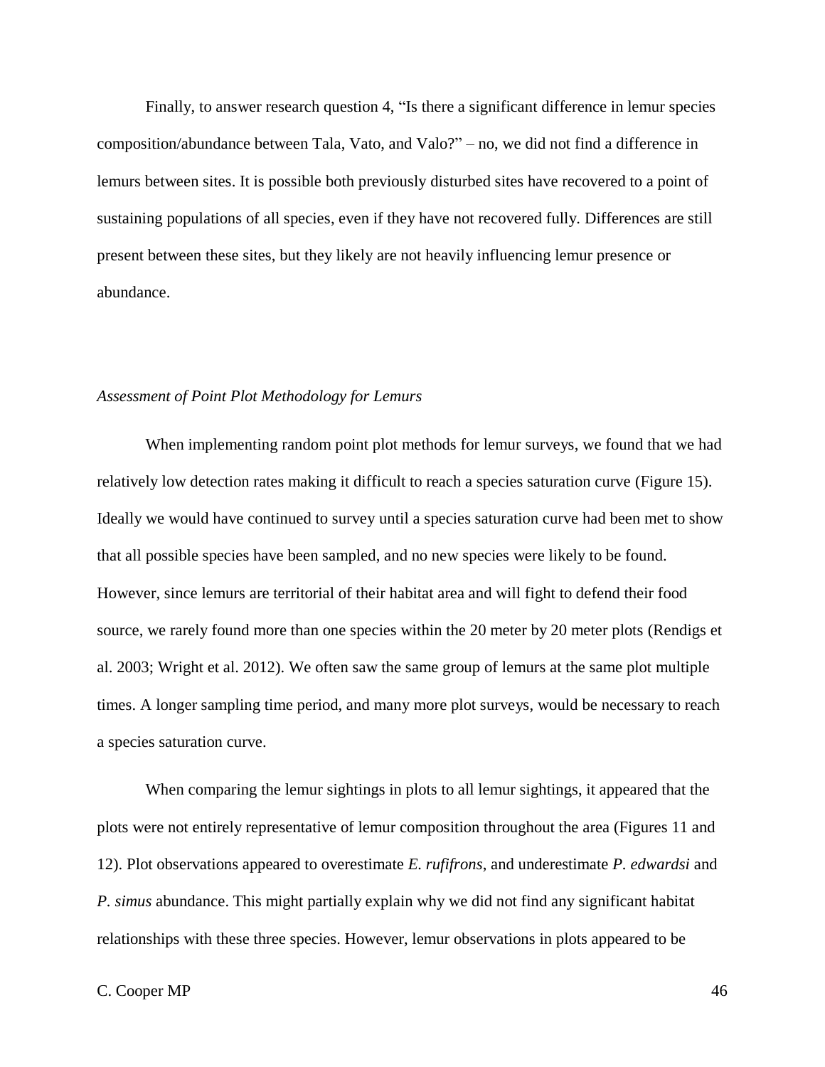Finally, to answer research question 4, "Is there a significant difference in lemur species composition/abundance between Tala, Vato, and Valo?" – no, we did not find a difference in lemurs between sites. It is possible both previously disturbed sites have recovered to a point of sustaining populations of all species, even if they have not recovered fully. Differences are still present between these sites, but they likely are not heavily influencing lemur presence or abundance.

*Assessment of Point Plot Methodology for Lemurs*

When implementing random point plot methods for lemur surveys, we found that we had relatively low detection rates making it difficult to reach a species saturation curve (Figure 15). Ideally we would have continued to survey until a species saturation curve had been met to show that all possible species have been sampled, and no new species were likely to be found. However, since lemurs are territorial of their habitat area and will fight to defend their food source, we rarely found more than one species within the 20 meter by 20 meter plots (Rendigs et al. 2003; Wright et al. 2012). We often saw the same group of lemurs at the same plot multiple times. A longer sampling time period, and many more plot surveys, would be necessary to reach a species saturation curve.

When comparing the lemur sightings in plots to all lemur sightings, it appeared that the plots were not entirely representative of lemur composition throughout the area (Figures 11 and 12). Plot observations appeared to overestimate *E. rufifrons*, and underestimate *P. edwardsi* and *P. simus* abundance. This might partially explain why we did not find any significant habitat relationships with these three species. However, lemur observations in plots appeared to be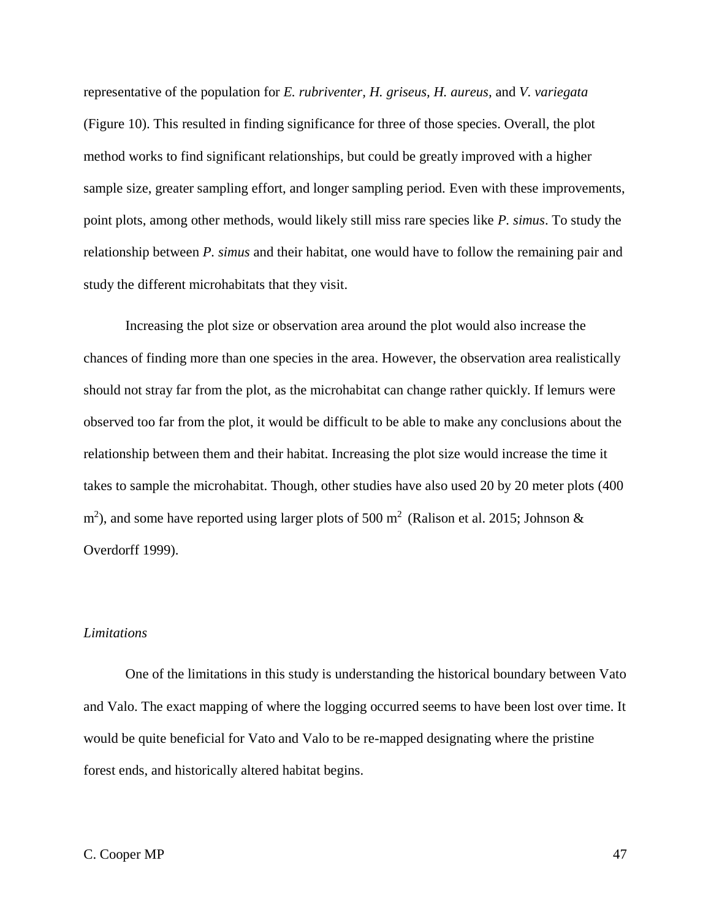representative of the population for *E. rubriventer*, *H. griseus*, *H. aureus*, and *V. variegata* (Figure 10). This resulted in finding significance for three of those species. Overall, the plot method works to find significant relationships, but could be greatly improved with a higher sample size, greater sampling effort, and longer sampling period. Even with these improvements, point plots, among other methods, would likely still miss rare species like *P. simus*. To study the relationship between *P. simus* and their habitat, one would have to follow the remaining pair and study the different microhabitats that they visit.

Increasing the plot size or observation area around the plot would also increase the chances of finding more than one species in the area. However, the observation area realistically should not stray far from the plot, as the microhabitat can change rather quickly. If lemurs were observed too far from the plot, it would be difficult to be able to make any conclusions about the relationship between them and their habitat. Increasing the plot size would increase the time it takes to sample the microhabitat. Though, other studies have also used 20 by 20 meter plots (400 $m^2$), and some have reported using larger plots of 500 $m^2$ (Ralison et al. 2015; Johnson & Overdorff 1999).

*Limitations*

One of the limitations in this study is understanding the historical boundary between Vato and Valo. The exact mapping of where the logging occurred seems to have been lost over time. It would be quite beneficial for Vato and Valo to be re-mapped designating where the pristine forest ends, and historically altered habitat begins.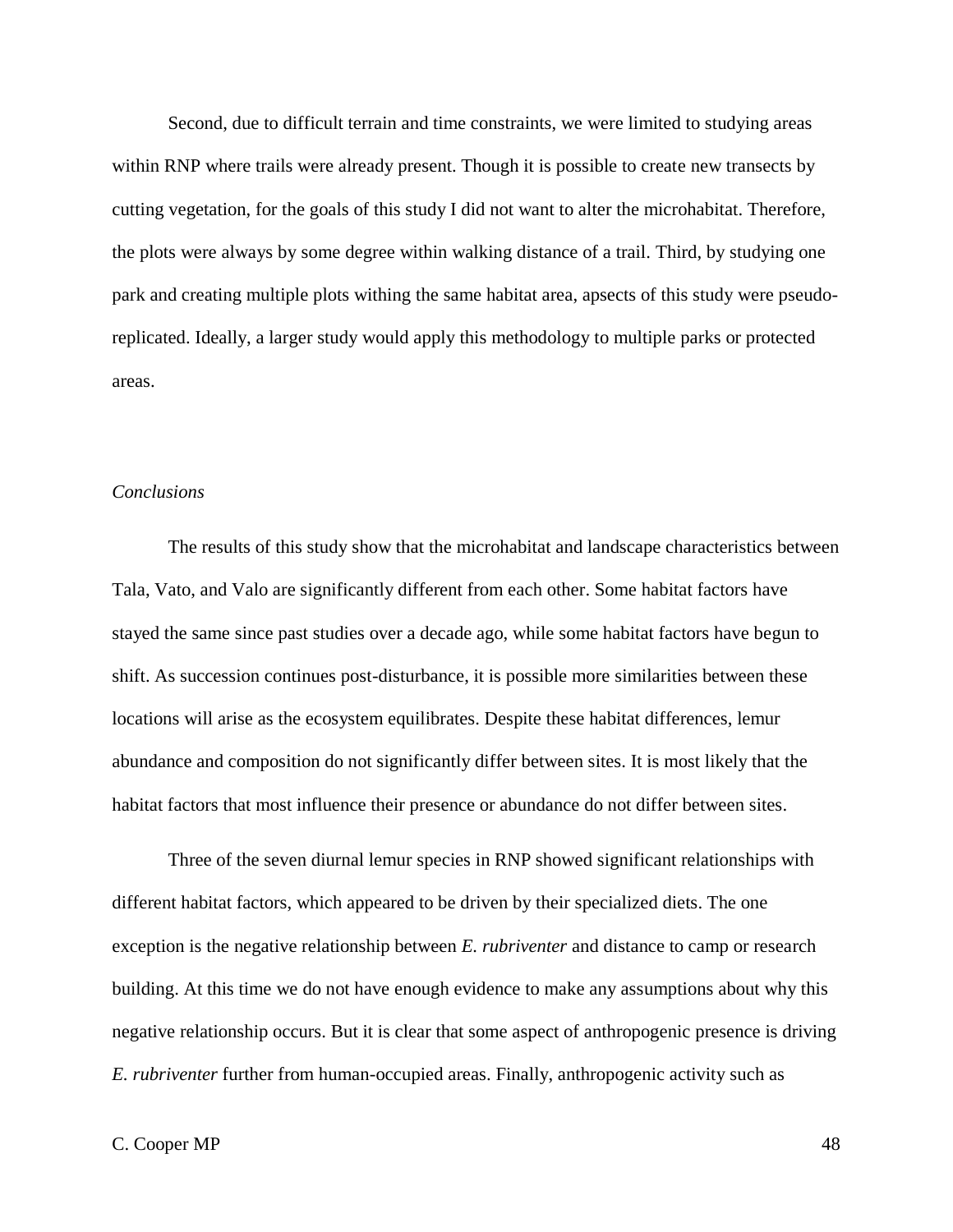Second, due to difficult terrain and time constraints, we were limited to studying areas within RNP where trails were already present. Though it is possible to create new transects by cutting vegetation, for the goals of this study I did not want to alter the microhabitat. Therefore, the plots were always by some degree within walking distance of a trail. Third, by studying one park and creating multiple plots withing the same habitat area, apsects of this study were pseudo-replicated. Ideally, a larger study would apply this methodology to multiple parks or protected areas.

### *Conclusions*

The results of this study show that the microhabitat and landscape characteristics between Tala, Vato, and Valo are significantly different from each other. Some habitat factors have stayed the same since past studies over a decade ago, while some habitat factors have begun to shift. As succession continues post-disturbance, it is possible more similarities between these locations will arise as the ecosystem equilibrates. Despite these habitat differences, lemur abundance and composition do not significantly differ between sites. It is most likely that the habitat factors that most influence their presence or abundance do not differ between sites.

Three of the seven diurnal lemur species in RNP showed significant relationships with different habitat factors, which appeared to be driven by their specialized diets. The one exception is the negative relationship between *E. rubriventer* and distance to camp or research building. At this time we do not have enough evidence to make any assumptions about why this negative relationship occurs. But it is clear that some aspect of anthropogenic presence is driving *E. rubriventer* further from human-occupied areas. Finally, anthropogenic activity such as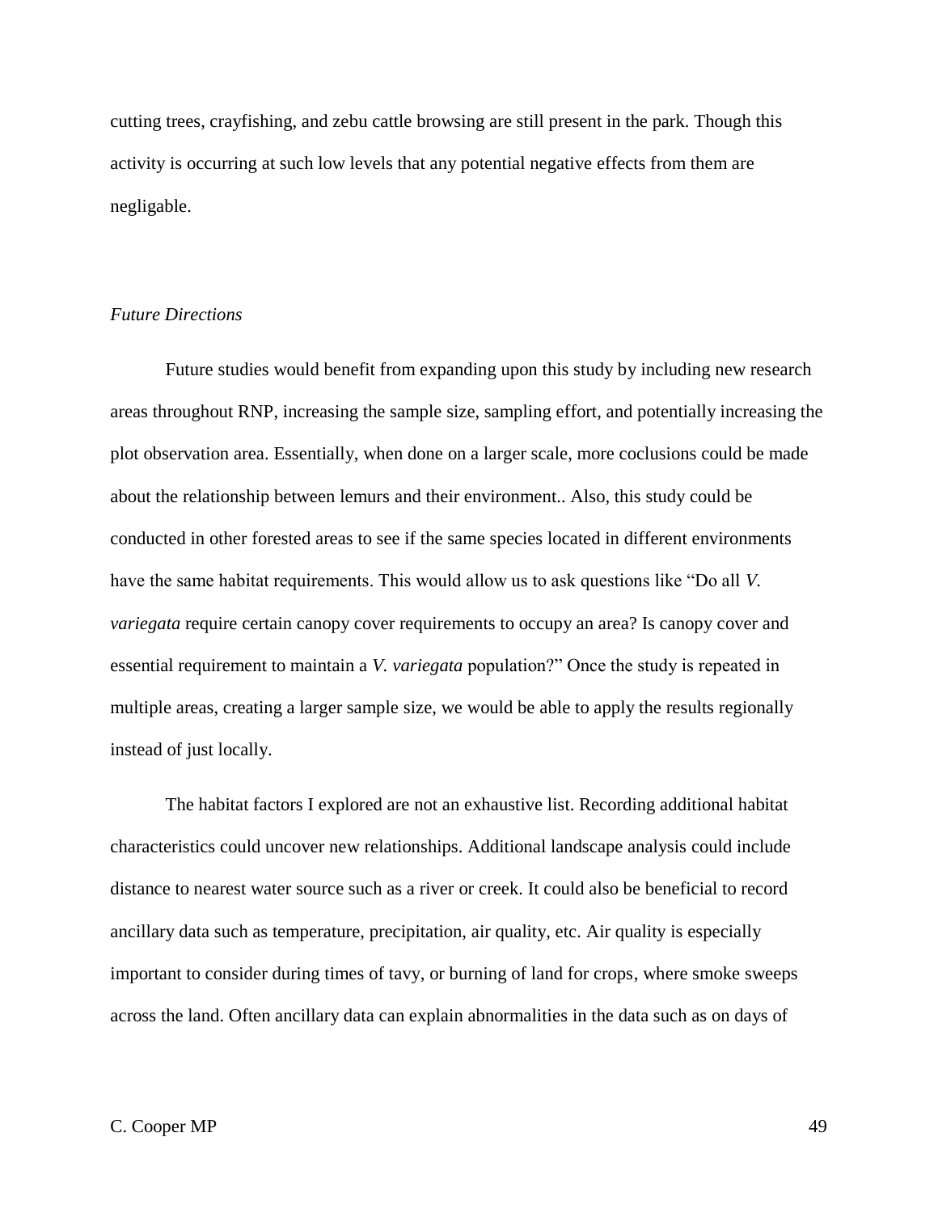cutting trees, crayfishing, and zebu cattle browsing are still present in the park. Though this activity is occurring at such low levels that any potential negative effects from them are negligable.

*Future Directions*

Future studies would benefit from expanding upon this study by including new research areas throughout RNP, increasing the sample size, sampling effort, and potentially increasing the plot observation area. Essentially, when done on a larger scale, more coclusions could be made about the relationship between lemurs and their environment.. Also, this study could be conducted in other forested areas to see if the same species located in different environments have the same habitat requirements. This would allow us to ask questions like "Do all *V. variegata* require certain canopy cover requirements to occupy an area? Is canopy cover and essential requirement to maintain a *V. variegata* population?" Once the study is repeated in multiple areas, creating a larger sample size, we would be able to apply the results regionally instead of just locally.

The habitat factors I explored are not an exhaustive list. Recording additional habitat characteristics could uncover new relationships. Additional landscape analysis could include distance to nearest water source such as a river or creek. It could also be beneficial to record ancillary data such as temperature, precipitation, air quality, etc. Air quality is especially important to consider during times of tavy, or burning of land for crops, where smoke sweeps across the land. Often ancillary data can explain abnormalities in the data such as on days of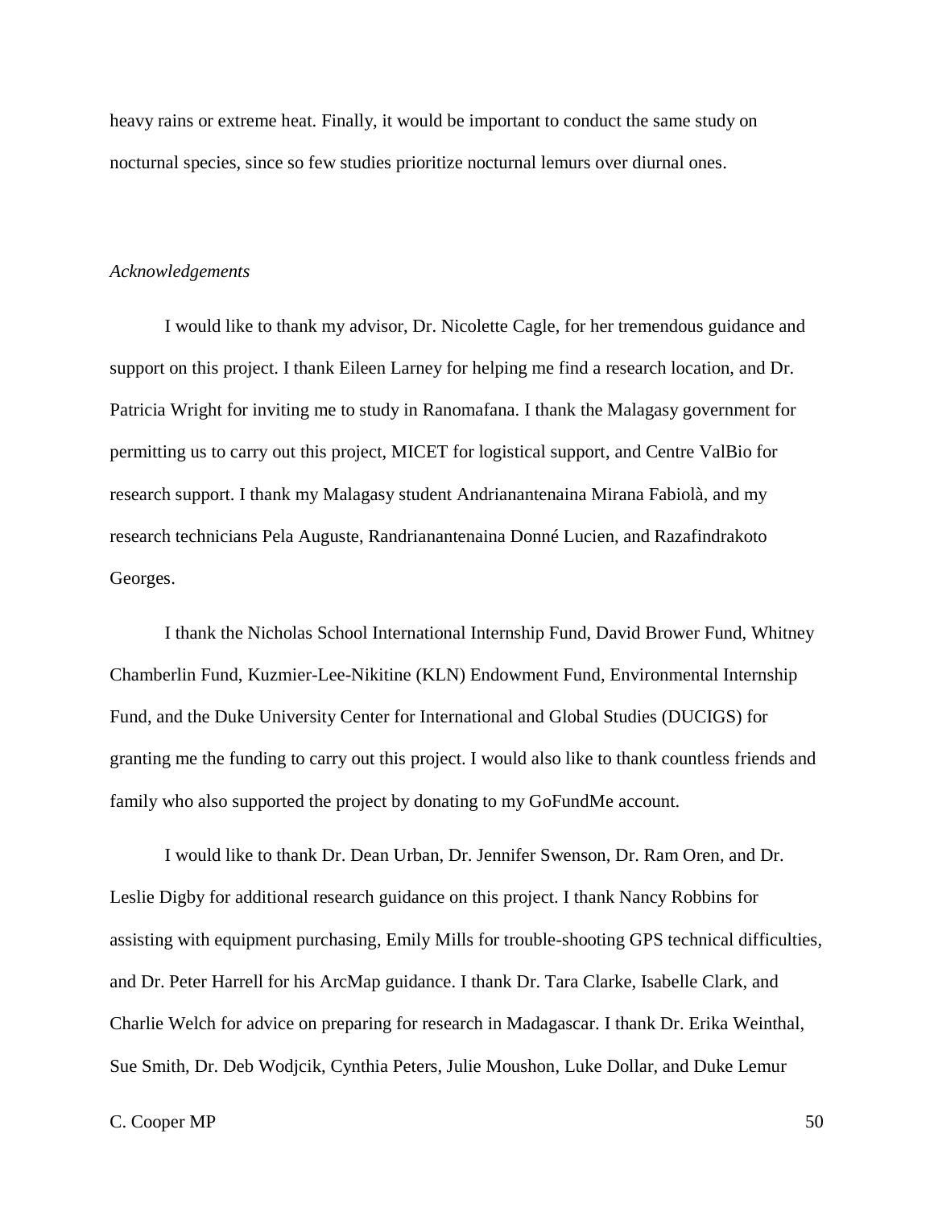heavy rains or extreme heat. Finally, it would be important to conduct the same study on nocturnal species, since so few studies prioritize nocturnal lemurs over diurnal ones.

*Acknowledgements*

I would like to thank my advisor, Dr. Nicolette Cagle, for her tremendous guidance and support on this project. I thank Eileen Larney for helping me find a research location, and Dr. Patricia Wright for inviting me to study in Ranomafana. I thank the Malagasy government for permitting us to carry out this project, MICET for logistical support, and Centre ValBio for research support. I thank my Malagasy student Andrianantenaina Mirana Fabiolà, and my research technicians Pela Auguste, Randrianantenaina Donné Lucien, and Razafindrakoto Georges.

I thank the Nicholas School International Internship Fund, David Brower Fund, Whitney Chamberlin Fund, Kuzmier-Lee-Nikitine (KLN) Endowment Fund, Environmental Internship Fund, and the Duke University Center for International and Global Studies (DUCIGS) for granting me the funding to carry out this project. I would also like to thank countless friends and family who also supported the project by donating to my GoFundMe account.

I would like to thank Dr. Dean Urban, Dr. Jennifer Swenson, Dr. Ram Oren, and Dr. Leslie Digby for additional research guidance on this project. I thank Nancy Robbins for assisting with equipment purchasing, Emily Mills for trouble-shooting GPS technical difficulties, and Dr. Peter Harrell for his ArcMap guidance. I thank Dr. Tara Clarke, Isabelle Clark, and Charlie Welch for advice on preparing for research in Madagascar. I thank Dr. Erika Weinthal, Sue Smith, Dr. Deb Wodjcik, Cynthia Peters, Julie Moushon, Luke Dollar, and Duke Lemur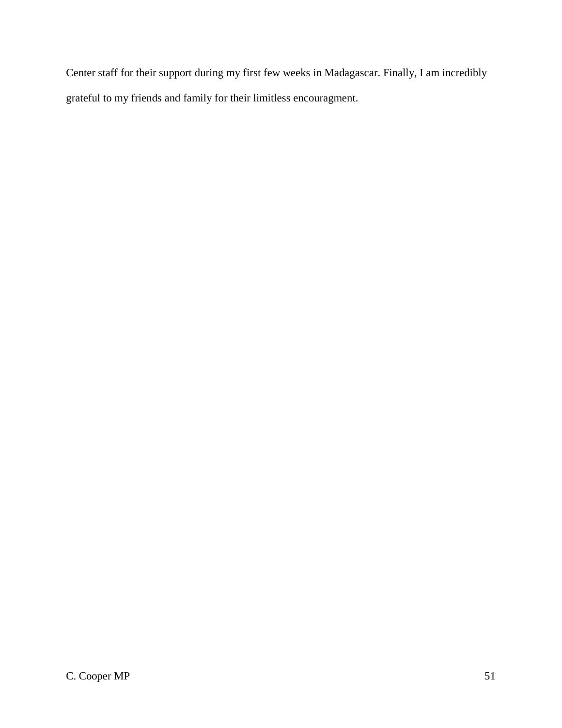Center staff for their support during my first few weeks in Madagascar. Finally, I am incredibly grateful to my friends and family for their limitless encouragment.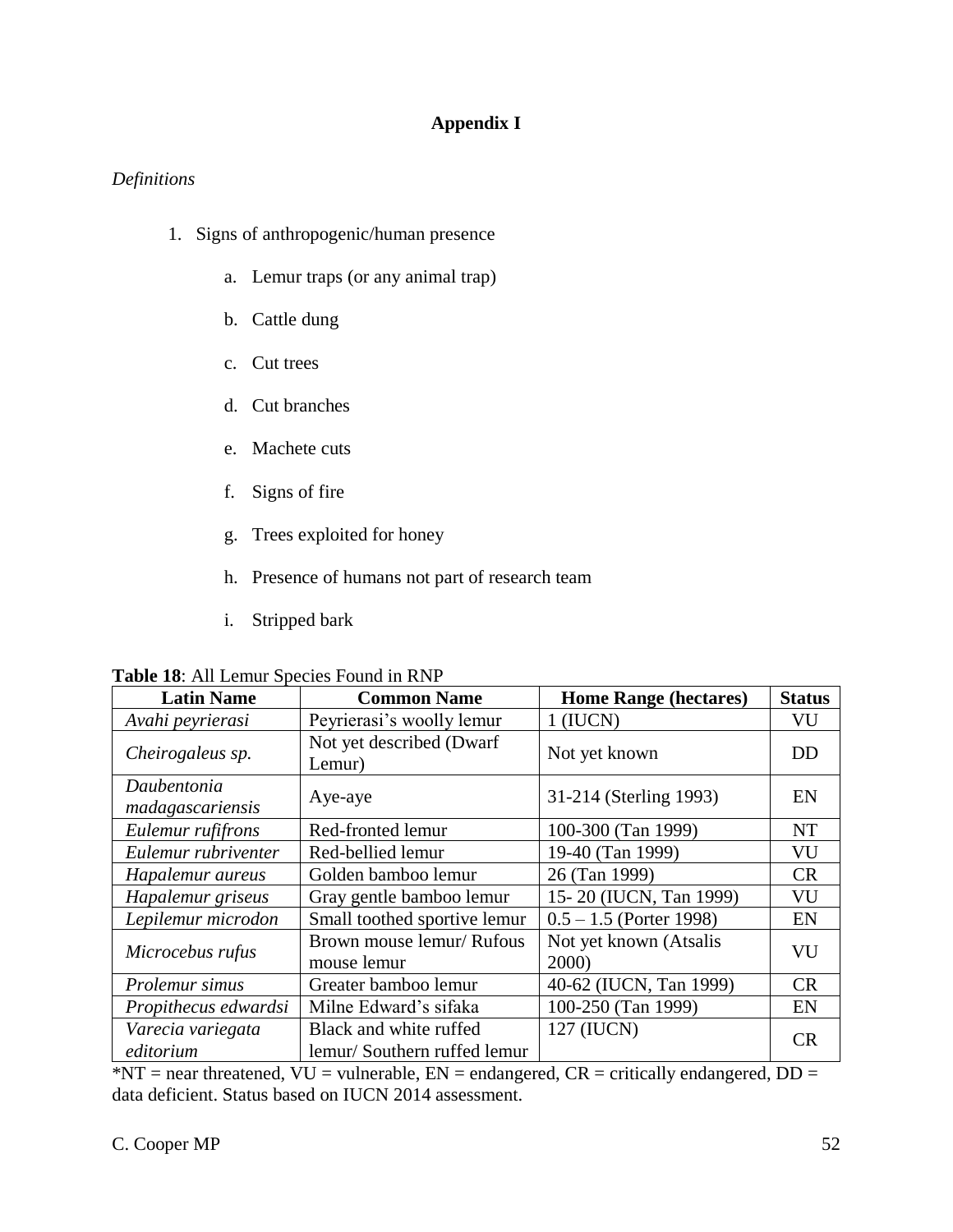## Appendix I

*Definitions*

1. Signs of anthropogenic/human presence
   a. Lemur traps (or any animal trap)
   b. Cattle dung
   c. Cut trees
   d. Cut branches
   e. Machete cuts
   f. Signs of fire
   g. Trees exploited for honey
   h. Presence of humans not part of research team
   i. Stripped bark

**Table 18**: All Lemur Species Found in RNP

| Latin Name | Common Name | Home Range (hectares) | Status |
|---|---|---|---|
| *Avahi peyrierasi* | Peyrierasi's woolly lemur | 1 (IUCN) | VU |
| *Cheirogaleus sp.* | Not yet described (Dwarf Lemur) | Not yet known | DD |
| *Daubentonia madagascariensis* | Aye-aye | 31-214 (Sterling 1993) | EN |
| *Eulemur rufifrons* | Red-fronted lemur | 100-300 (Tan 1999) | NT |
| *Eulemur rubriventer* | Red-bellied lemur | 19-40 (Tan 1999) | VU |
| *Hapalemur aureus* | Golden bamboo lemur | 26 (Tan 1999) | CR |
| *Hapalemur griseus* | Gray gentle bamboo lemur | 15- 20 (IUCN, Tan 1999) | VU |
| *Lepilemur microdon* | Small toothed sportive lemur | 0.5 – 1.5 (Porter 1998) | EN |
| *Microcebus rufus* | Brown mouse lemur/ Rufous mouse lemur | Not yet known (Atsalis 2000) | VU |
| *Prolemur simus* | Greater bamboo lemur | 40-62 (IUCN, Tan 1999) | CR |
| *Propithecus edwardsi* | Milne Edward's sifaka | 100-250 (Tan 1999) | EN |
| *Varecia variegata editorium* | Black and white ruffed lemur/ Southern ruffed lemur | 127 (IUCN) | CR |

*NT = near threatened, VU = vulnerable, EN = endangered, CR = critically endangered, DD = data deficient. Status based on IUCN 2014 assessment.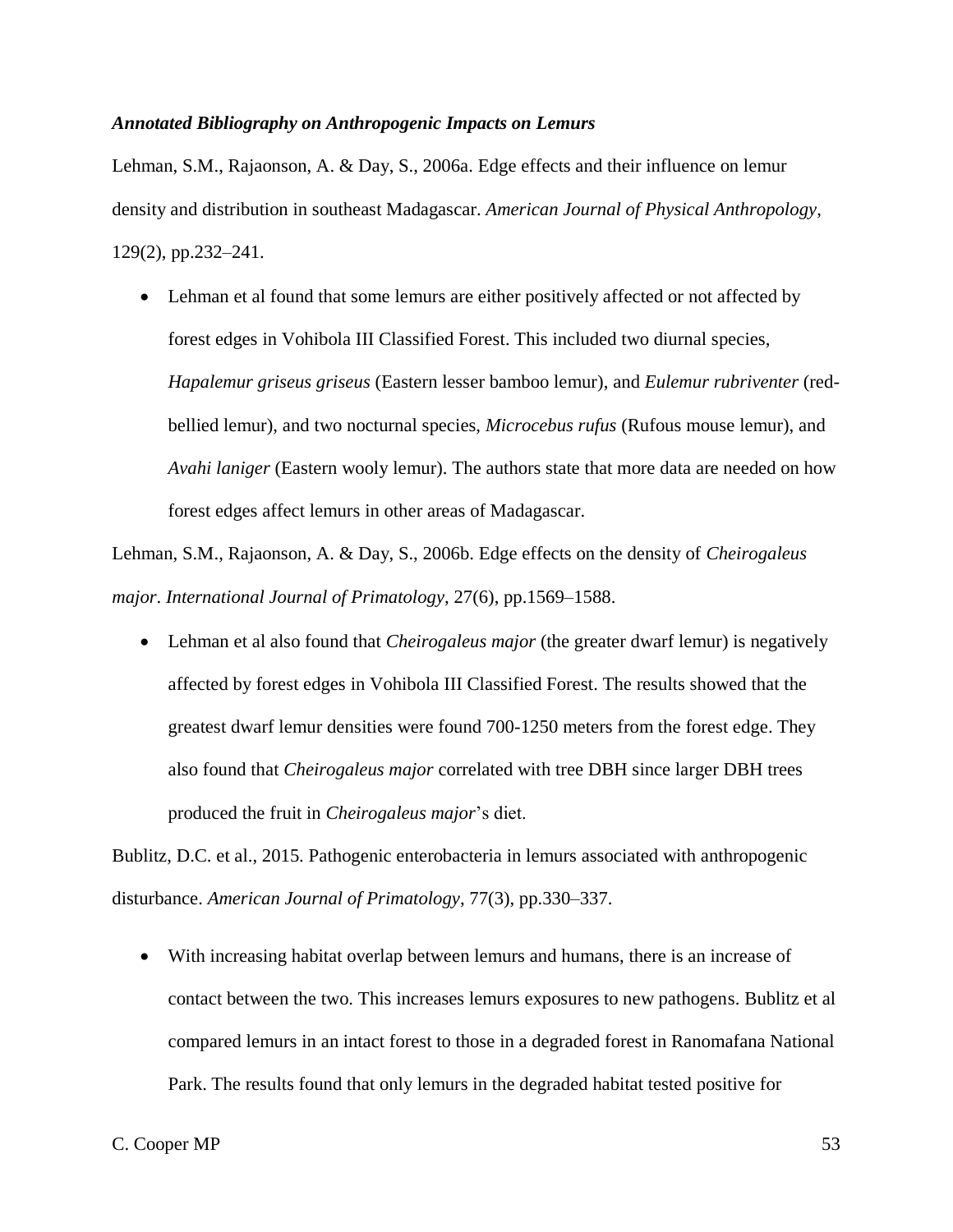***Annotated Bibliography on Anthropogenic Impacts on Lemurs***

Lehman, S.M., Rajaonson, A. & Day, S., 2006a. Edge effects and their influence on lemur density and distribution in southeast Madagascar. *American Journal of Physical Anthropology*, 129(2), pp.232–241.

- Lehman et al found that some lemurs are either positively affected or not affected by forest edges in Vohibola III Classified Forest. This included two diurnal species, *Hapalemur griseus griseus* (Eastern lesser bamboo lemur), and *Eulemur rubriventer* (red-bellied lemur), and two nocturnal species, *Microcebus rufus* (Rufous mouse lemur), and *Avahi laniger* (Eastern wooly lemur). The authors state that more data are needed on how forest edges affect lemurs in other areas of Madagascar.

Lehman, S.M., Rajaonson, A. & Day, S., 2006b. Edge effects on the density of *Cheirogaleus major*. *International Journal of Primatology*, 27(6), pp.1569–1588.

- Lehman et al also found that *Cheirogaleus major* (the greater dwarf lemur) is negatively affected by forest edges in Vohibola III Classified Forest. The results showed that the greatest dwarf lemur densities were found 700-1250 meters from the forest edge. They also found that *Cheirogaleus major* correlated with tree DBH since larger DBH trees produced the fruit in *Cheirogaleus major*'s diet.

Bublitz, D.C. et al., 2015. Pathogenic enterobacteria in lemurs associated with anthropogenic disturbance. *American Journal of Primatology*, 77(3), pp.330–337.

- With increasing habitat overlap between lemurs and humans, there is an increase of contact between the two. This increases lemurs exposures to new pathogens. Bublitz et al compared lemurs in an intact forest to those in a degraded forest in Ranomafana National Park. The results found that only lemurs in the degraded habitat tested positive for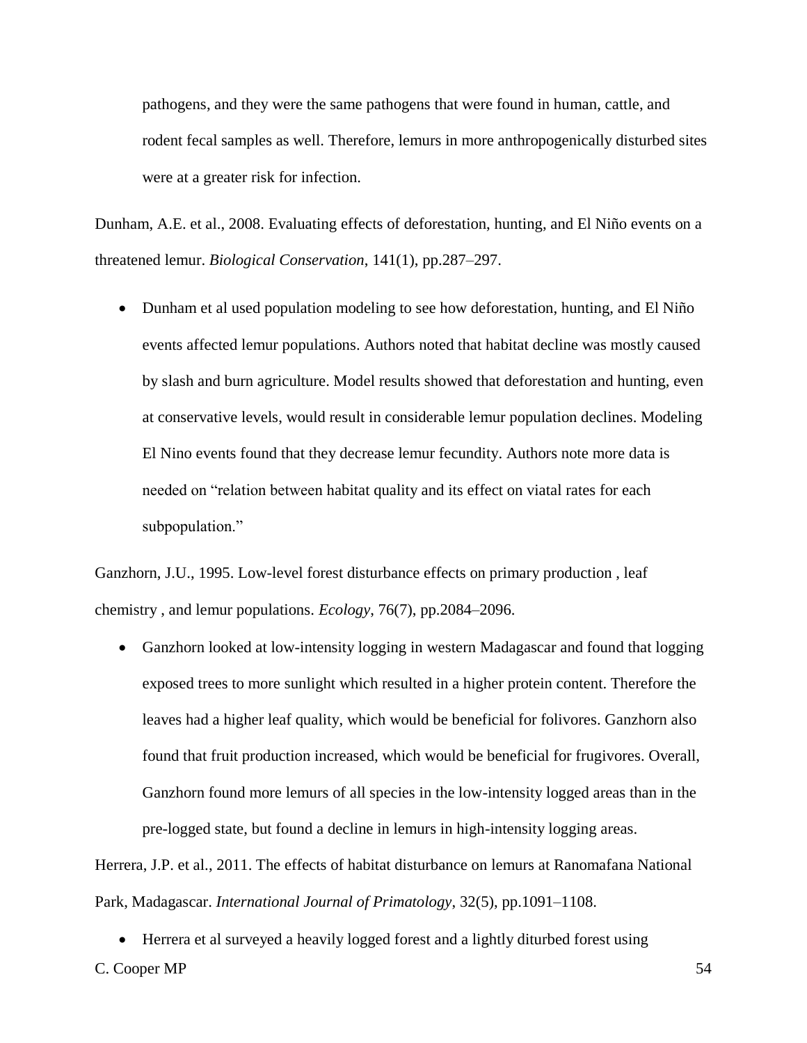pathogens, and they were the same pathogens that were found in human, cattle, and rodent fecal samples as well. Therefore, lemurs in more anthropogenically disturbed sites were at a greater risk for infection.

Dunham, A.E. et al., 2008. Evaluating effects of deforestation, hunting, and El Niño events on a threatened lemur. *Biological Conservation*, 141(1), pp.287–297.

- Dunham et al used population modeling to see how deforestation, hunting, and El Niño events affected lemur populations. Authors noted that habitat decline was mostly caused by slash and burn agriculture. Model results showed that deforestation and hunting, even at conservative levels, would result in considerable lemur population declines. Modeling El Nino events found that they decrease lemur fecundity. Authors note more data is needed on "relation between habitat quality and its effect on viatal rates for each subpopulation."

Ganzhorn, J.U., 1995. Low-level forest disturbance effects on primary production , leaf chemistry , and lemur populations. *Ecology*, 76(7), pp.2084–2096.

- Ganzhorn looked at low-intensity logging in western Madagascar and found that logging exposed trees to more sunlight which resulted in a higher protein content. Therefore the leaves had a higher leaf quality, which would be beneficial for folivores. Ganzhorn also found that fruit production increased, which would be beneficial for frugivores. Overall, Ganzhorn found more lemurs of all species in the low-intensity logged areas than in the pre-logged state, but found a decline in lemurs in high-intensity logging areas.

Herrera, J.P. et al., 2011. The effects of habitat disturbance on lemurs at Ranomafana National Park, Madagascar. *International Journal of Primatology*, 32(5), pp.1091–1108.

- Herrera et al surveyed a heavily logged forest and a lightly diturbed forest using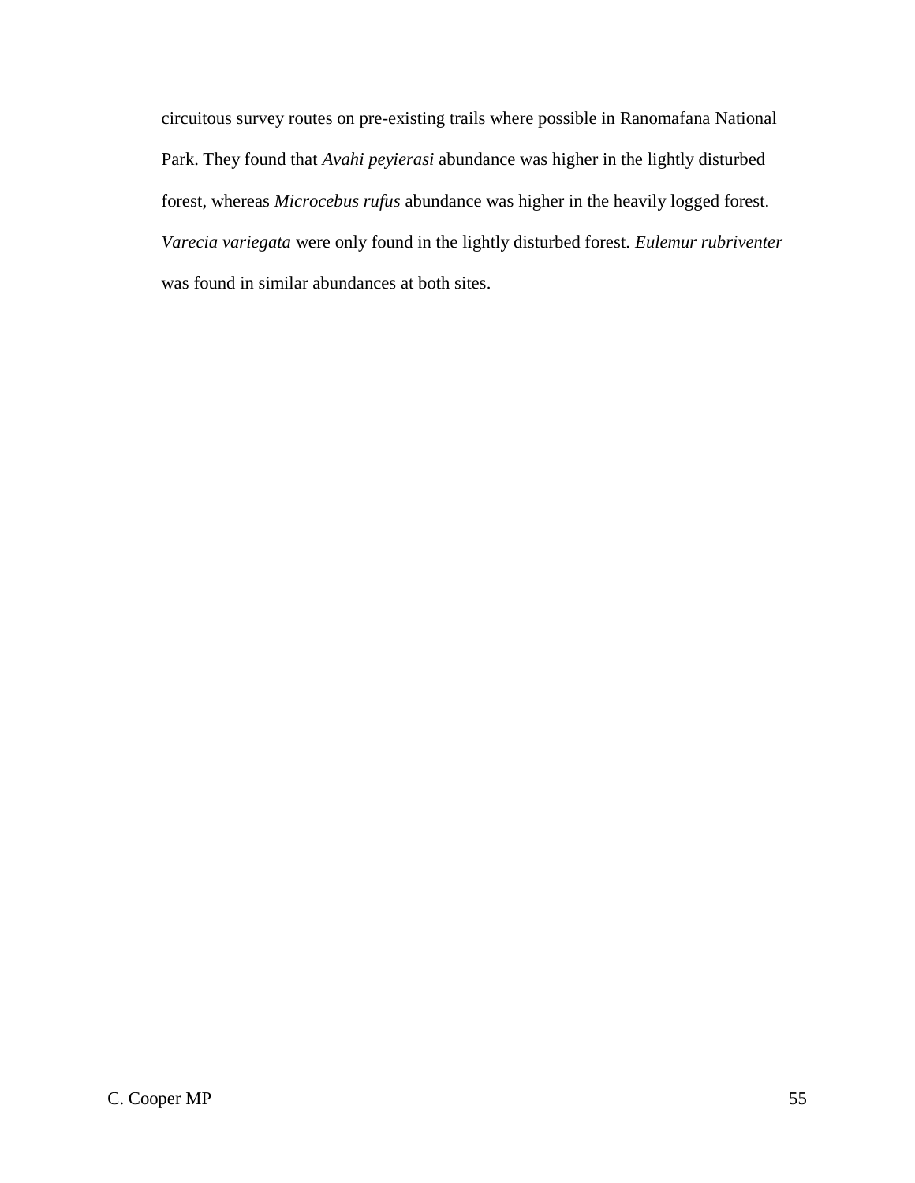circuitous survey routes on pre-existing trails where possible in Ranomafana National Park. They found that *Avahi peyierasi* abundance was higher in the lightly disturbed forest, whereas *Microcebus rufus* abundance was higher in the heavily logged forest. *Varecia variegata* were only found in the lightly disturbed forest. *Eulemur rubriventer* was found in similar abundances at both sites.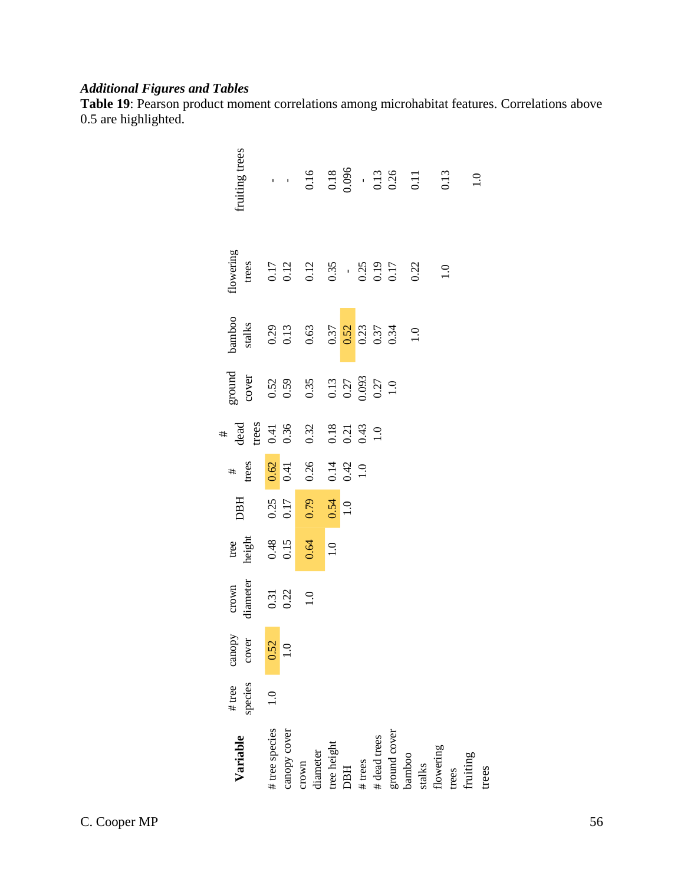### *Additional Figures and Tables*

**Table 19**: Pearson product moment correlations among microhabitat features. Correlations above 0.5 are highlighted.

| **Variable** | # tree species | canopy cover | crown diameter | tree height | DBH | # trees | # dead trees | ground cover | bamboo stalks | flowering trees | fruiting trees |
|---|---|---|---|---|---|---|---|---|---|---|---|
| # tree species | 1.0 | **0.52** | 0.31 | 0.48 | 0.25 | **0.62** | 0.41 | 0.52 | 0.29 | 0.17 | - |
| canopy cover | | 1.0 | 0.22 | 0.15 | 0.17 | 0.41 | 0.36 | 0.59 | 0.13 | 0.12 | - |
| crown diameter | | | 1.0 | **0.64** | **0.79** | 0.26 | 0.32 | 0.35 | 0.63 | 0.12 | 0.16 |
| tree height | | | | 1.0 | **0.54** | 0.14 | 0.18 | 0.13 | 0.37 | 0.35 | 0.18 |
| DBH | | | | | 1.0 | 0.42 | 0.21 | 0.27 | **0.52** | - | 0.096 |
| # trees | | | | | | 1.0 | 0.43 | 0.093 | 0.23 | 0.25 | - |
| # dead trees | | | | | | | 1.0 | 0.27 | 0.37 | 0.19 | 0.13 |
| ground cover | | | | | | | | 1.0 | 0.34 | 0.17 | 0.26 |
| bamboo stalks | | | | | | | | | 1.0 | 0.22 | 0.11 |
| flowering trees | | | | | | | | | | 1.0 | 0.13 |
| fruiting trees | | | | | | | | | | | 1.0 |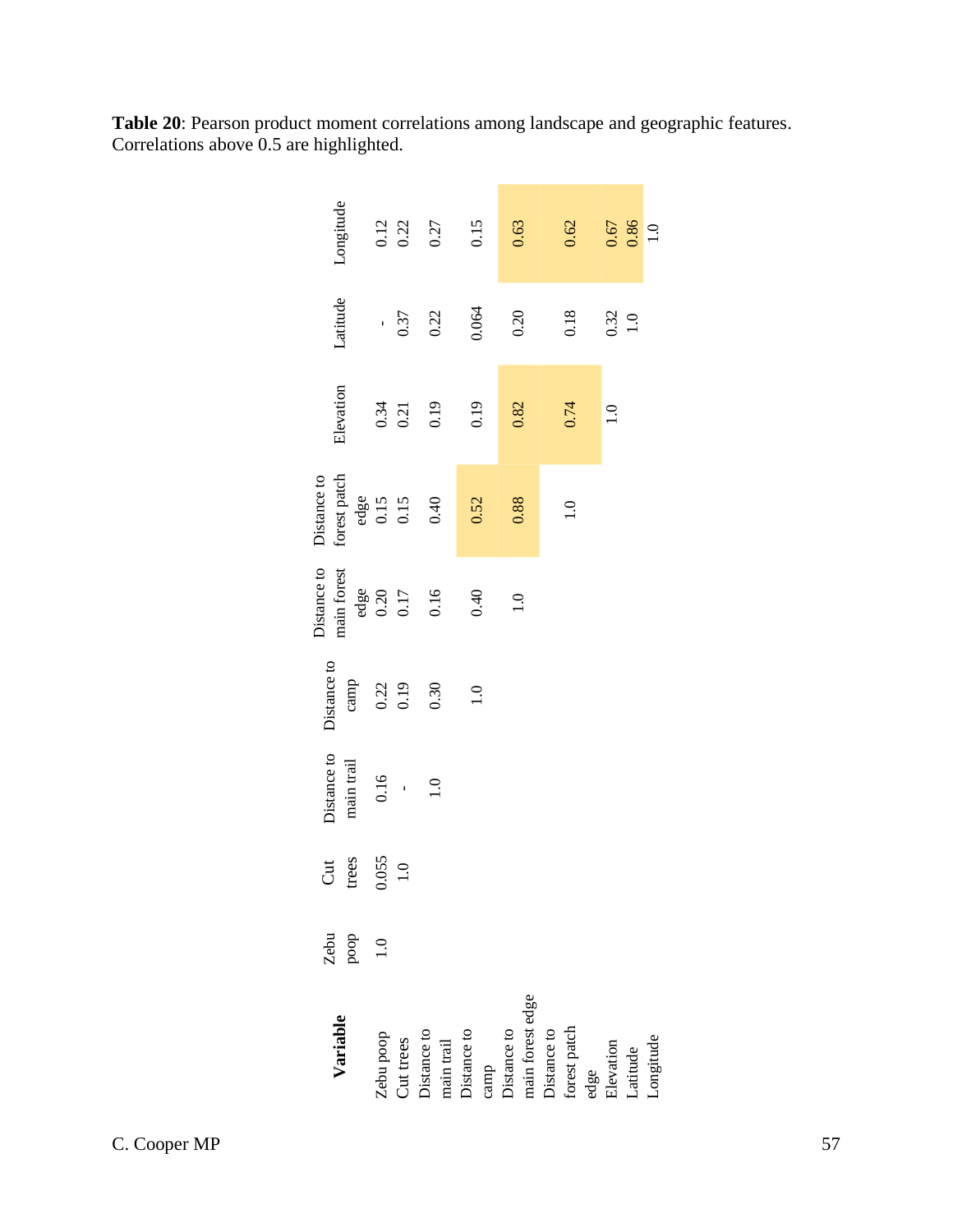**Table 20**: Pearson product moment correlations among landscape and geographic features. Correlations above 0.5 are highlighted.

| **Variable** | Zebu poop | Cut trees | Distance to main trail | Distance to camp | Distance to main forest edge | Distance to forest patch edge | Elevation | Latitude | Longitude |
|---|---|---|---|---|---|---|---|---|---|
| Zebu poop | 1.0 | 0.055 | 0.16 | 0.22 | 0.20 | 0.15 | 0.34 | - | 0.12 |
| Cut trees | | 1.0 | - | 0.19 | 0.17 | 0.15 | 0.21 | 0.37 | 0.22 |
| Distance to main trail | | | 1.0 | 0.30 | 0.16 | 0.40 | 0.19 | 0.22 | 0.27 |
| Distance to camp | | | | 1.0 | 0.40 | 0.52 | 0.19 | 0.064 | 0.15 |
| Distance to main forest edge | | | | | 1.0 | 0.88 | 0.82 | 0.20 | 0.63 |
| Distance to forest patch edge | | | | | | 1.0 | 0.74 | 0.18 | 0.62 |
| Elevation | | | | | | | 1.0 | 0.32 | 0.67 |
| Latitude | | | | | | | | 1.0 | 0.86 |
| Longitude | | | | | | | | | 1.0 |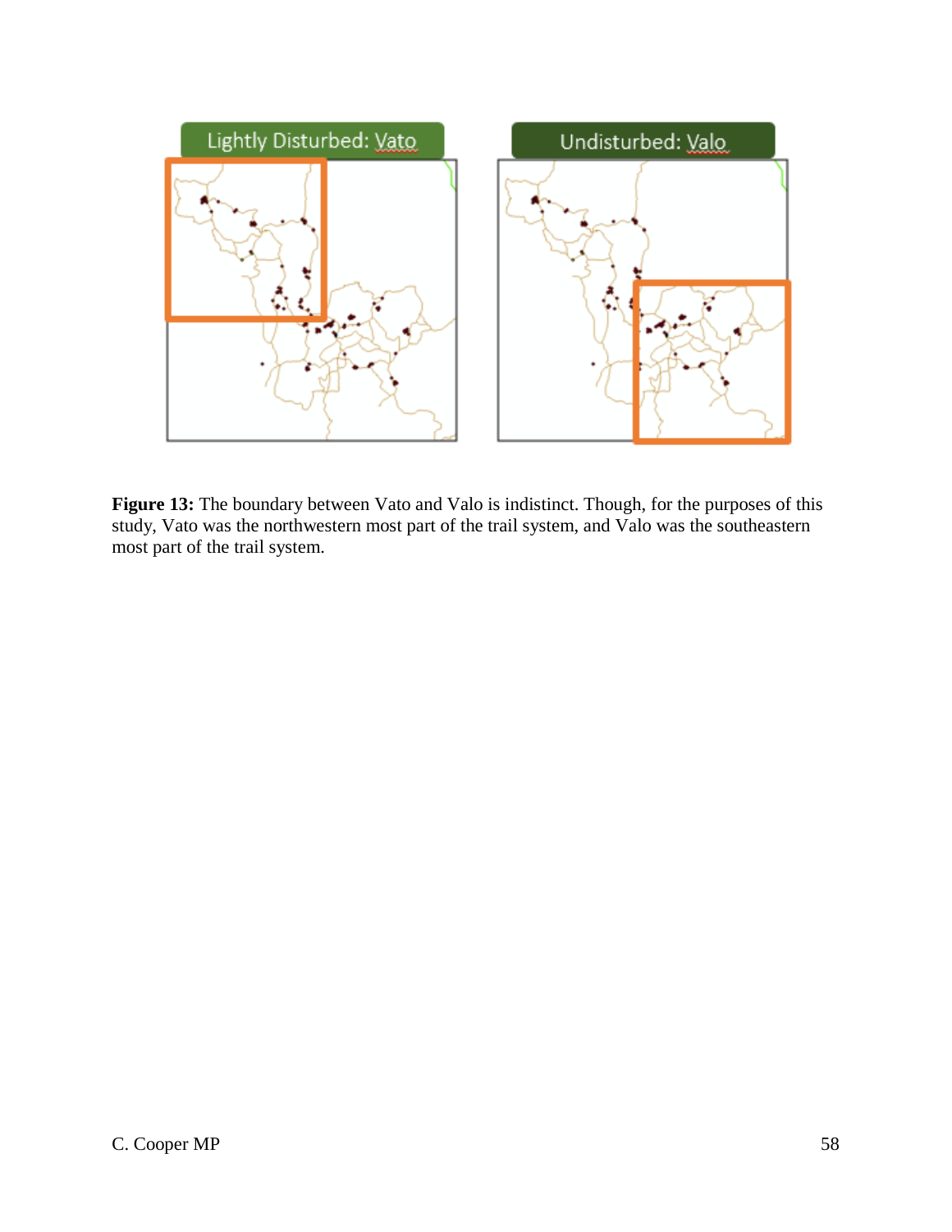**Figure 13:** The boundary between Vato and Valo is indistinct. Though, for the purposes of this study, Vato was the northwestern most part of the trail system, and Valo was the southeastern most part of the trail system.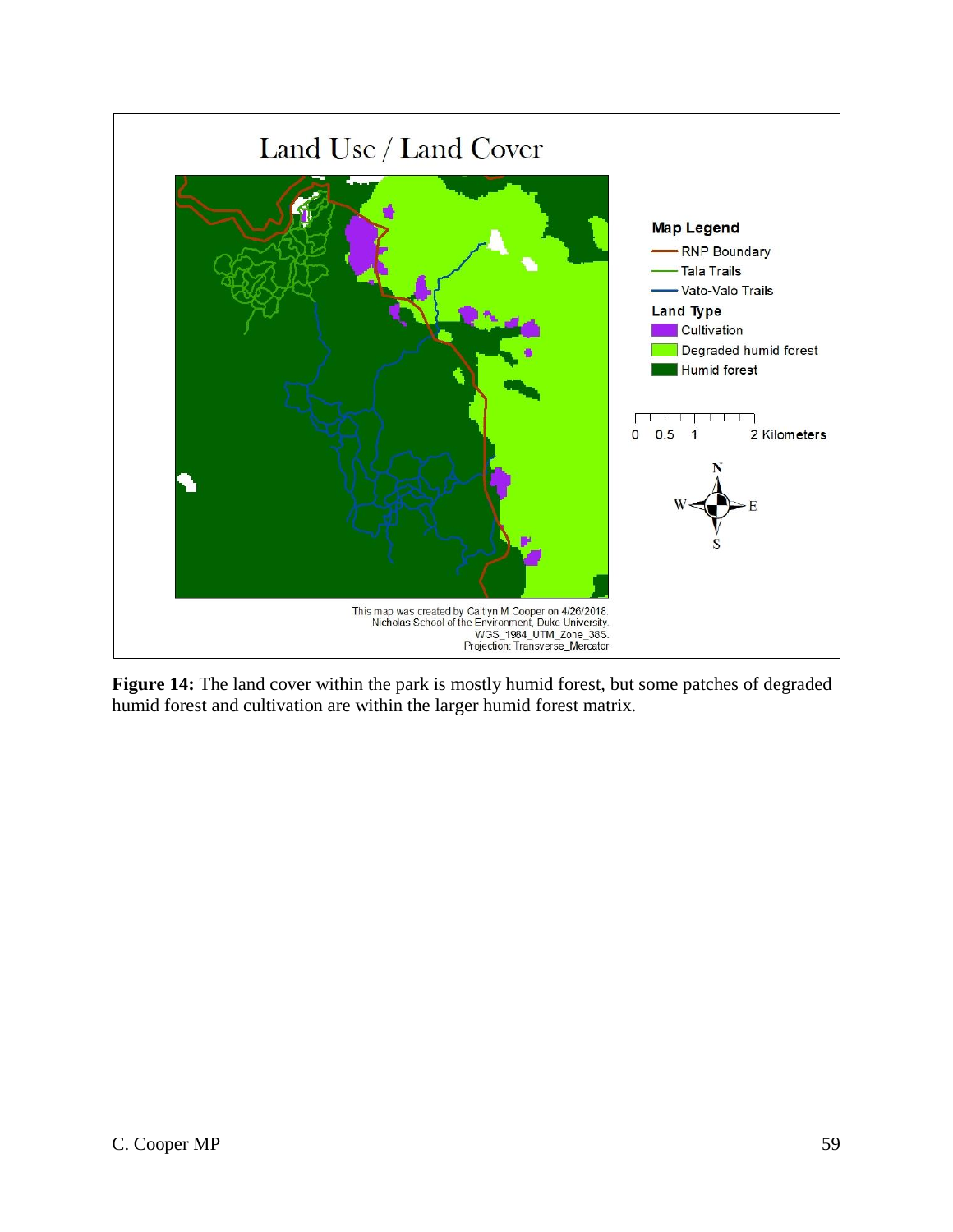**Figure 14:** The land cover within the park is mostly humid forest, but some patches of degraded humid forest and cultivation are within the larger humid forest matrix.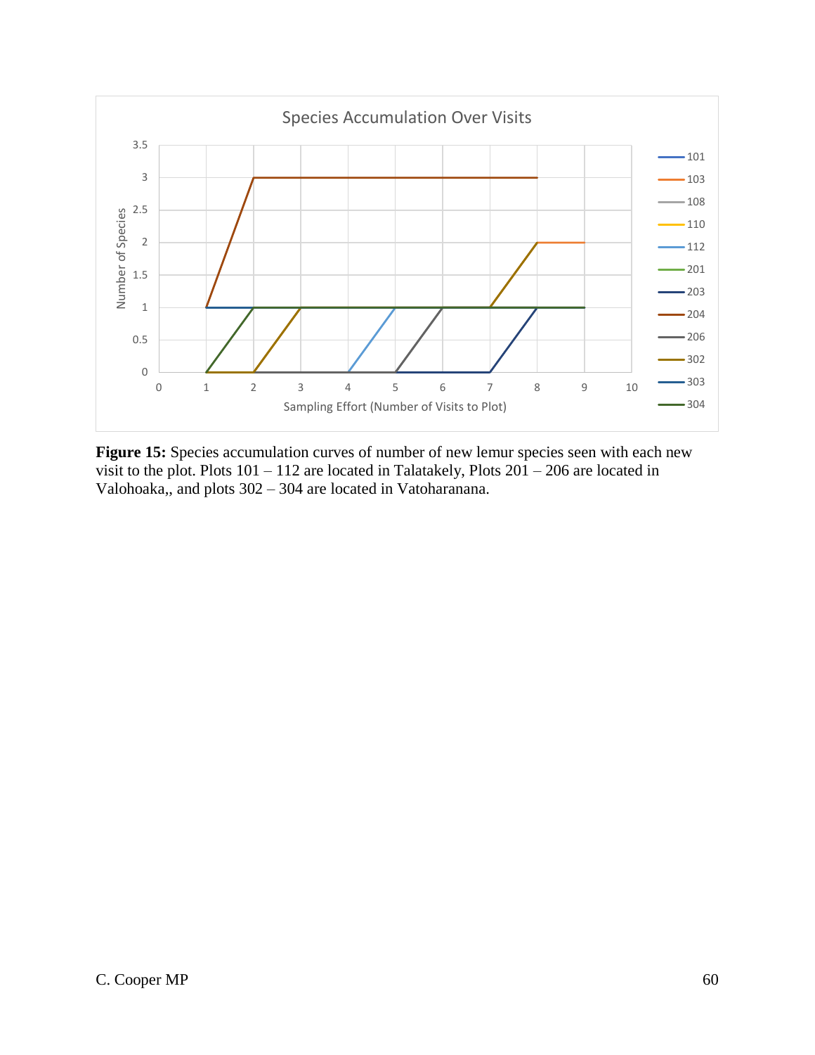Species Accumulation Over Visits

**Figure 15:** Species accumulation curves of number of new lemur species seen with each new visit to the plot. Plots 101 – 112 are located in Talatakely, Plots 201 – 206 are located in Valohoaka,, and plots 302 – 304 are located in Vatoharanana.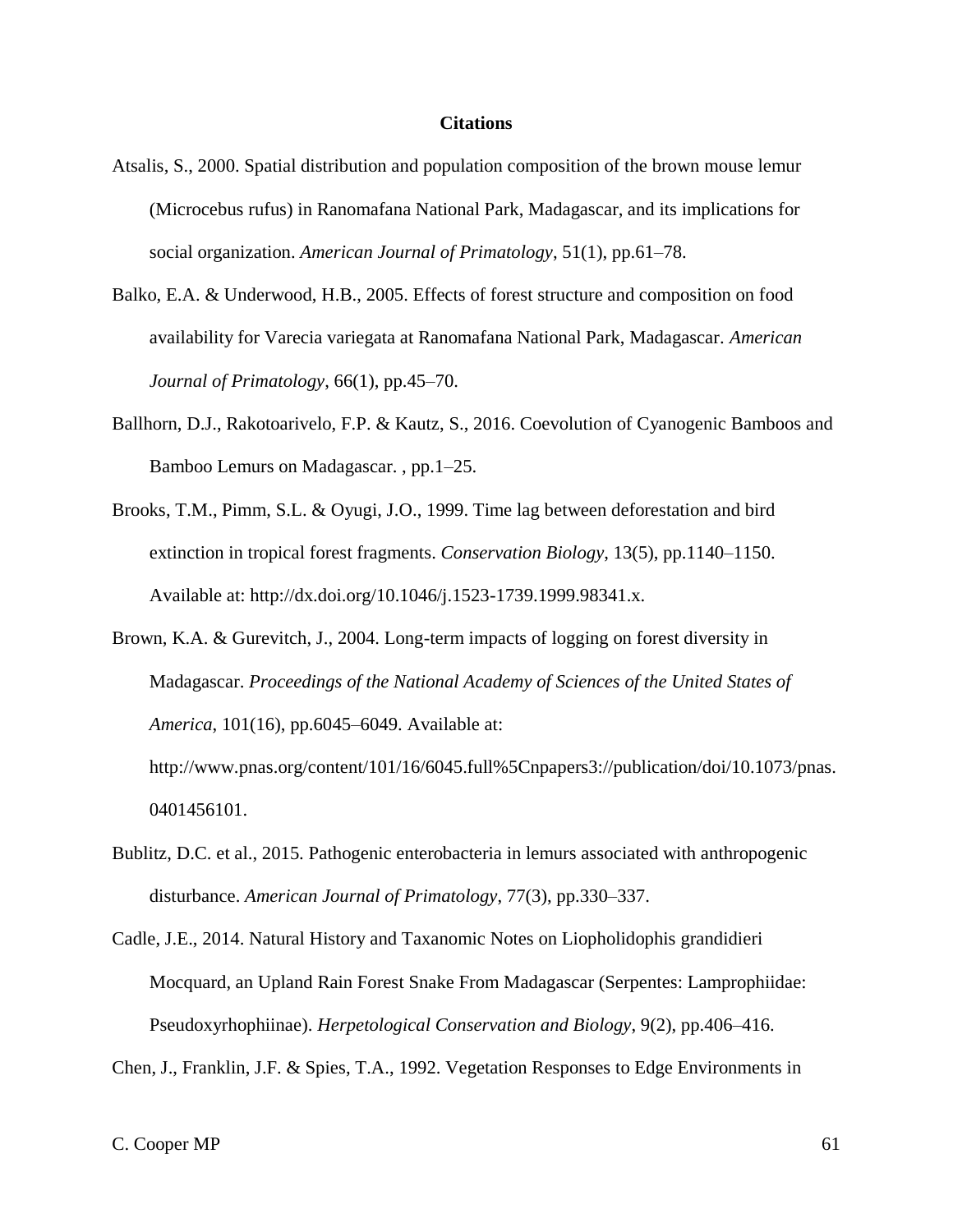**Citations**

Atsalis, S., 2000. Spatial distribution and population composition of the brown mouse lemur (Microcebus rufus) in Ranomafana National Park, Madagascar, and its implications for social organization. *American Journal of Primatology*, 51(1), pp.61–78.

Balko, E.A. & Underwood, H.B., 2005. Effects of forest structure and composition on food availability for Varecia variegata at Ranomafana National Park, Madagascar. *American Journal of Primatology*, 66(1), pp.45–70.

Ballhorn, D.J., Rakotoarivelo, F.P. & Kautz, S., 2016. Coevolution of Cyanogenic Bamboos and Bamboo Lemurs on Madagascar. , pp.1–25.

Brooks, T.M., Pimm, S.L. & Oyugi, J.O., 1999. Time lag between deforestation and bird extinction in tropical forest fragments. *Conservation Biology*, 13(5), pp.1140–1150. Available at: http://dx.doi.org/10.1046/j.1523-1739.1999.98341.x.

Brown, K.A. & Gurevitch, J., 2004. Long-term impacts of logging on forest diversity in Madagascar. *Proceedings of the National Academy of Sciences of the United States of America*, 101(16), pp.6045–6049. Available at: http://www.pnas.org/content/101/16/6045.full%5Cnpapers3://publication/doi/10.1073/pnas.0401456101.

Bublitz, D.C. et al., 2015. Pathogenic enterobacteria in lemurs associated with anthropogenic disturbance. *American Journal of Primatology*, 77(3), pp.330–337.

Cadle, J.E., 2014. Natural History and Taxonomic Notes on Liopholidophis grandidieri Mocquard, an Upland Rain Forest Snake From Madagascar (Serpentes: Lamprophiidae: Pseudoxyrhophiinae). *Herpetological Conservation and Biology*, 9(2), pp.406–416.

Chen, J., Franklin, J.F. & Spies, T.A., 1992. Vegetation Responses to Edge Environments in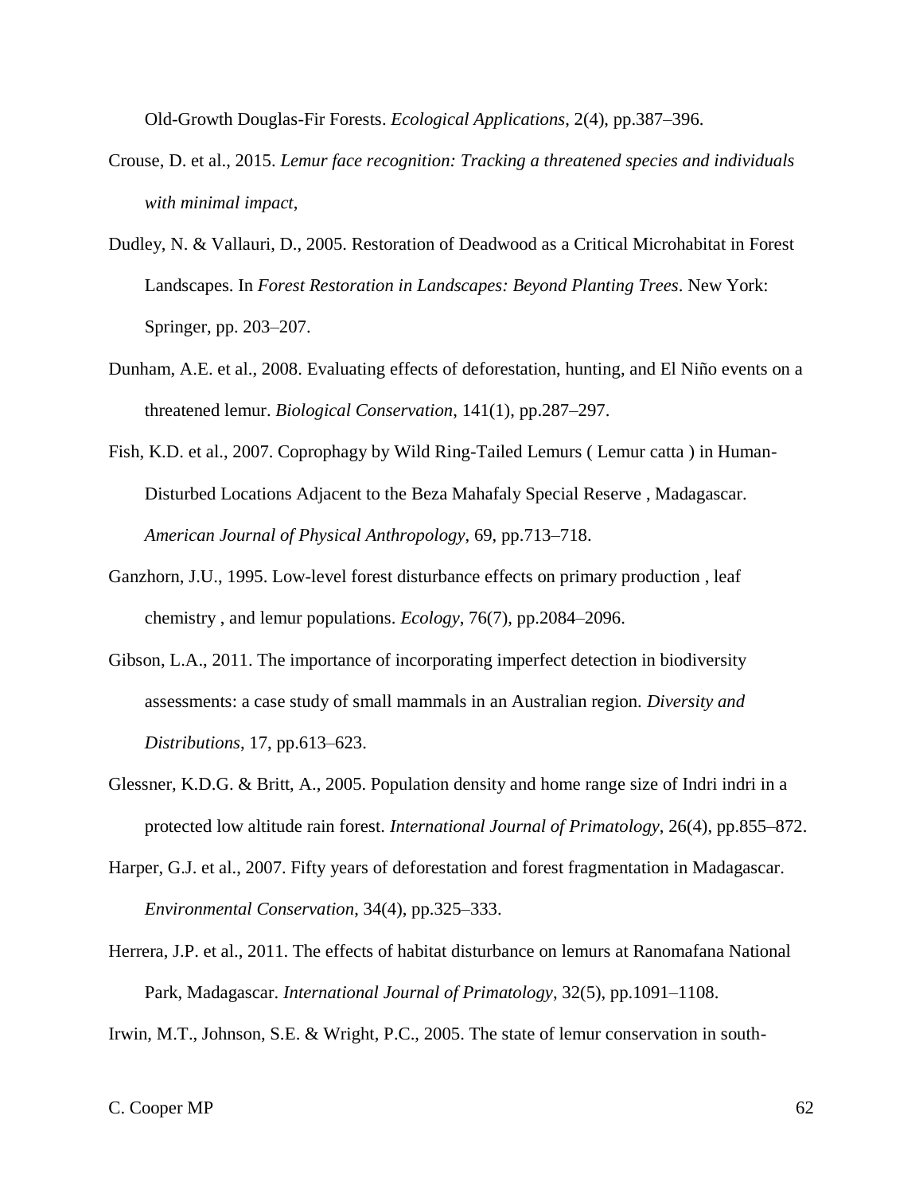Old-Growth Douglas-Fir Forests. *Ecological Applications*, 2(4), pp.387–396.

Crouse, D. et al., 2015. *Lemur face recognition: Tracking a threatened species and individuals with minimal impact*,

Dudley, N. & Vallauri, D., 2005. Restoration of Deadwood as a Critical Microhabitat in Forest Landscapes. In *Forest Restoration in Landscapes: Beyond Planting Trees*. New York: Springer, pp. 203–207.

Dunham, A.E. et al., 2008. Evaluating effects of deforestation, hunting, and El Niño events on a threatened lemur. *Biological Conservation*, 141(1), pp.287–297.

Fish, K.D. et al., 2007. Coprophagy by Wild Ring-Tailed Lemurs ( Lemur catta ) in Human-Disturbed Locations Adjacent to the Beza Mahafaly Special Reserve , Madagascar. *American Journal of Physical Anthropology*, 69, pp.713–718.

Ganzhorn, J.U., 1995. Low-level forest disturbance effects on primary production , leaf chemistry , and lemur populations. *Ecology*, 76(7), pp.2084–2096.

Gibson, L.A., 2011. The importance of incorporating imperfect detection in biodiversity assessments: a case study of small mammals in an Australian region. *Diversity and Distributions*, 17, pp.613–623.

Glessner, K.D.G. & Britt, A., 2005. Population density and home range size of Indri indri in a protected low altitude rain forest. *International Journal of Primatology*, 26(4), pp.855–872.

Harper, G.J. et al., 2007. Fifty years of deforestation and forest fragmentation in Madagascar. *Environmental Conservation*, 34(4), pp.325–333.

Herrera, J.P. et al., 2011. The effects of habitat disturbance on lemurs at Ranomafana National Park, Madagascar. *International Journal of Primatology*, 32(5), pp.1091–1108.

Irwin, M.T., Johnson, S.E. & Wright, P.C., 2005. The state of lemur conservation in south-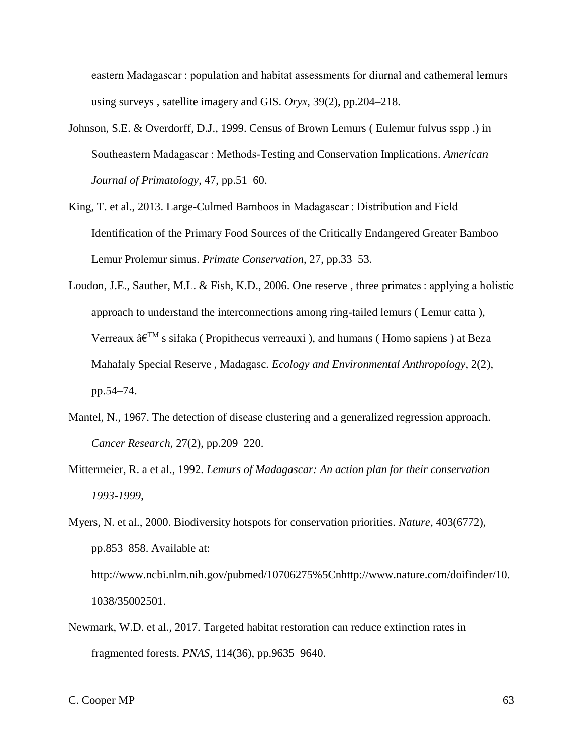eastern Madagascar : population and habitat assessments for diurnal and cathemeral lemurs using surveys , satellite imagery and GIS. *Oryx*, 39(2), pp.204–218.

Johnson, S.E. & Overdorff, D.J., 1999. Census of Brown Lemurs ( Eulemur fulvus sspp .) in Southeastern Madagascar : Methods-Testing and Conservation Implications. *American Journal of Primatology*, 47, pp.51–60.

King, T. et al., 2013. Large-Culmed Bamboos in Madagascar : Distribution and Field Identification of the Primary Food Sources of the Critically Endangered Greater Bamboo Lemur Prolemur simus. *Primate Conservation*, 27, pp.33–53.

Loudon, J.E., Sauther, M.L. & Fish, K.D., 2006. One reserve , three primates : applying a holistic approach to understand the interconnections among ring-tailed lemurs ( Lemur catta ), Verreaux â€™ s sifaka ( Propithecus verreauxi ), and humans ( Homo sapiens ) at Beza Mahafaly Special Reserve , Madagasc. *Ecology and Environmental Anthropology*, 2(2), pp.54–74.

Mantel, N., 1967. The detection of disease clustering and a generalized regression approach. *Cancer Research*, 27(2), pp.209–220.

Mittermeier, R. a et al., 1992. *Lemurs of Madagascar: An action plan for their conservation 1993-1999*,

Myers, N. et al., 2000. Biodiversity hotspots for conservation priorities. *Nature*, 403(6772), pp.853–858. Available at: http://www.ncbi.nlm.nih.gov/pubmed/10706275%5Cnhttp://www.nature.com/doifinder/10.1038/35002501.

Newmark, W.D. et al., 2017. Targeted habitat restoration can reduce extinction rates in fragmented forests. *PNAS*, 114(36), pp.9635–9640.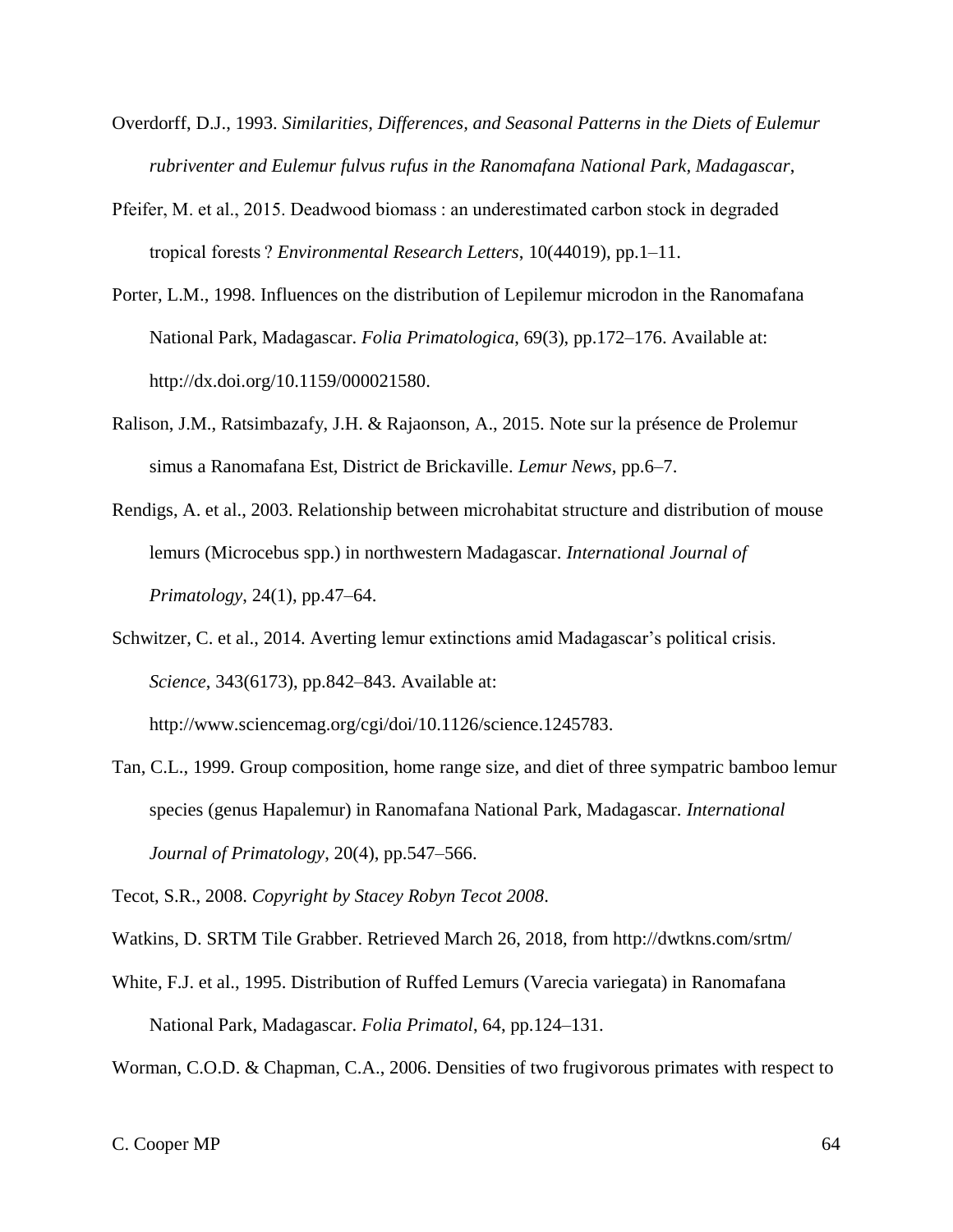Overdorff, D.J., 1993. *Similarities, Differences, and Seasonal Patterns in the Diets of Eulemur rubriventer and Eulemur fulvus rufus in the Ranomafana National Park, Madagascar*,

Pfeifer, M. et al., 2015. Deadwood biomass : an underestimated carbon stock in degraded tropical forests ? *Environmental Research Letters*, 10(44019), pp.1–11.

Porter, L.M., 1998. Influences on the distribution of Lepilemur microdon in the Ranomafana National Park, Madagascar. *Folia Primatologica*, 69(3), pp.172–176. Available at: http://dx.doi.org/10.1159/000021580.

Ralison, J.M., Ratsimbazafy, J.H. & Rajaonson, A., 2015. Note sur la présence de Prolemur simus a Ranomafana Est, District de Brickaville. *Lemur News*, pp.6–7.

Rendigs, A. et al., 2003. Relationship between microhabitat structure and distribution of mouse lemurs (Microcebus spp.) in northwestern Madagascar. *International Journal of Primatology*, 24(1), pp.47–64.

Schwitzer, C. et al., 2014. Averting lemur extinctions amid Madagascar's political crisis. *Science*, 343(6173), pp.842–843. Available at: http://www.sciencemag.org/cgi/doi/10.1126/science.1245783.

Tan, C.L., 1999. Group composition, home range size, and diet of three sympatric bamboo lemur species (genus Hapalemur) in Ranomafana National Park, Madagascar. *International Journal of Primatology*, 20(4), pp.547–566.

Tecot, S.R., 2008. *Copyright by Stacey Robyn Tecot 2008*.

Watkins, D. SRTM Tile Grabber. Retrieved March 26, 2018, from http://dwtkns.com/srtm/

White, F.J. et al., 1995. Distribution of Ruffed Lemurs (Varecia variegata) in Ranomafana National Park, Madagascar. *Folia Primatol*, 64, pp.124–131.

Worman, C.O.D. & Chapman, C.A., 2006. Densities of two frugivorous primates with respect to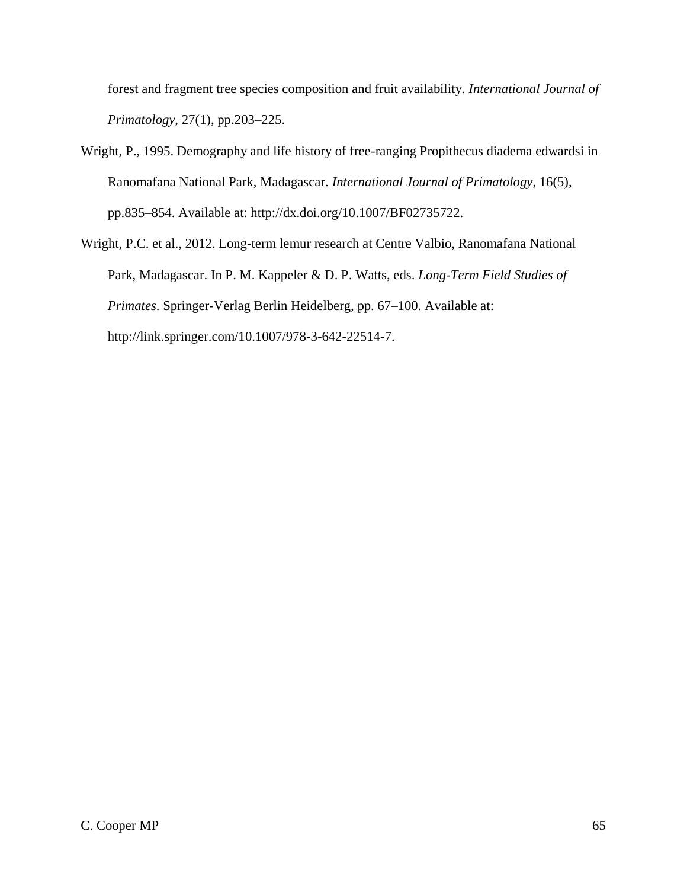forest and fragment tree species composition and fruit availability. *International Journal of Primatology*, 27(1), pp.203–225.

Wright, P., 1995. Demography and life history of free-ranging Propithecus diadema edwardsi in Ranomafana National Park, Madagascar. *International Journal of Primatology*, 16(5), pp.835–854. Available at: http://dx.doi.org/10.1007/BF02735722.

Wright, P.C. et al., 2012. Long-term lemur research at Centre Valbio, Ranomafana National Park, Madagascar. In P. M. Kappeler & D. P. Watts, eds. *Long-Term Field Studies of Primates*. Springer-Verlag Berlin Heidelberg, pp. 67–100. Available at: http://link.springer.com/10.1007/978-3-642-22514-7.